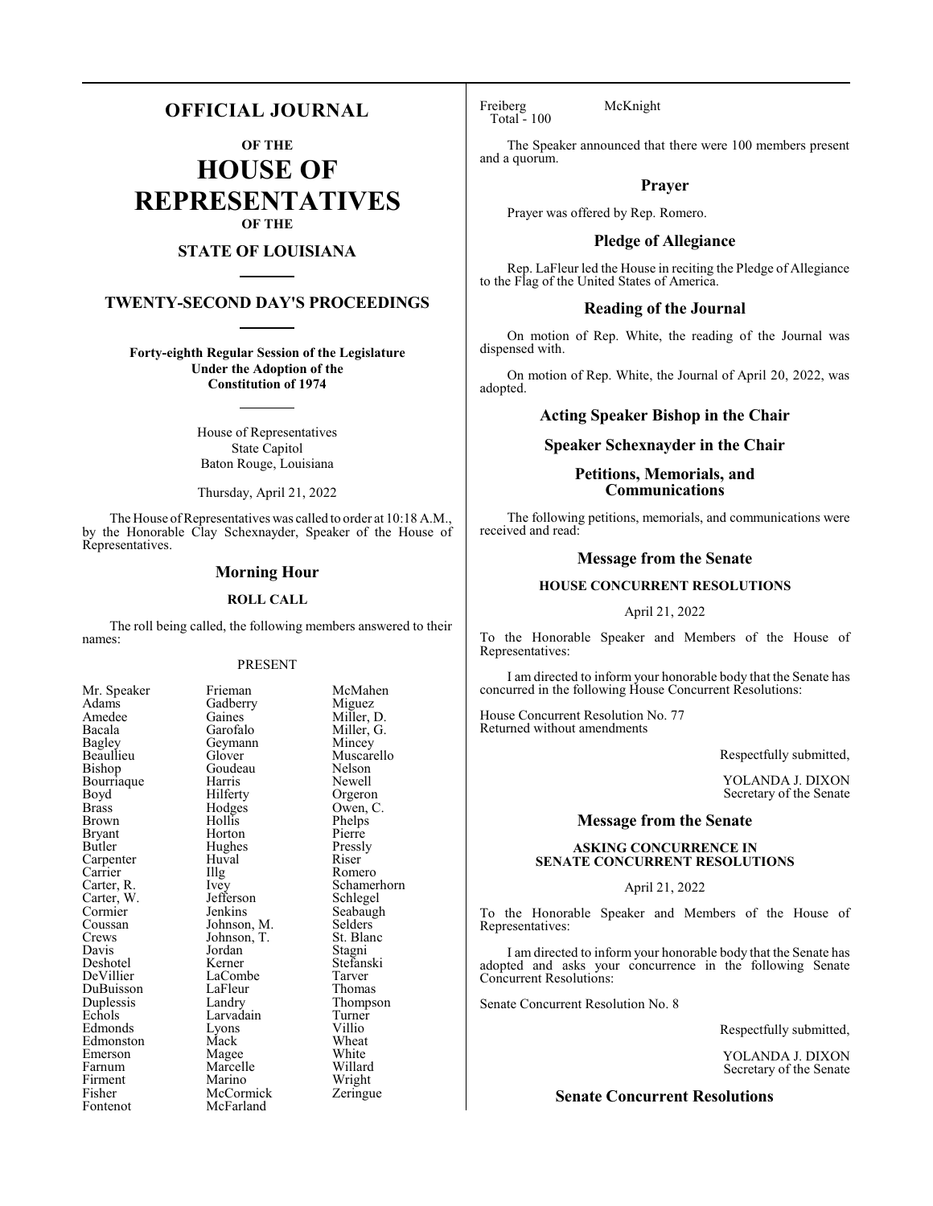# OFFICIAL JOURNAL

**OF THE**

# HOUSE OF REPRESENTATIVES

**OF THE**

## STATE OF LOUISIANA

## TWENTY-SECOND DAY'S PROCEEDINGS

**Forty-eighth Regular Session of the Legislature**
**Under the Adoption of the**
**Constitution of 1974**

House of Representatives
State Capitol
Baton Rouge, Louisiana

Thursday, April 21, 2022

The House of Representatives was called to order at 10:18 A.M., by the Honorable Clay Schexnayder, Speaker of the House of Representatives.

### Morning Hour

**ROLL CALL**

The roll being called, the following members answered to their names:

PRESENT

| | | |
|---|---|---|
| Mr. Speaker | Frieman | McMahen |
| Adams | Gadberry | Miguez |
| Amedee | Gaines | Miller, D. |
| Bacala | Garofalo | Miller, G. |
| Bagley | Geymann | Mincey |
| Beaullieu | Glover | Muscarello |
| Bishop | Goudeau | Nelson |
| Bourriaque | Harris | Newell |
| Boyd | Hilferty | Orgeron |
| Brass | Hodges | Owen, C. |
| Brown | Hollis | Phelps |
| Bryant | Horton | Pierre |
| Butler | Hughes | Pressly |
| Carpenter | Huval | Riser |
| Carrier | Illg | Romero |
| Carter, R. | Ivey | Schamerhorn |
| Carter, W. | Jefferson | Schlegel |
| Cormier | Jenkins | Seabaugh |
| Coussan | Johnson, M. | Selders |
| Crews | Johnson, T. | St. Blanc |
| Davis | Jordan | Stagni |
| Deshotel | Kerner | Stefanski |
| DeVillier | LaCombe | Tarver |
| DuBuisson | LaFleur | Thomas |
| Duplessis | Landry | Thompson |
| Echols | Larvadain | Turner |
| Edmonds | Lyons | Villio |
| Edmonston | Mack | Wheat |
| Emerson | Magee | White |
| Farnum | Marcelle | Willard |
| Firment | Marino | Wright |
| Fisher | McCormick | Zeringue |
| Fontenot | McFarland | |
| Freiberg | McKnight | |

Total - 100

The Speaker announced that there were 100 members present and a quorum.

### Prayer

Prayer was offered by Rep. Romero.

### Pledge of Allegiance

Rep. LaFleur led the House in reciting the Pledge of Allegiance to the Flag of the United States of America.

### Reading of the Journal

On motion of Rep. White, the reading of the Journal was dispensed with.

On motion of Rep. White, the Journal of April 20, 2022, was adopted.

### Acting Speaker Bishop in the Chair

### Speaker Schexnayder in the Chair

### Petitions, Memorials, and Communications

The following petitions, memorials, and communications were received and read:

### Message from the Senate

**HOUSE CONCURRENT RESOLUTIONS**

April 21, 2022

To the Honorable Speaker and Members of the House of Representatives:

I am directed to inform your honorable body that the Senate has concurred in the following House Concurrent Resolutions:

House Concurrent Resolution No. 77
Returned without amendments

Respectfully submitted,

YOLANDA J. DIXON
Secretary of the Senate

### Message from the Senate

**ASKING CONCURRENCE IN SENATE CONCURRENT RESOLUTIONS**

April 21, 2022

To the Honorable Speaker and Members of the House of Representatives:

I am directed to inform your honorable body that the Senate has adopted and asks your concurrence in the following Senate Concurrent Resolutions:

Senate Concurrent Resolution No. 8

Respectfully submitted,

YOLANDA J. DIXON
Secretary of the Senate

### Senate Concurrent Resolutions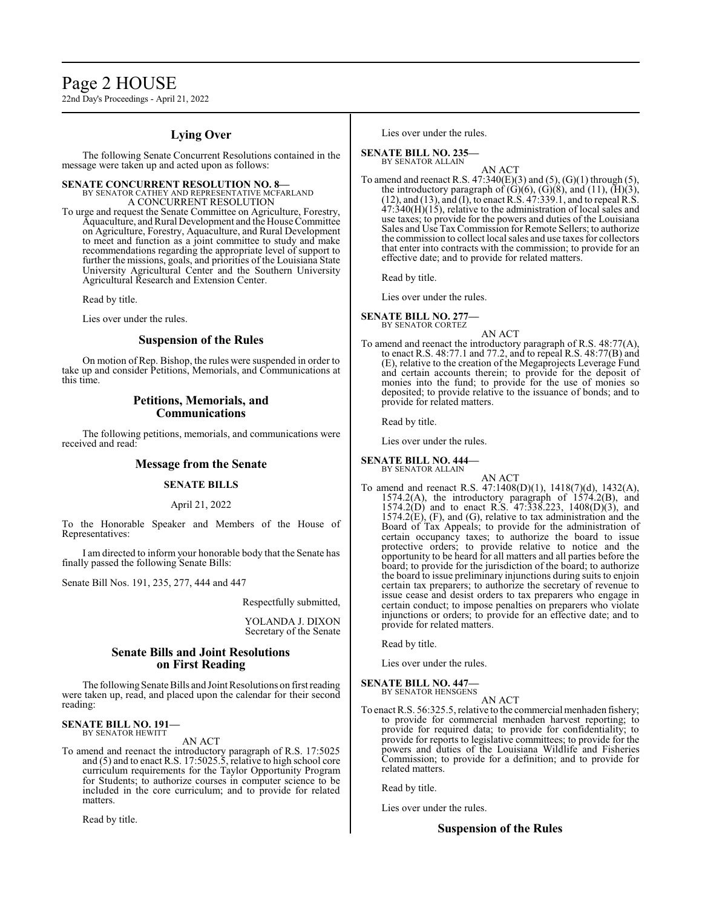## Lying Over

The following Senate Concurrent Resolutions contained in the message were taken up and acted upon as follows:

**SENATE CONCURRENT RESOLUTION NO. 8—**
BY SENATOR CATHEY AND REPRESENTATIVE MCFARLAND
A CONCURRENT RESOLUTION

To urge and request the Senate Committee on Agriculture, Forestry, Aquaculture, and Rural Development and the House Committee on Agriculture, Forestry, Aquaculture, and Rural Development to meet and function as a joint committee to study and make recommendations regarding the appropriate level of support to further the missions, goals, and priorities of the Louisiana State University Agricultural Center and the Southern University Agricultural Research and Extension Center.

Read by title.

Lies over under the rules.

## Suspension of the Rules

On motion of Rep. Bishop, the rules were suspended in order to take up and consider Petitions, Memorials, and Communications at this time.

## Petitions, Memorials, and Communications

The following petitions, memorials, and communications were received and read:

## Message from the Senate

### SENATE BILLS

April 21, 2022

To the Honorable Speaker and Members of the House of Representatives:

I am directed to inform your honorable body that the Senate has finally passed the following Senate Bills:

Senate Bill Nos. 191, 235, 277, 444 and 447

Respectfully submitted,

YOLANDA J. DIXON
Secretary of the Senate

## Senate Bills and Joint Resolutions on First Reading

The following Senate Bills and Joint Resolutions on first reading were taken up, read, and placed upon the calendar for their second reading:

**SENATE BILL NO. 191—**
BY SENATOR HEWITT
AN ACT

To amend and reenact the introductory paragraph of R.S. 17:5025 and (5) and to enact R.S. 17:5025.5, relative to high school core curriculum requirements for the Taylor Opportunity Program for Students; to authorize courses in computer science to be included in the core curriculum; and to provide for related matters.

Read by title.

Lies over under the rules.

**SENATE BILL NO. 235—**
BY SENATOR ALLAIN
AN ACT

To amend and reenact R.S. 47:340(E)(3) and (5), (G)(1) through (5), the introductory paragraph of (G)(6), (G)(8), and (11), (H)(3), (12), and (13), and (I), to enact R.S. 47:339.1, and to repeal R.S. 47:340(H)(15), relative to the administration of local sales and use taxes; to provide for the powers and duties of the Louisiana Sales and Use Tax Commission for Remote Sellers; to authorize the commission to collect local sales and use taxes for collectors that enter into contracts with the commission; to provide for an effective date; and to provide for related matters.

Read by title.

Lies over under the rules.

**SENATE BILL NO. 277—**
BY SENATOR CORTEZ
AN ACT

To amend and reenact the introductory paragraph of R.S. 48:77(A), to enact R.S. 48:77.1 and 77.2, and to repeal R.S. 48:77(B) and (E), relative to the creation of the Megaprojects Leverage Fund and certain accounts therein; to provide for the deposit of monies into the fund; to provide for the use of monies so deposited; to provide relative to the issuance of bonds; and to provide for related matters.

Read by title.

Lies over under the rules.

**SENATE BILL NO. 444—**
BY SENATOR ALLAIN
AN ACT

To amend and reenact R.S. 47:1408(D)(1), 1418(7)(d), 1432(A), 1574.2(A), the introductory paragraph of 1574.2(B), and 1574.2(D) and to enact R.S. 47:338.223, 1408(D)(3), and 1574.2(E), (F), and (G), relative to tax administration and the Board of Tax Appeals; to provide for the administration of certain occupancy taxes; to authorize the board to issue protective orders; to provide relative to notice and the opportunity to be heard for all matters and all parties before the board; to provide for the jurisdiction of the board; to authorize the board to issue preliminary injunctions during suits to enjoin certain tax preparers; to authorize the secretary of revenue to issue cease and desist orders to tax preparers who engage in certain conduct; to impose penalties on preparers who violate injunctions or orders; to provide for an effective date; and to provide for related matters.

Read by title.

Lies over under the rules.

**SENATE BILL NO. 447—**
BY SENATOR HENSGENS
AN ACT

To enact R.S. 56:325.5, relative to the commercial menhaden fishery; to provide for commercial menhaden harvest reporting; to provide for required data; to provide for confidentiality; to provide for reports to legislative committees; to provide for the powers and duties of the Louisiana Wildlife and Fisheries Commission; to provide for a definition; and to provide for related matters.

Read by title.

Lies over under the rules.

## Suspension of the Rules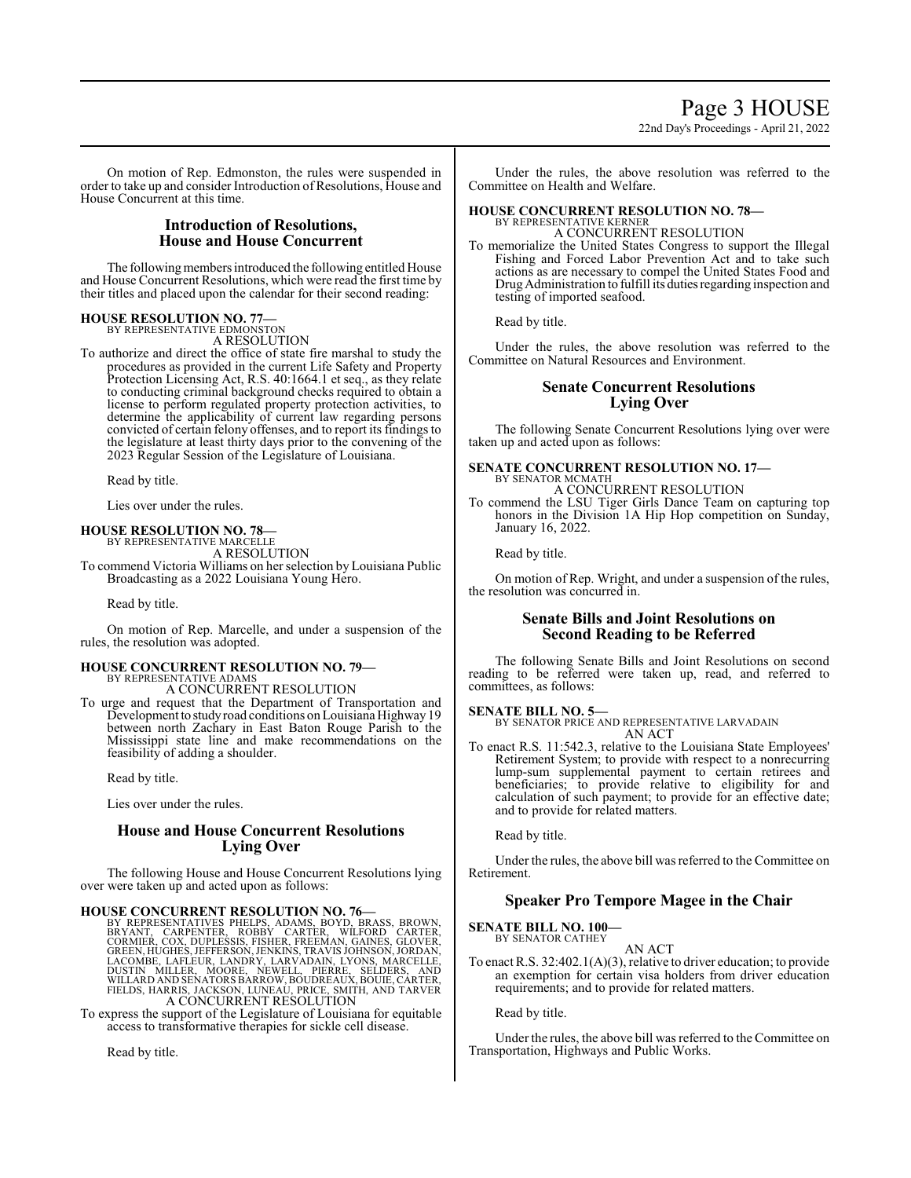On motion of Rep. Edmonston, the rules were suspended in order to take up and consider Introduction of Resolutions, House and House Concurrent at this time.

## Introduction of Resolutions, House and House Concurrent

The following members introduced the following entitled House and House Concurrent Resolutions, which were read the first time by their titles and placed upon the calendar for their second reading:

**HOUSE RESOLUTION NO. 77—**
BY REPRESENTATIVE EDMONSTON
A RESOLUTION
To authorize and direct the office of state fire marshal to study the procedures as provided in the current Life Safety and Property Protection Licensing Act, R.S. 40:1664.1 et seq., as they relate to conducting criminal background checks required to obtain a license to perform regulated property protection activities, to determine the applicability of current law regarding persons convicted of certain felony offenses, and to report its findings to the legislature at least thirty days prior to the convening of the 2023 Regular Session of the Legislature of Louisiana.

Read by title.

Lies over under the rules.

**HOUSE RESOLUTION NO. 78—**
BY REPRESENTATIVE MARCELLE
A RESOLUTION
To commend Victoria Williams on her selection by Louisiana Public Broadcasting as a 2022 Louisiana Young Hero.

Read by title.

On motion of Rep. Marcelle, and under a suspension of the rules, the resolution was adopted.

**HOUSE CONCURRENT RESOLUTION NO. 79—**
BY REPRESENTATIVE ADAMS
A CONCURRENT RESOLUTION
To urge and request that the Department of Transportation and Development to study road conditions on Louisiana Highway 19 between north Zachary in East Baton Rouge Parish to the Mississippi state line and make recommendations on the feasibility of adding a shoulder.

Read by title.

Lies over under the rules.

## House and House Concurrent Resolutions Lying Over

The following House and House Concurrent Resolutions lying over were taken up and acted upon as follows:

**HOUSE CONCURRENT RESOLUTION NO. 76—**
BY REPRESENTATIVES PHELPS, ADAMS, BOYD, BRASS, BROWN, BRYANT, CARPENTER, ROBBY CARTER, WILFORD CARTER, CORMIER, COX, DUPLESSIS, FISHER, FREEMAN, GAINES, GLOVER, GREEN, HUGHES, JEFFERSON, JENKINS, TRAVIS JOHNSON, JORDAN, LACOMBE, LAFLEUR, LANDRY, LARVADAIN, LYONS, MARCELLE, DUSTIN MILLER, MOORE, NEWELL, PIERRE, SELDERS, AND WILLARD AND SENATORS BARROW, BOUDREAUX, BOUIE, CARTER, FIELDS, HARRIS, JACKSON, LUNEAU, PRICE, SMITH, AND TARVER
A CONCURRENT RESOLUTION
To express the support of the Legislature of Louisiana for equitable access to transformative therapies for sickle cell disease.

Read by title.

Under the rules, the above resolution was referred to the Committee on Health and Welfare.

**HOUSE CONCURRENT RESOLUTION NO. 78—**
BY REPRESENTATIVE KERNER
A CONCURRENT RESOLUTION
To memorialize the United States Congress to support the Illegal Fishing and Forced Labor Prevention Act and to take such actions as are necessary to compel the United States Food and Drug Administration to fulfill its duties regarding inspection and testing of imported seafood.

Read by title.

Under the rules, the above resolution was referred to the Committee on Natural Resources and Environment.

## Senate Concurrent Resolutions Lying Over

The following Senate Concurrent Resolutions lying over were taken up and acted upon as follows:

**SENATE CONCURRENT RESOLUTION NO. 17—**
BY SENATOR MCMATH
A CONCURRENT RESOLUTION
To commend the LSU Tiger Girls Dance Team on capturing top honors in the Division 1A Hip Hop competition on Sunday, January 16, 2022.

Read by title.

On motion of Rep. Wright, and under a suspension of the rules, the resolution was concurred in.

## Senate Bills and Joint Resolutions on Second Reading to be Referred

The following Senate Bills and Joint Resolutions on second reading to be referred were taken up, read, and referred to committees, as follows:

**SENATE BILL NO. 5—**
BY SENATOR PRICE AND REPRESENTATIVE LARVADAIN
AN ACT
To enact R.S. 11:542.3, relative to the Louisiana State Employees' Retirement System; to provide with respect to a nonrecurring lump-sum supplemental payment to certain retirees and beneficiaries; to provide relative to eligibility for and calculation of such payment; to provide for an effective date; and to provide for related matters.

Read by title.

Under the rules, the above bill was referred to the Committee on Retirement.

## Speaker Pro Tempore Magee in the Chair

**SENATE BILL NO. 100—**
BY SENATOR CATHEY
AN ACT
To enact R.S. 32:402.1(A)(3), relative to driver education; to provide an exemption for certain visa holders from driver education requirements; and to provide for related matters.

Read by title.

Under the rules, the above bill was referred to the Committee on Transportation, Highways and Public Works.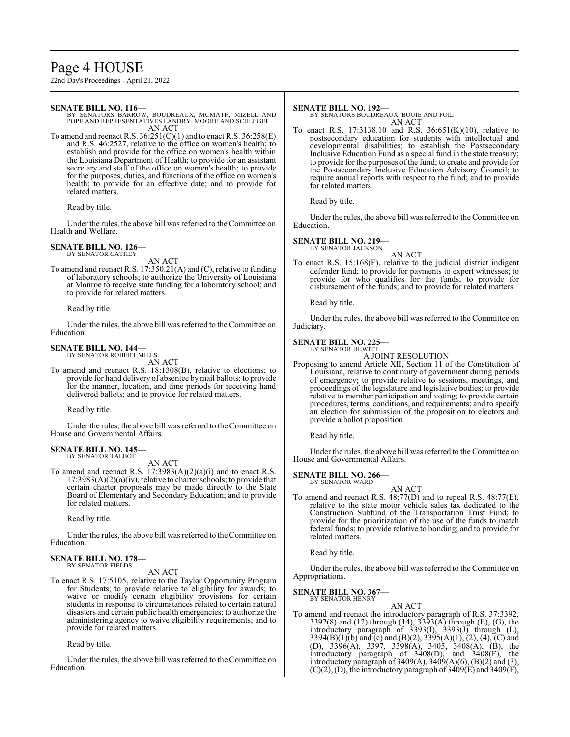**SENATE BILL NO. 116—**
BY SENATORS BARROW, BOUDREAUX, MCMATH, MIZELL AND POPE AND REPRESENTATIVES LANDRY, MOORE AND SCHLEGEL
AN ACT

To amend and reenact R.S. 36:251(C)(1) and to enact R.S. 36:258(E) and R.S. 46:2527, relative to the office on women's health; to establish and provide for the office on women's health within the Louisiana Department of Health; to provide for an assistant secretary and staff of the office on women's health; to provide for the purposes, duties, and functions of the office on women's health; to provide for an effective date; and to provide for related matters.

Read by title.

Under the rules, the above bill was referred to the Committee on Health and Welfare.

**SENATE BILL NO. 126—**
BY SENATOR CATHEY
AN ACT

To amend and reenact R.S. 17:350.21(A) and (C), relative to funding of laboratory schools; to authorize the University of Louisiana at Monroe to receive state funding for a laboratory school; and to provide for related matters.

Read by title.

Under the rules, the above bill was referred to the Committee on Education.

**SENATE BILL NO. 144—**
BY SENATOR ROBERT MILLS
AN ACT

To amend and reenact R.S. 18:1308(B), relative to elections; to provide for hand delivery of absentee by mail ballots; to provide for the manner, location, and time periods for receiving hand delivered ballots; and to provide for related matters.

Read by title.

Under the rules, the above bill was referred to the Committee on House and Governmental Affairs.

**SENATE BILL NO. 145—**
BY SENATOR TALBOT
AN ACT

To amend and reenact R.S. 17:3983(A)(2)(a)(i) and to enact R.S. 17:3983(A)(2)(a)(iv), relative to charter schools; to provide that certain charter proposals may be made directly to the State Board of Elementary and Secondary Education; and to provide for related matters.

Read by title.

Under the rules, the above bill was referred to the Committee on Education.

**SENATE BILL NO. 178—**
BY SENATOR FIELDS
AN ACT

To enact R.S. 17:5105, relative to the Taylor Opportunity Program for Students; to provide relative to eligibility for awards; to waive or modify certain eligibility provisions for certain students in response to circumstances related to certain natural disasters and certain public health emergencies; to authorize the administering agency to waive eligibility requirements; and to provide for related matters.

Read by title.

Under the rules, the above bill was referred to the Committee on Education.

**SENATE BILL NO. 192—**
BY SENATORS BOUDREAUX, BOUIE AND FOIL
AN ACT

To enact R.S. 17:3138.10 and R.S. 36:651(K)(10), relative to postsecondary education for students with intellectual and developmental disabilities; to establish the Postsecondary Inclusive Education Fund as a special fund in the state treasury; to provide for the purposes of the fund; to create and provide for the Postsecondary Inclusive Education Advisory Council; to require annual reports with respect to the fund; and to provide for related matters.

Read by title.

Under the rules, the above bill was referred to the Committee on Education.

**SENATE BILL NO. 219—**
BY SENATOR JACKSON
AN ACT

To enact R.S. 15:168(F), relative to the judicial district indigent defender fund; to provide for payments to expert witnesses; to provide for who qualifies for the funds; to provide for disbursement of the funds; and to provide for related matters.

Read by title.

Under the rules, the above bill was referred to the Committee on Judiciary.

**SENATE BILL NO. 225—**
BY SENATOR HEWITT
A JOINT RESOLUTION

Proposing to amend Article XII, Section 11 of the Constitution of Louisiana, relative to continuity of government during periods of emergency; to provide relative to sessions, meetings, and proceedings of the legislature and legislative bodies; to provide relative to member participation and voting; to provide certain procedures, terms, conditions, and requirements; and to specify an election for submission of the proposition to electors and provide a ballot proposition.

Read by title.

Under the rules, the above bill was referred to the Committee on House and Governmental Affairs.

**SENATE BILL NO. 266—**
BY SENATOR WARD
AN ACT

To amend and reenact R.S. 48:77(D) and to repeal R.S. 48:77(E), relative to the state motor vehicle sales tax dedicated to the Construction Subfund of the Transportation Trust Fund; to provide for the prioritization of the use of the funds to match federal funds; to provide relative to bonding; and to provide for related matters.

Read by title.

Under the rules, the above bill was referred to the Committee on Appropriations.

**SENATE BILL NO. 367—**
BY SENATOR HENRY
AN ACT

To amend and reenact the introductory paragraph of R.S. 37:3392, 3392(8) and (12) through (14), 3393(A) through (E), (G), the introductory paragraph of 3393(I), 3393(J) through (L), 3394(B)(1)(b) and (c) and (B)(2), 3395(A)(1), (2), (4), (C) and (D), 3396(A), 3397, 3398(A), 3405, 3408(A), (B), the introductory paragraph of 3408(D), and 3408(F), the introductory paragraph of 3409(A), 3409(A)(6), (B)(2) and (3), (C)(2), (D), the introductory paragraph of 3409(E) and 3409(F),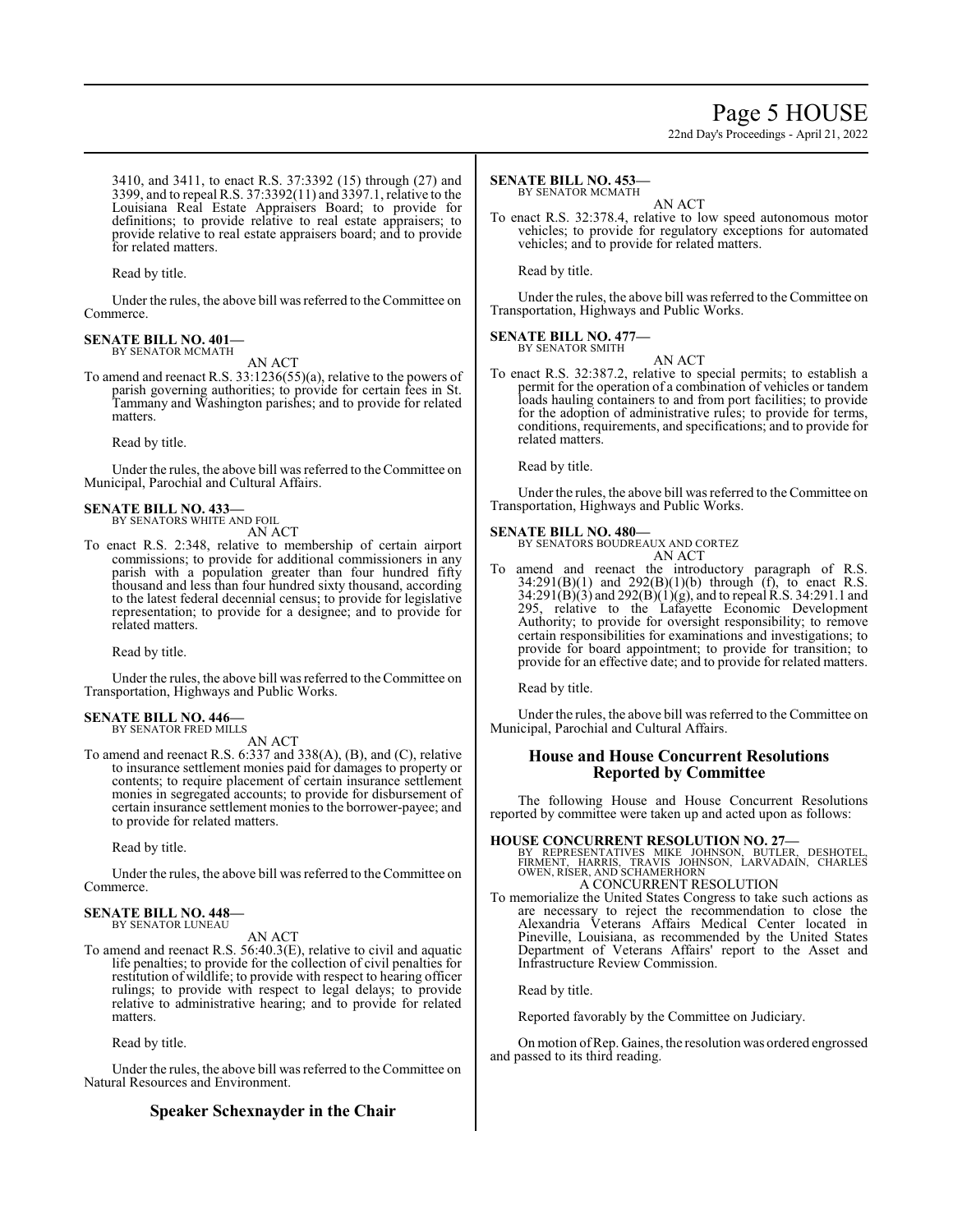3410, and 3411, to enact R.S. 37:3392 (15) through (27) and 3399, and to repeal R.S. 37:3392(11) and 3397.1, relative to the Louisiana Real Estate Appraisers Board; to provide for definitions; to provide relative to real estate appraisers; to provide relative to real estate appraisers board; and to provide for related matters.

Read by title.

Under the rules, the above bill was referred to the Committee on Commerce.

**SENATE BILL NO. 401—**
BY SENATOR MCMATH
AN ACT
To amend and reenact R.S. 33:1236(55)(a), relative to the powers of parish governing authorities; to provide for certain fees in St. Tammany and Washington parishes; and to provide for related matters.

Read by title.

Under the rules, the above bill was referred to the Committee on Municipal, Parochial and Cultural Affairs.

**SENATE BILL NO. 433—**
BY SENATORS WHITE AND FOIL
AN ACT
To enact R.S. 2:348, relative to membership of certain airport commissions; to provide for additional commissioners in any parish with a population greater than four hundred fifty thousand and less than four hundred sixty thousand, according to the latest federal decennial census; to provide for legislative representation; to provide for a designee; and to provide for related matters.

Read by title.

Under the rules, the above bill was referred to the Committee on Transportation, Highways and Public Works.

**SENATE BILL NO. 446—**
BY SENATOR FRED MILLS
AN ACT
To amend and reenact R.S. 6:337 and 338(A), (B), and (C), relative to insurance settlement monies paid for damages to property or contents; to require placement of certain insurance settlement monies in segregated accounts; to provide for disbursement of certain insurance settlement monies to the borrower-payee; and to provide for related matters.

Read by title.

Under the rules, the above bill was referred to the Committee on Commerce.

**SENATE BILL NO. 448—**
BY SENATOR LUNEAU
AN ACT
To amend and reenact R.S. 56:40.3(E), relative to civil and aquatic life penalties; to provide for the collection of civil penalties for restitution of wildlife; to provide with respect to hearing officer rulings; to provide with respect to legal delays; to provide relative to administrative hearing; and to provide for related matters.

Read by title.

Under the rules, the above bill was referred to the Committee on Natural Resources and Environment.

## Speaker Schexnayder in the Chair

**SENATE BILL NO. 453—**
BY SENATOR MCMATH
AN ACT
To enact R.S. 32:378.4, relative to low speed autonomous motor vehicles; to provide for regulatory exceptions for automated vehicles; and to provide for related matters.

Read by title.

Under the rules, the above bill was referred to the Committee on Transportation, Highways and Public Works.

**SENATE BILL NO. 477—**
BY SENATOR SMITH
AN ACT
To enact R.S. 32:387.2, relative to special permits; to establish a permit for the operation of a combination of vehicles or tandem loads hauling containers to and from port facilities; to provide for the adoption of administrative rules; to provide for terms, conditions, requirements, and specifications; and to provide for related matters.

Read by title.

Under the rules, the above bill was referred to the Committee on Transportation, Highways and Public Works.

**SENATE BILL NO. 480—**
BY SENATORS BOUDREAUX AND CORTEZ
AN ACT
To amend and reenact the introductory paragraph of R.S. 34:291(B)(1) and 292(B)(1)(b) through (f), to enact R.S. 34:291(B)(3) and 292(B)(1)(g), and to repeal R.S. 34:291.1 and 295, relative to the Lafayette Economic Development Authority; to provide for oversight responsibility; to remove certain responsibilities for examinations and investigations; to provide for board appointment; to provide for transition; to provide for an effective date; and to provide for related matters.

Read by title.

Under the rules, the above bill was referred to the Committee on Municipal, Parochial and Cultural Affairs.

## House and House Concurrent Resolutions Reported by Committee

The following House and House Concurrent Resolutions reported by committee were taken up and acted upon as follows:

**HOUSE CONCURRENT RESOLUTION NO. 27—**
BY REPRESENTATIVES MIKE JOHNSON, BUTLER, DESHOTEL, FIRMENT, HARRIS, TRAVIS JOHNSON, LARVADAIN, CHARLES OWEN, RISER, AND SCHAMERHORN
A CONCURRENT RESOLUTION
To memorialize the United States Congress to take such actions as are necessary to reject the recommendation to close the Alexandria Veterans Affairs Medical Center located in Pineville, Louisiana, as recommended by the United States Department of Veterans Affairs' report to the Asset and Infrastructure Review Commission.

Read by title.

Reported favorably by the Committee on Judiciary.

On motion of Rep. Gaines, the resolution was ordered engrossed and passed to its third reading.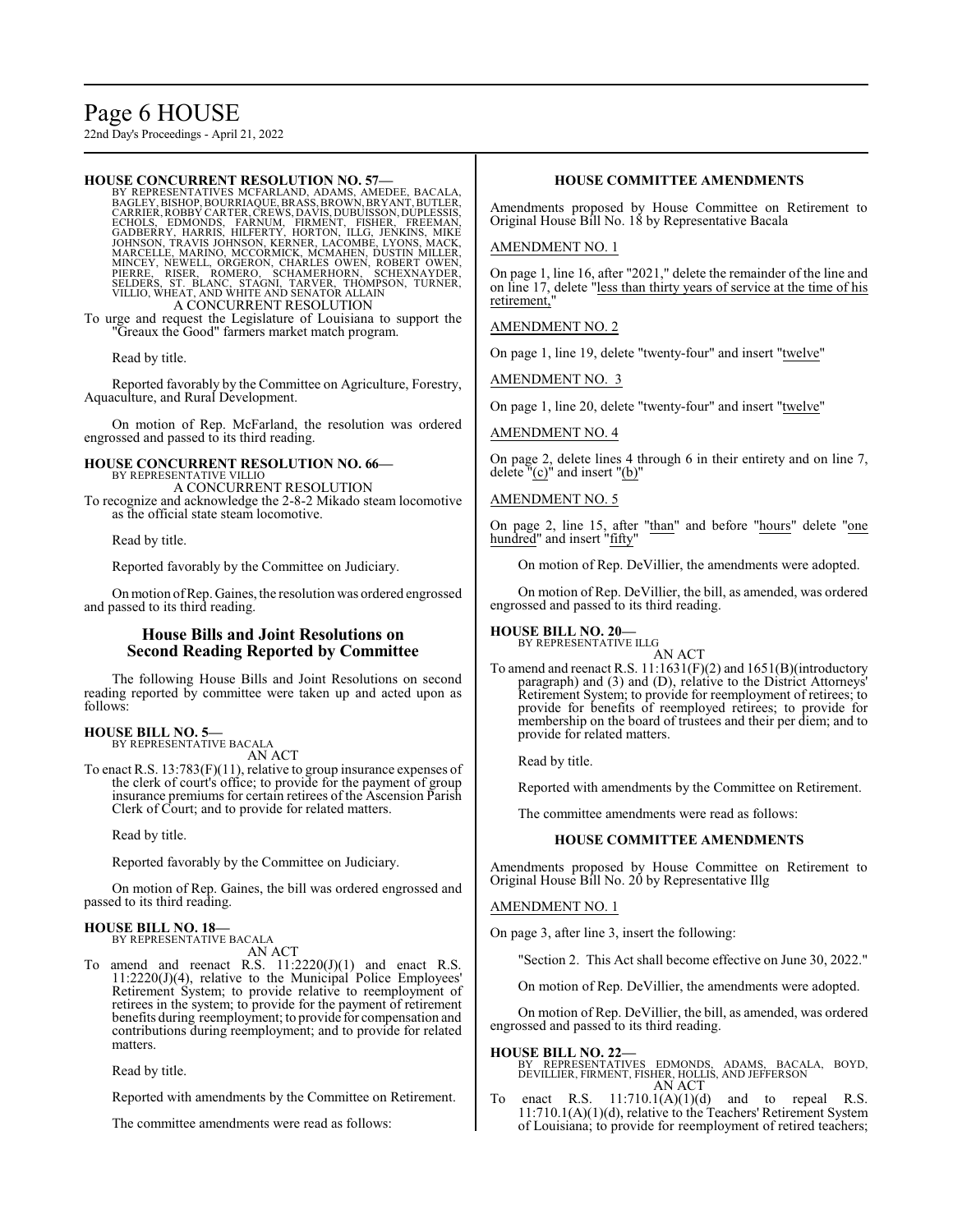**HOUSE CONCURRENT RESOLUTION NO. 57—**

BY REPRESENTATIVES MCFARLAND, ADAMS, AMEDEE, BACALA, BAGLEY, BISHOP, BOURRIAQUE, BRASS, BROWN, BRYANT, BUTLER, CARRIER, ROBBY CARTER, CREWS, DAVIS, DUBUISSON, DUPLESSIS, ECHOLS, EDMONDS, FARNUM, FIRMENT, FISHER, FREEMAN, GADBERRY, HARRIS, HILFERTY, HORTON, ILLG, JENKINS, MIKE JOHNSON, TRAVIS JOHNSON, KERNER, LACOMBE, LYONS, MACK, MARCELLE, MARINO, MCCORMICK, MCMAHEN, DUSTIN MILLER, MINCEY, NEWELL, ORGERON, CHARLES OWEN, ROBERT OWEN, PIERRE, RISER, ROMERO, SCHAMERHORN, SCHEXNAYDER, SELDERS, ST. BLANC, STAGNI, TARVER, THOMPSON, TURNER, VILLIO, WHEAT, AND WHITE AND SENATOR ALLAIN

A CONCURRENT RESOLUTION

To urge and request the Legislature of Louisiana to support the "Greaux the Good" farmers market match program.

Read by title.

Reported favorably by the Committee on Agriculture, Forestry, Aquaculture, and Rural Development.

On motion of Rep. McFarland, the resolution was ordered engrossed and passed to its third reading.

**HOUSE CONCURRENT RESOLUTION NO. 66—**

BY REPRESENTATIVE VILLIO

A CONCURRENT RESOLUTION

To recognize and acknowledge the 2-8-2 Mikado steam locomotive as the official state steam locomotive.

Read by title.

Reported favorably by the Committee on Judiciary.

On motion of Rep. Gaines, the resolution was ordered engrossed and passed to its third reading.

## House Bills and Joint Resolutions on Second Reading Reported by Committee

The following House Bills and Joint Resolutions on second reading reported by committee were taken up and acted upon as follows:

**HOUSE BILL NO. 5—**

BY REPRESENTATIVE BACALA

AN ACT

To enact R.S. 13:783(F)(11), relative to group insurance expenses of the clerk of court's office; to provide for the payment of group insurance premiums for certain retirees of the Ascension Parish Clerk of Court; and to provide for related matters.

Read by title.

Reported favorably by the Committee on Judiciary.

On motion of Rep. Gaines, the bill was ordered engrossed and passed to its third reading.

**HOUSE BILL NO. 18—**

BY REPRESENTATIVE BACALA

AN ACT

To amend and reenact R.S. 11:2220(J)(1) and enact R.S. 11:2220(J)(4), relative to the Municipal Police Employees' Retirement System; to provide relative to reemployment of retirees in the system; to provide for the payment of retirement benefits during reemployment; to provide for compensation and contributions during reemployment; and to provide for related matters.

Read by title.

Reported with amendments by the Committee on Retirement.

The committee amendments were read as follows:

### HOUSE COMMITTEE AMENDMENTS

Amendments proposed by House Committee on Retirement to Original House Bill No. 18 by Representative Bacala

AMENDMENT NO. 1

On page 1, line 16, after "2021," delete the remainder of the line and on line 17, delete "less than thirty years of service at the time of his retirement,"

AMENDMENT NO. 2

On page 1, line 19, delete "twenty-four" and insert "twelve"

AMENDMENT NO. 3

On page 1, line 20, delete "twenty-four" and insert "twelve"

AMENDMENT NO. 4

On page 2, delete lines 4 through 6 in their entirety and on line 7, delete "(c)" and insert "(b)"

AMENDMENT NO. 5

On page 2, line 15, after "than" and before "hours" delete "one hundred" and insert "fifty"

On motion of Rep. DeVillier, the amendments were adopted.

On motion of Rep. DeVillier, the bill, as amended, was ordered engrossed and passed to its third reading.

**HOUSE BILL NO. 20—**

BY REPRESENTATIVE ILLG

AN ACT

To amend and reenact R.S. 11:1631(F)(2) and 1651(B)(introductory paragraph) and (3) and (D), relative to the District Attorneys' Retirement System; to provide for reemployment of retirees; to provide for benefits of reemployed retirees; to provide for membership on the board of trustees and their per diem; and to provide for related matters.

Read by title.

Reported with amendments by the Committee on Retirement.

The committee amendments were read as follows:

### HOUSE COMMITTEE AMENDMENTS

Amendments proposed by House Committee on Retirement to Original House Bill No. 20 by Representative Illg

AMENDMENT NO. 1

On page 3, after line 3, insert the following:

"Section 2. This Act shall become effective on June 30, 2022."

On motion of Rep. DeVillier, the amendments were adopted.

On motion of Rep. DeVillier, the bill, as amended, was ordered engrossed and passed to its third reading.

**HOUSE BILL NO. 22—**

BY REPRESENTATIVES EDMONDS, ADAMS, BACALA, BOYD, DEVILLIER, FIRMENT, FISHER, HOLLIS, AND JEFFERSON

AN ACT

To enact R.S. 11:710.1(A)(1)(d) and to repeal R.S. 11:710.1(A)(1)(d), relative to the Teachers' Retirement System of Louisiana; to provide for reemployment of retired teachers;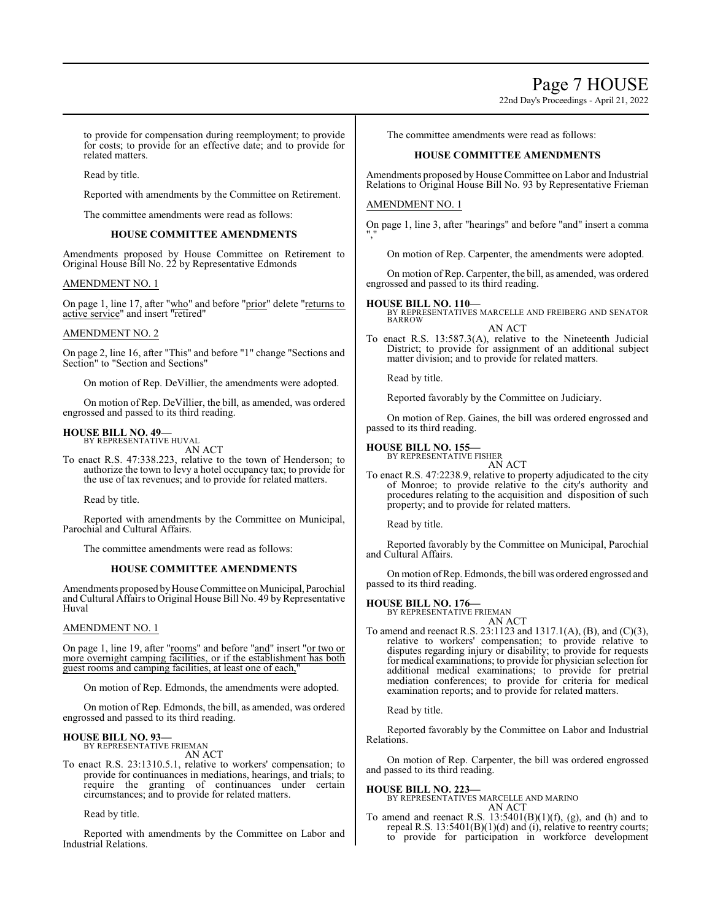to provide for compensation during reemployment; to provide for costs; to provide for an effective date; and to provide for related matters.

Read by title.

Reported with amendments by the Committee on Retirement.

The committee amendments were read as follows:

### HOUSE COMMITTEE AMENDMENTS

Amendments proposed by House Committee on Retirement to Original House Bill No. 22 by Representative Edmonds

AMENDMENT NO. 1

On page 1, line 17, after "who" and before "prior" delete "returns to active service" and insert "retired"

AMENDMENT NO. 2

On page 2, line 16, after "This" and before "1" change "Sections and Section" to "Section and Sections"

On motion of Rep. DeVillier, the amendments were adopted.

On motion of Rep. DeVillier, the bill, as amended, was ordered engrossed and passed to its third reading.

**HOUSE BILL NO. 49—**
BY REPRESENTATIVE HUVAL
AN ACT

To enact R.S. 47:338.223, relative to the town of Henderson; to authorize the town to levy a hotel occupancy tax; to provide for the use of tax revenues; and to provide for related matters.

Read by title.

Reported with amendments by the Committee on Municipal, Parochial and Cultural Affairs.

The committee amendments were read as follows:

### HOUSE COMMITTEE AMENDMENTS

Amendments proposed by House Committee on Municipal, Parochial and Cultural Affairs to Original House Bill No. 49 by Representative Huval

AMENDMENT NO. 1

On page 1, line 19, after "rooms" and before "and" insert "or two or more overnight camping facilities, or if the establishment has both guest rooms and camping facilities, at least one of each,"

On motion of Rep. Edmonds, the amendments were adopted.

On motion of Rep. Edmonds, the bill, as amended, was ordered engrossed and passed to its third reading.

**HOUSE BILL NO. 93—**
BY REPRESENTATIVE FRIEMAN
AN ACT

To enact R.S. 23:1310.5.1, relative to workers' compensation; to provide for continuances in mediations, hearings, and trials; to require the granting of continuances under certain circumstances; and to provide for related matters.

Read by title.

Reported with amendments by the Committee on Labor and Industrial Relations.

The committee amendments were read as follows:

### HOUSE COMMITTEE AMENDMENTS

Amendments proposed by House Committee on Labor and Industrial Relations to Original House Bill No. 93 by Representative Frieman

AMENDMENT NO. 1

On page 1, line 3, after "hearings" and before "and" insert a comma ","

On motion of Rep. Carpenter, the amendments were adopted.

On motion of Rep. Carpenter, the bill, as amended, was ordered engrossed and passed to its third reading.

**HOUSE BILL NO. 110—**
BY REPRESENTATIVES MARCELLE AND FREIBERG AND SENATOR BARROW
AN ACT

To enact R.S. 13:587.3(A), relative to the Nineteenth Judicial District; to provide for assignment of an additional subject matter division; and to provide for related matters.

Read by title.

Reported favorably by the Committee on Judiciary.

On motion of Rep. Gaines, the bill was ordered engrossed and passed to its third reading.

**HOUSE BILL NO. 155—**
BY REPRESENTATIVE FISHER
AN ACT

To enact R.S. 47:2238.9, relative to property adjudicated to the city of Monroe; to provide relative to the city's authority and procedures relating to the acquisition and disposition of such property; and to provide for related matters.

Read by title.

Reported favorably by the Committee on Municipal, Parochial and Cultural Affairs.

On motion of Rep. Edmonds, the bill was ordered engrossed and passed to its third reading.

**HOUSE BILL NO. 176—**
BY REPRESENTATIVE FRIEMAN
AN ACT

To amend and reenact R.S. 23:1123 and 1317.1(A), (B), and (C)(3), relative to workers' compensation; to provide relative to disputes regarding injury or disability; to provide for requests for medical examinations; to provide for physician selection for additional medical examinations; to provide for pretrial mediation conferences; to provide for criteria for medical examination reports; and to provide for related matters.

Read by title.

Reported favorably by the Committee on Labor and Industrial Relations.

On motion of Rep. Carpenter, the bill was ordered engrossed and passed to its third reading.

**HOUSE BILL NO. 223—**
BY REPRESENTATIVES MARCELLE AND MARINO
AN ACT

To amend and reenact R.S. 13:5401(B)(1)(f), (g), and (h) and to repeal R.S. 13:5401(B)(1)(d) and (i), relative to reentry courts; to provide for participation in workforce development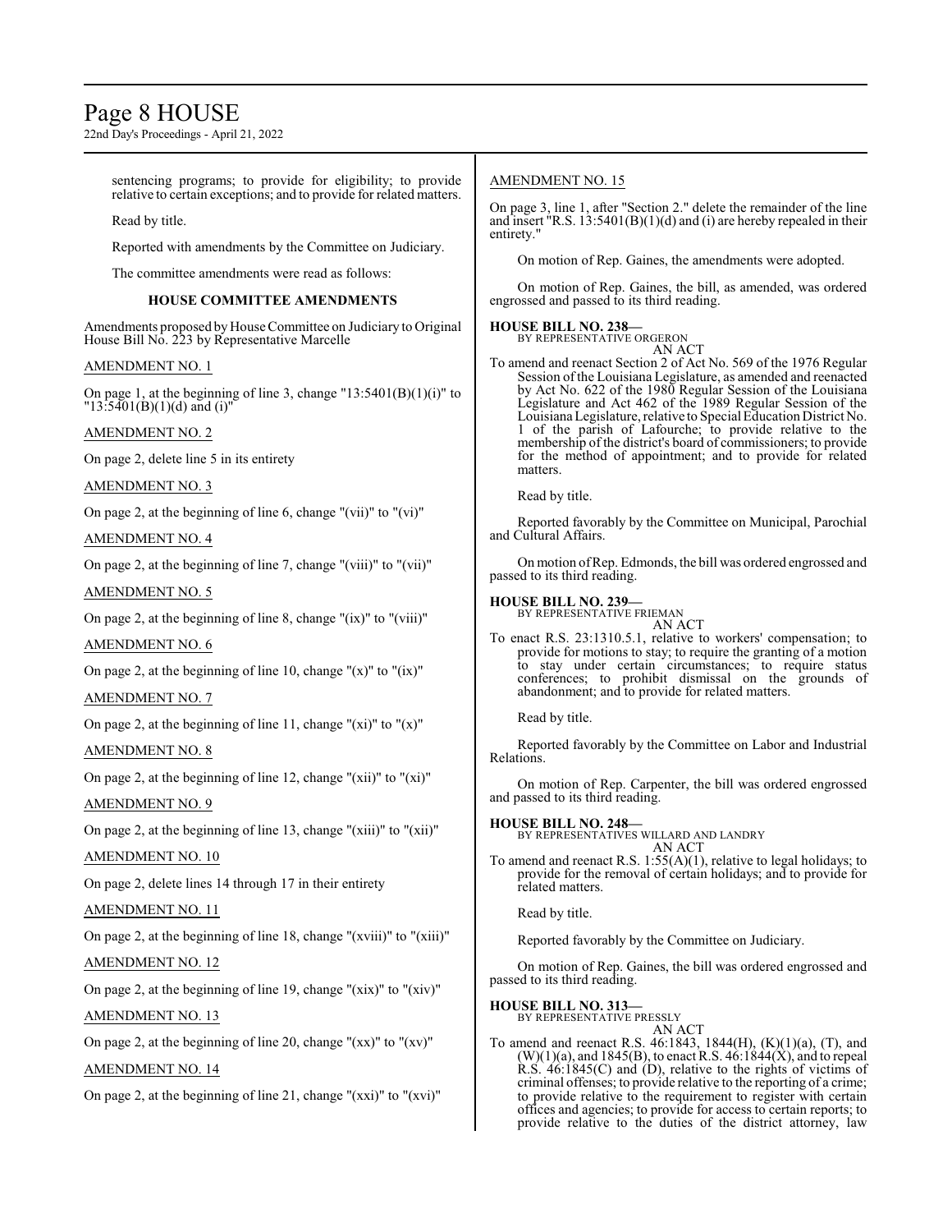sentencing programs; to provide for eligibility; to provide relative to certain exceptions; and to provide for related matters.

Read by title.

Reported with amendments by the Committee on Judiciary.

The committee amendments were read as follows:

**HOUSE COMMITTEE AMENDMENTS**

Amendments proposed by House Committee on Judiciary to Original House Bill No. 223 by Representative Marcelle

AMENDMENT NO. 1

On page 1, at the beginning of line 3, change "13:5401(B)(1)(i)" to "13:5401(B)(1)(d) and (i)"

AMENDMENT NO. 2

On page 2, delete line 5 in its entirety

AMENDMENT NO. 3

On page 2, at the beginning of line 6, change "(vii)" to "(vi)"

AMENDMENT NO. 4

On page 2, at the beginning of line 7, change "(viii)" to "(vii)"

AMENDMENT NO. 5

On page 2, at the beginning of line 8, change "(ix)" to "(viii)"

AMENDMENT NO. 6

On page 2, at the beginning of line 10, change "(x)" to "(ix)"

AMENDMENT NO. 7

On page 2, at the beginning of line 11, change "(xi)" to "(x)"

AMENDMENT NO. 8

On page 2, at the beginning of line 12, change "(xii)" to "(xi)"

AMENDMENT NO. 9

On page 2, at the beginning of line 13, change "(xiii)" to "(xii)"

AMENDMENT NO. 10

On page 2, delete lines 14 through 17 in their entirety

AMENDMENT NO. 11

On page 2, at the beginning of line 18, change "(xviii)" to "(xiii)"

AMENDMENT NO. 12

On page 2, at the beginning of line 19, change "(xix)" to "(xiv)"

AMENDMENT NO. 13

On page 2, at the beginning of line 20, change "(xx)" to "(xv)"

AMENDMENT NO. 14

On page 2, at the beginning of line 21, change "(xxi)" to "(xvi)"

AMENDMENT NO. 15

On page 3, line 1, after "Section 2." delete the remainder of the line and insert "R.S. 13:5401(B)(1)(d) and (i) are hereby repealed in their entirety."

On motion of Rep. Gaines, the amendments were adopted.

On motion of Rep. Gaines, the bill, as amended, was ordered engrossed and passed to its third reading.

**HOUSE BILL NO. 238—**
BY REPRESENTATIVE ORGERON
AN ACT

To amend and reenact Section 2 of Act No. 569 of the 1976 Regular Session of the Louisiana Legislature, as amended and reenacted by Act No. 622 of the 1980 Regular Session of the Louisiana Legislature and Act 462 of the 1989 Regular Session of the Louisiana Legislature, relative to Special Education District No. 1 of the parish of Lafourche; to provide relative to the membership of the district's board of commissioners; to provide for the method of appointment; and to provide for related matters.

Read by title.

Reported favorably by the Committee on Municipal, Parochial and Cultural Affairs.

On motion of Rep. Edmonds, the bill was ordered engrossed and passed to its third reading.

**HOUSE BILL NO. 239—**
BY REPRESENTATIVE FRIEMAN
AN ACT

To enact R.S. 23:1310.5.1, relative to workers' compensation; to provide for motions to stay; to require the granting of a motion to stay under certain circumstances; to require status conferences; to prohibit dismissal on the grounds of abandonment; and to provide for related matters.

Read by title.

Reported favorably by the Committee on Labor and Industrial Relations.

On motion of Rep. Carpenter, the bill was ordered engrossed and passed to its third reading.

**HOUSE BILL NO. 248—**
BY REPRESENTATIVES WILLARD AND LANDRY
AN ACT

To amend and reenact R.S. 1:55(A)(1), relative to legal holidays; to provide for the removal of certain holidays; and to provide for related matters.

Read by title.

Reported favorably by the Committee on Judiciary.

On motion of Rep. Gaines, the bill was ordered engrossed and passed to its third reading.

**HOUSE BILL NO. 313—**
BY REPRESENTATIVE PRESSLY
AN ACT

To amend and reenact R.S. 46:1843, 1844(H), (K)(1)(a), (T), and (W)(1)(a), and 1845(B), to enact R.S. 46:1844(X), and to repeal R.S. 46:1845(C) and (D), relative to the rights of victims of criminal offenses; to provide relative to the reporting of a crime; to provide relative to the requirement to register with certain offices and agencies; to provide for access to certain reports; to provide relative to the duties of the district attorney, law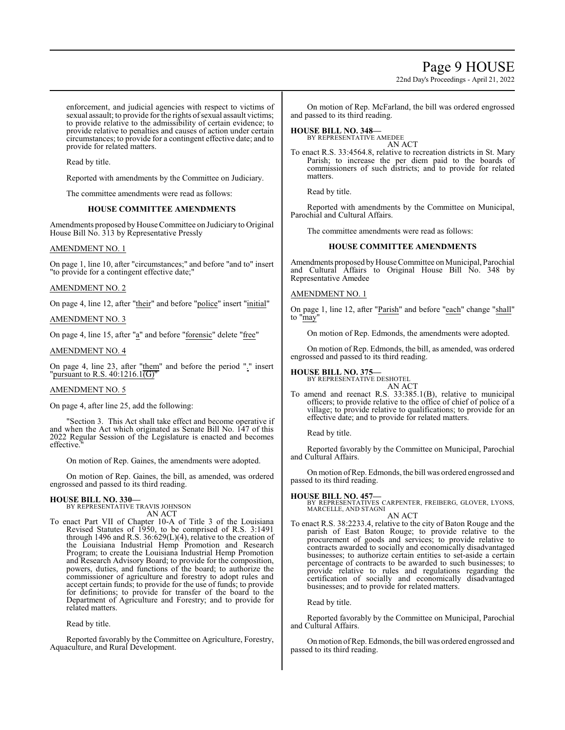enforcement, and judicial agencies with respect to victims of sexual assault; to provide for the rights of sexual assault victims; to provide relative to the admissibility of certain evidence; to provide relative to penalties and causes of action under certain circumstances; to provide for a contingent effective date; and to provide for related matters.

Read by title.

Reported with amendments by the Committee on Judiciary.

The committee amendments were read as follows:

**HOUSE COMMITTEE AMENDMENTS**

Amendments proposed by House Committee on Judiciary to Original House Bill No. 313 by Representative Pressly

AMENDMENT NO. 1

On page 1, line 10, after "circumstances;" and before "and to" insert "to provide for a contingent effective date;"

AMENDMENT NO. 2

On page 4, line 12, after "their" and before "police" insert "initial"

AMENDMENT NO. 3

On page 4, line 15, after "a" and before "forensic" delete "free"

AMENDMENT NO. 4

On page 4, line 23, after "them" and before the period "." insert "pursuant to R.S. 40:1216.1(G)"

AMENDMENT NO. 5

On page 4, after line 25, add the following:

"Section 3. This Act shall take effect and become operative if and when the Act which originated as Senate Bill No. 147 of this 2022 Regular Session of the Legislature is enacted and becomes effective."

On motion of Rep. Gaines, the amendments were adopted.

On motion of Rep. Gaines, the bill, as amended, was ordered engrossed and passed to its third reading.

**HOUSE BILL NO. 330—**
BY REPRESENTATIVE TRAVIS JOHNSON
AN ACT

To enact Part VII of Chapter 10-A of Title 3 of the Louisiana Revised Statutes of 1950, to be comprised of R.S. 3:1491 through 1496 and R.S. 36:629(L)(4), relative to the creation of the Louisiana Industrial Hemp Promotion and Research Program; to create the Louisiana Industrial Hemp Promotion and Research Advisory Board; to provide for the composition, powers, duties, and functions of the board; to authorize the commissioner of agriculture and forestry to adopt rules and accept certain funds; to provide for the use of funds; to provide for definitions; to provide for transfer of the board to the Department of Agriculture and Forestry; and to provide for related matters.

Read by title.

Reported favorably by the Committee on Agriculture, Forestry, Aquaculture, and Rural Development.

On motion of Rep. McFarland, the bill was ordered engrossed and passed to its third reading.

**HOUSE BILL NO. 348—**
BY REPRESENTATIVE AMEDEE
AN ACT

To enact R.S. 33:4564.8, relative to recreation districts in St. Mary Parish; to increase the per diem paid to the boards of commissioners of such districts; and to provide for related matters.

Read by title.

Reported with amendments by the Committee on Municipal, Parochial and Cultural Affairs.

The committee amendments were read as follows:

**HOUSE COMMITTEE AMENDMENTS**

Amendments proposed by House Committee on Municipal, Parochial and Cultural Affairs to Original House Bill No. 348 by Representative Amedee

AMENDMENT NO. 1

On page 1, line 12, after "Parish" and before "each" change "shall" to "may"

On motion of Rep. Edmonds, the amendments were adopted.

On motion of Rep. Edmonds, the bill, as amended, was ordered engrossed and passed to its third reading.

**HOUSE BILL NO. 375—**
BY REPRESENTATIVE DESHOTEL
AN ACT

To amend and reenact R.S. 33:385.1(B), relative to municipal officers; to provide relative to the office of chief of police of a village; to provide relative to qualifications; to provide for an effective date; and to provide for related matters.

Read by title.

Reported favorably by the Committee on Municipal, Parochial and Cultural Affairs.

On motion of Rep. Edmonds, the bill was ordered engrossed and passed to its third reading.

**HOUSE BILL NO. 457—**
BY REPRESENTATIVES CARPENTER, FREIBERG, GLOVER, LYONS, MARCELLE, AND STAGNI
AN ACT

To enact R.S. 38:2233.4, relative to the city of Baton Rouge and the parish of East Baton Rouge; to provide relative to the procurement of goods and services; to provide relative to contracts awarded to socially and economically disadvantaged businesses; to authorize certain entities to set-aside a certain percentage of contracts to be awarded to such businesses; to provide relative to rules and regulations regarding the certification of socially and economically disadvantaged businesses; and to provide for related matters.

Read by title.

Reported favorably by the Committee on Municipal, Parochial and Cultural Affairs.

On motion of Rep. Edmonds, the bill was ordered engrossed and passed to its third reading.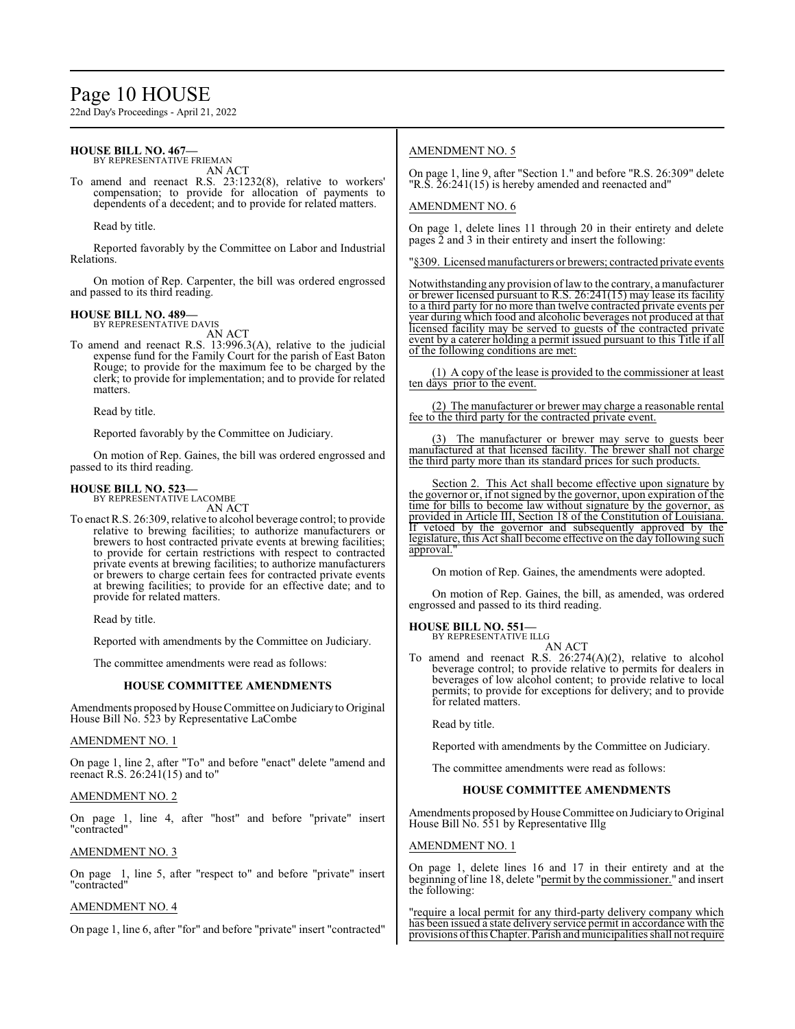**HOUSE BILL NO. 467—**
BY REPRESENTATIVE FRIEMAN
AN ACT
To amend and reenact R.S. 23:1232(8), relative to workers' compensation; to provide for allocation of payments to dependents of a decedent; and to provide for related matters.

Read by title.

Reported favorably by the Committee on Labor and Industrial Relations.

On motion of Rep. Carpenter, the bill was ordered engrossed and passed to its third reading.

**HOUSE BILL NO. 489—**
BY REPRESENTATIVE DAVIS
AN ACT
To amend and reenact R.S. 13:996.3(A), relative to the judicial expense fund for the Family Court for the parish of East Baton Rouge; to provide for the maximum fee to be charged by the clerk; to provide for implementation; and to provide for related matters.

Read by title.

Reported favorably by the Committee on Judiciary.

On motion of Rep. Gaines, the bill was ordered engrossed and passed to its third reading.

**HOUSE BILL NO. 523—**
BY REPRESENTATIVE LACOMBE
AN ACT
To enact R.S. 26:309, relative to alcohol beverage control; to provide relative to brewing facilities; to authorize manufacturers or brewers to host contracted private events at brewing facilities; to provide for certain restrictions with respect to contracted private events at brewing facilities; to authorize manufacturers or brewers to charge certain fees for contracted private events at brewing facilities; to provide for an effective date; and to provide for related matters.

Read by title.

Reported with amendments by the Committee on Judiciary.

The committee amendments were read as follows:

**HOUSE COMMITTEE AMENDMENTS**

Amendments proposed by House Committee on Judiciary to Original House Bill No. 523 by Representative LaCombe

AMENDMENT NO. 1

On page 1, line 2, after "To" and before "enact" delete "amend and reenact R.S. 26:241(15) and to"

AMENDMENT NO. 2

On page 1, line 4, after "host" and before "private" insert "contracted"

AMENDMENT NO. 3

On page 1, line 5, after "respect to" and before "private" insert "contracted"

AMENDMENT NO. 4

On page 1, line 6, after "for" and before "private" insert "contracted"

AMENDMENT NO. 5

On page 1, line 9, after "Section 1." and before "R.S. 26:309" delete "R.S. 26:241(15) is hereby amended and reenacted and"

AMENDMENT NO. 6

On page 1, delete lines 11 through 20 in their entirety and delete pages 2 and 3 in their entirety and insert the following:

"§309. Licensed manufacturers or brewers; contracted private events

Notwithstanding any provision of law to the contrary, a manufacturer or brewer licensed pursuant to R.S. 26:241(15) may lease its facility to a third party for no more than twelve contracted private events per year during which food and alcoholic beverages not produced at that licensed facility may be served to guests of the contracted private event by a caterer holding a permit issued pursuant to this Title if all of the following conditions are met:

(1) A copy of the lease is provided to the commissioner at least ten days prior to the event.

(2) The manufacturer or brewer may charge a reasonable rental fee to the third party for the contracted private event.

(3) The manufacturer or brewer may serve to guests beer manufactured at that licensed facility. The brewer shall not charge the third party more than its standard prices for such products.

Section 2. This Act shall become effective upon signature by the governor or, if not signed by the governor, upon expiration of the time for bills to become law without signature by the governor, as provided in Article III, Section 18 of the Constitution of Louisiana. If vetoed by the governor and subsequently approved by the legislature, this Act shall become effective on the day following such approval."

On motion of Rep. Gaines, the amendments were adopted.

On motion of Rep. Gaines, the bill, as amended, was ordered engrossed and passed to its third reading.

**HOUSE BILL NO. 551—**
BY REPRESENTATIVE ILLG
AN ACT
To amend and reenact R.S. 26:274(A)(2), relative to alcohol beverage control; to provide relative to permits for dealers in beverages of low alcohol content; to provide relative to local permits; to provide for exceptions for delivery; and to provide for related matters.

Read by title.

Reported with amendments by the Committee on Judiciary.

The committee amendments were read as follows:

**HOUSE COMMITTEE AMENDMENTS**

Amendments proposed by House Committee on Judiciary to Original House Bill No. 551 by Representative Illg

AMENDMENT NO. 1

On page 1, delete lines 16 and 17 in their entirety and at the beginning of line 18, delete "permit by the commissioner." and insert the following:

"require a local permit for any third-party delivery company which has been issued a state delivery service permit in accordance with the provisions of this Chapter. Parish and municipalities shall not require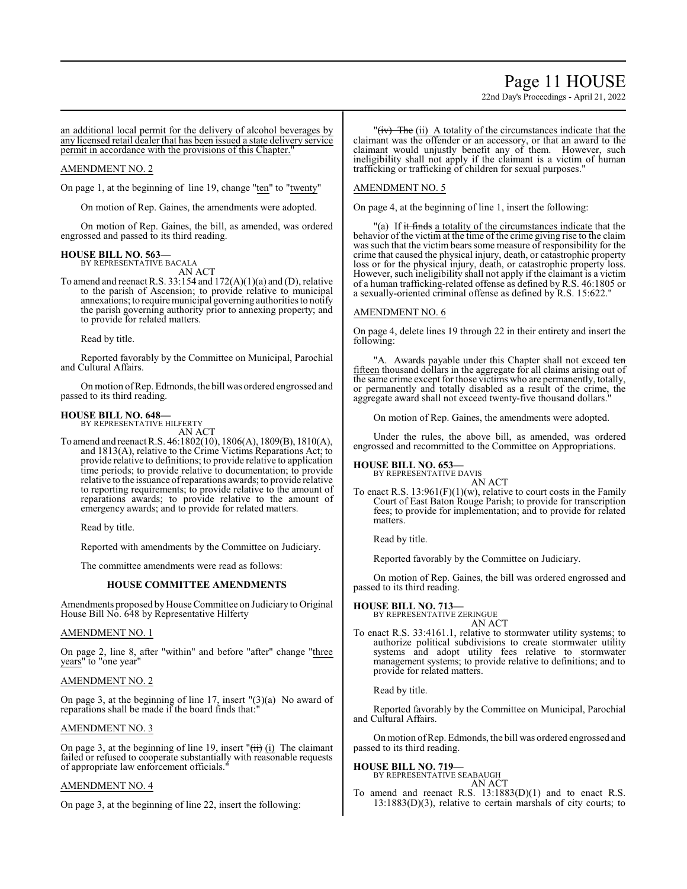an additional local permit for the delivery of alcohol beverages by any licensed retail dealer that has been issued a state delivery service permit in accordance with the provisions of this Chapter."

AMENDMENT NO. 2

On page 1, at the beginning of line 19, change "ten" to "twenty"

On motion of Rep. Gaines, the amendments were adopted.

On motion of Rep. Gaines, the bill, as amended, was ordered engrossed and passed to its third reading.

**HOUSE BILL NO. 563—**
BY REPRESENTATIVE BACALA
AN ACT

To amend and reenact R.S. 33:154 and 172(A)(1)(a) and (D), relative to the parish of Ascension; to provide relative to municipal annexations; to require municipal governing authorities to notify the parish governing authority prior to annexing property; and to provide for related matters.

Read by title.

Reported favorably by the Committee on Municipal, Parochial and Cultural Affairs.

On motion of Rep. Edmonds, the bill was ordered engrossed and passed to its third reading.

**HOUSE BILL NO. 648—**
BY REPRESENTATIVE HILFERTY
AN ACT

To amend and reenact R.S. 46:1802(10), 1806(A), 1809(B), 1810(A), and 1813(A), relative to the Crime Victims Reparations Act; to provide relative to definitions; to provide relative to application time periods; to provide relative to documentation; to provide relative to the issuance of reparations awards; to provide relative to reporting requirements; to provide relative to the amount of reparations awards; to provide relative to the amount of emergency awards; and to provide for related matters.

Read by title.

Reported with amendments by the Committee on Judiciary.

The committee amendments were read as follows:

### HOUSE COMMITTEE AMENDMENTS

Amendments proposed by House Committee on Judiciary to Original House Bill No. 648 by Representative Hilferty

AMENDMENT NO. 1

On page 2, line 8, after "within" and before "after" change "three years" to "one year"

AMENDMENT NO. 2

On page 3, at the beginning of line 17, insert "(3)(a) No award of reparations shall be made if the board finds that:"

AMENDMENT NO. 3

On page 3, at the beginning of line 19, insert "~~(ii)~~ (i) The claimant failed or refused to cooperate substantially with reasonable requests of appropriate law enforcement officials."

AMENDMENT NO. 4

On page 3, at the beginning of line 22, insert the following:

"~~(iv) The~~ (ii) A totality of the circumstances indicate that the claimant was the offender or an accessory, or that an award to the claimant would unjustly benefit any of them. However, such ineligibility shall not apply if the claimant is a victim of human trafficking or trafficking of children for sexual purposes."

AMENDMENT NO. 5

On page 4, at the beginning of line 1, insert the following:

"(a) If ~~it finds~~ a totality of the circumstances indicate that the behavior of the victim at the time of the crime giving rise to the claim was such that the victim bears some measure of responsibility for the crime that caused the physical injury, death, or catastrophic property loss or for the physical injury, death, or catastrophic property loss. However, such ineligibility shall not apply if the claimant is a victim of a human trafficking-related offense as defined by R.S. 46:1805 or a sexually-oriented criminal offense as defined by R.S. 15:622."

AMENDMENT NO. 6

On page 4, delete lines 19 through 22 in their entirety and insert the following:

"A. Awards payable under this Chapter shall not exceed ~~ten~~ fifteen thousand dollars in the aggregate for all claims arising out of the same crime except for those victims who are permanently, totally, or permanently and totally disabled as a result of the crime, the aggregate award shall not exceed twenty-five thousand dollars."

On motion of Rep. Gaines, the amendments were adopted.

Under the rules, the above bill, as amended, was ordered engrossed and recommitted to the Committee on Appropriations.

**HOUSE BILL NO. 653—**
BY REPRESENTATIVE DAVIS
AN ACT

To enact R.S. 13:961(F)(1)(w), relative to court costs in the Family Court of East Baton Rouge Parish; to provide for transcription fees; to provide for implementation; and to provide for related matters.

Read by title.

Reported favorably by the Committee on Judiciary.

On motion of Rep. Gaines, the bill was ordered engrossed and passed to its third reading.

**HOUSE BILL NO. 713—**
BY REPRESENTATIVE ZERINGUE
AN ACT

To enact R.S. 33:4161.1, relative to stormwater utility systems; to authorize political subdivisions to create stormwater utility systems and adopt utility fees relative to stormwater management systems; to provide relative to definitions; and to provide for related matters.

Read by title.

Reported favorably by the Committee on Municipal, Parochial and Cultural Affairs.

On motion of Rep. Edmonds, the bill was ordered engrossed and passed to its third reading.

**HOUSE BILL NO. 719—**
BY REPRESENTATIVE SEABAUGH
AN ACT

To amend and reenact R.S. 13:1883(D)(1) and to enact R.S. 13:1883(D)(3), relative to certain marshals of city courts; to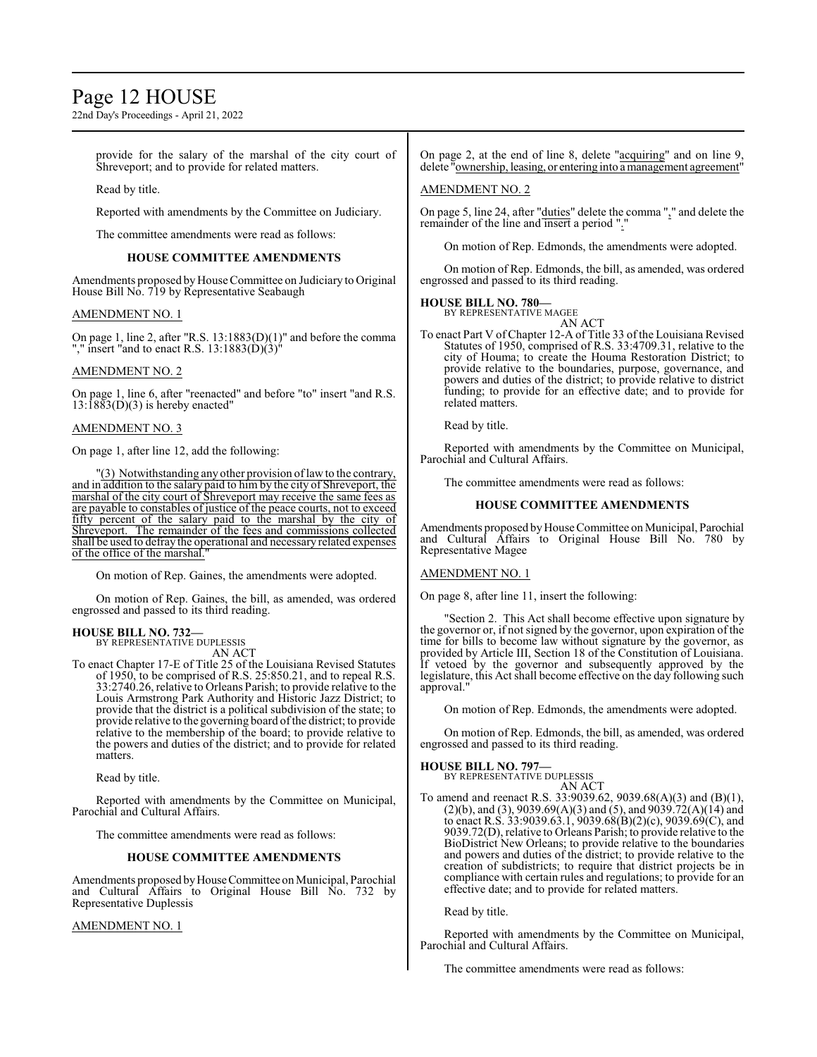provide for the salary of the marshal of the city court of Shreveport; and to provide for related matters.

Read by title.

Reported with amendments by the Committee on Judiciary.

The committee amendments were read as follows:

### HOUSE COMMITTEE AMENDMENTS

Amendments proposed by House Committee on Judiciary to Original House Bill No. 719 by Representative Seabaugh

AMENDMENT NO. 1

On page 1, line 2, after "R.S. 13:1883(D)(1)" and before the comma "," insert "and to enact R.S. 13:1883(D)(3)"

AMENDMENT NO. 2

On page 1, line 6, after "reenacted" and before "to" insert "and R.S. 13:1883(D)(3) is hereby enacted"

AMENDMENT NO. 3

On page 1, after line 12, add the following:

"(3) Notwithstanding any other provision of law to the contrary, and in addition to the salary paid to him by the city of Shreveport, the marshal of the city court of Shreveport may receive the same fees as are payable to constables of justice of the peace courts, not to exceed fifty percent of the salary paid to the marshal by the city of Shreveport. The remainder of the fees and commissions collected shall be used to defray the operational and necessary related expenses of the office of the marshal."

On motion of Rep. Gaines, the amendments were adopted.

On motion of Rep. Gaines, the bill, as amended, was ordered engrossed and passed to its third reading.

**HOUSE BILL NO. 732—**
BY REPRESENTATIVE DUPLESSIS
AN ACT

To enact Chapter 17-E of Title 25 of the Louisiana Revised Statutes of 1950, to be comprised of R.S. 25:850.21, and to repeal R.S. 33:2740.26, relative to Orleans Parish; to provide relative to the Louis Armstrong Park Authority and Historic Jazz District; to provide that the district is a political subdivision of the state; to provide relative to the governing board of the district; to provide relative to the membership of the board; to provide relative to the powers and duties of the district; and to provide for related matters.

Read by title.

Reported with amendments by the Committee on Municipal, Parochial and Cultural Affairs.

The committee amendments were read as follows:

### HOUSE COMMITTEE AMENDMENTS

Amendments proposed by House Committee on Municipal, Parochial and Cultural Affairs to Original House Bill No. 732 by Representative Duplessis

AMENDMENT NO. 1

On page 2, at the end of line 8, delete "acquiring" and on line 9, delete "ownership, leasing, or entering into a management agreement"

AMENDMENT NO. 2

On page 5, line 24, after "duties" delete the comma "," and delete the remainder of the line and insert a period "."

On motion of Rep. Edmonds, the amendments were adopted.

On motion of Rep. Edmonds, the bill, as amended, was ordered engrossed and passed to its third reading.

**HOUSE BILL NO. 780—**
BY REPRESENTATIVE MAGEE
AN ACT

To enact Part V of Chapter 12-A of Title 33 of the Louisiana Revised Statutes of 1950, comprised of R.S. 33:4709.31, relative to the city of Houma; to create the Houma Restoration District; to provide relative to the boundaries, purpose, governance, and powers and duties of the district; to provide relative to district funding; to provide for an effective date; and to provide for related matters.

Read by title.

Reported with amendments by the Committee on Municipal, Parochial and Cultural Affairs.

The committee amendments were read as follows:

### HOUSE COMMITTEE AMENDMENTS

Amendments proposed by House Committee on Municipal, Parochial and Cultural Affairs to Original House Bill No. 780 by Representative Magee

AMENDMENT NO. 1

On page 8, after line 11, insert the following:

"Section 2. This Act shall become effective upon signature by the governor or, if not signed by the governor, upon expiration of the time for bills to become law without signature by the governor, as provided by Article III, Section 18 of the Constitution of Louisiana. If vetoed by the governor and subsequently approved by the legislature, this Act shall become effective on the day following such approval."

On motion of Rep. Edmonds, the amendments were adopted.

On motion of Rep. Edmonds, the bill, as amended, was ordered engrossed and passed to its third reading.

**HOUSE BILL NO. 797—**
BY REPRESENTATIVE DUPLESSIS
AN ACT

To amend and reenact R.S. 33:9039.62, 9039.68(A)(3) and (B)(1), (2)(b), and (3), 9039.69(A)(3) and (5), and 9039.72(A)(14) and to enact R.S. 33:9039.63.1, 9039.68(B)(2)(c), 9039.69(C), and 9039.72(D), relative to Orleans Parish; to provide relative to the BioDistrict New Orleans; to provide relative to the boundaries and powers and duties of the district; to provide relative to the creation of subdistricts; to require that district projects be in compliance with certain rules and regulations; to provide for an effective date; and to provide for related matters.

Read by title.

Reported with amendments by the Committee on Municipal, Parochial and Cultural Affairs.

The committee amendments were read as follows: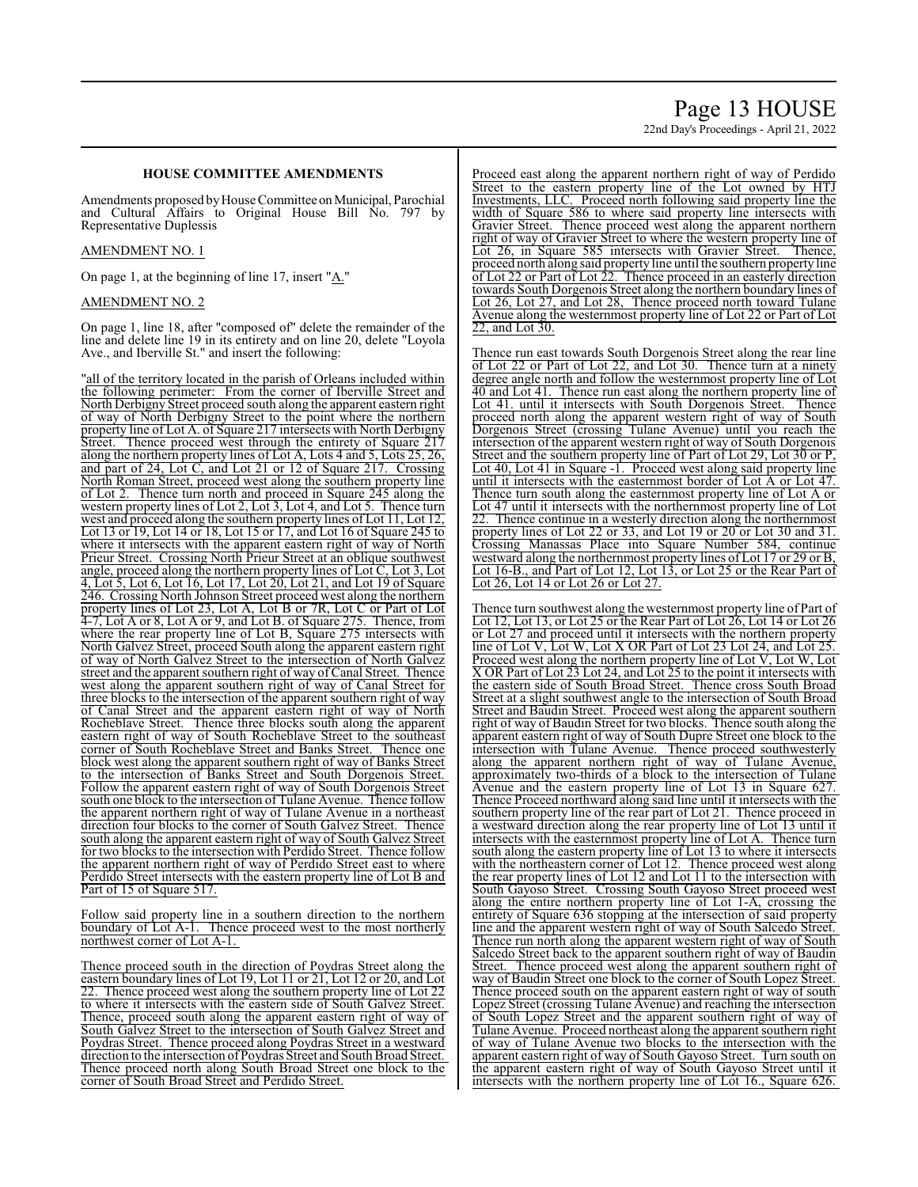### HOUSE COMMITTEE AMENDMENTS

Amendments proposed by House Committee on Municipal, Parochial and Cultural Affairs to Original House Bill No. 797 by Representative Duplessis

AMENDMENT NO. 1

On page 1, at the beginning of line 17, insert "A."

AMENDMENT NO. 2

On page 1, line 18, after "composed of" delete the remainder of the line and delete line 19 in its entirety and on line 20, delete "Loyola Ave., and Iberville St." and insert the following:

"all of the territory located in the parish of Orleans included within the following perimeter: From the corner of Iberville Street and North Derbigny Street proceed south along the apparent eastern right of way of North Derbigny Street to the point where the northern property line of Lot A. of Square 217 intersects with North Derbigny Street. Thence proceed west through the entirety of Square 217 along the northern property lines of Lot A, Lots 4 and 5, Lots 25, 26, and part of 24, Lot C, and Lot 21 or 12 of Square 217. Crossing North Roman Street, proceed west along the southern property line of Lot 2. Thence turn north and proceed in Square 245 along the western property lines of Lot 2, Lot 3, Lot 4, and Lot 5. Thence turn west and proceed along the southern property lines of Lot 11, Lot 12, Lot 13 or 19, Lot 14 or 18, Lot 15 or 17, and Lot 16 of Square 245 to where it intersects with the apparent eastern right of way of North Prieur Street. Crossing North Prieur Street at an oblique southwest angle, proceed along the northern property lines of Lot C, Lot 3, Lot 4, Lot 5, Lot 6, Lot 16, Lot 17, Lot 20, Lot 21, and Lot 19 of Square 246. Crossing North Johnson Street proceed west along the northern property lines of Lot 23, Lot A, Lot B or 7R, Lot C or Part of Lot 4-7, Lot A or 8, Lot A or 9, and Lot B. of Square 275. Thence, from where the rear property line of Lot B, Square 275 intersects with North Galvez Street, proceed South along the apparent eastern right of way of North Galvez Street to the intersection of North Galvez street and the apparent southern right of way of Canal Street. Thence west along the apparent southern right of way of Canal Street for three blocks to the intersection of the apparent southern right of way of Canal Street and the apparent eastern right of way of North Rocheblave Street. Thence three blocks south along the apparent eastern right of way of South Rocheblave Street to the southeast corner of South Rocheblave Street and Banks Street. Thence one block west along the apparent southern right of way of Banks Street to the intersection of Banks Street and South Dorgenois Street. Follow the apparent eastern right of way of South Dorgenois Street south one block to the intersection of Tulane Avenue. Thence follow the apparent northern right of way of Tulane Avenue in a northeast direction four blocks to the corner of South Galvez Street. Thence south along the apparent eastern right of way of South Galvez Street for two blocks to the intersection with Perdido Street. Thence follow the apparent northern right of way of Perdido Street east to where Perdido Street intersects with the eastern property line of Lot B and Part of 15 of Square 517.

Follow said property line in a southern direction to the northern boundary of Lot A-1. Thence proceed west to the most northerly northwest corner of Lot A-1.

Thence proceed south in the direction of Poydras Street along the eastern boundary lines of Lot 19, Lot 11 or 21, Lot 12 or 20, and Lot 22. Thence proceed west along the southern property line of Lot 22 to where it intersects with the eastern side of South Galvez Street. Thence, proceed south along the apparent eastern right of way of South Galvez Street to the intersection of South Galvez Street and Poydras Street. Thence proceed along Poydras Street in a westward direction to the intersection of Poydras Street and South Broad Street. Thence proceed north along South Broad Street one block to the corner of South Broad Street and Perdido Street.

Proceed east along the apparent northern right of way of Perdido Street to the eastern property line of the Lot owned by HTJ Investments, LLC. Proceed north following said property line the width of Square 586 to where said property line intersects with Gravier Street. Thence proceed west along the apparent northern right of way of Gravier Street to where the western property line of Lot 26, in Square 585 intersects with Gravier Street. Thence, proceed north along said property line until the southern property line of Lot 22 or Part of Lot 22. Thence proceed in an easterly direction towards South Dorgenois Street along the northern boundary lines of Lot 26, Lot 27, and Lot 28, Thence proceed north toward Tulane Avenue along the westernmost property line of Lot 22 or Part of Lot 22, and Lot 30.

Thence run east towards South Dorgenois Street along the rear line of Lot 22 or Part of Lot 22, and Lot 30. Thence turn at a ninety degree angle north and follow the westernmost property line of Lot 40 and Lot 41. Thence run east along the northern property line of Lot 41. until it intersects with South Dorgenois Street. Thence proceed north along the apparent western right of way of South Dorgenois Street (crossing Tulane Avenue) until you reach the intersection of the apparent western right of way of South Dorgenois Street and the southern property line of Part of Lot 29, Lot 30 or P, Lot 40, Lot 41 in Square -1. Proceed west along said property line until it intersects with the easternmost border of Lot A or Lot 47. Thence turn south along the easternmost property line of Lot A or Lot 47 until it intersects with the northernmost property line of Lot 22. Thence continue in a westerly direction along the northernmost property lines of Lot 22 or 33, and Lot 19 or 20 or Lot 30 and 31. Crossing Manassas Place into Square Number 584, continue westward along the northernmost property lines of Lot 17 or 29 or B, Lot 16-B., and Part of Lot 12, Lot 13, or Lot 25 or the Rear Part of Lot 26, Lot 14 or Lot 26 or Lot 27.

Thence turn southwest along the westernmost property line of Part of Lot 12, Lot 13, or Lot 25 or the Rear Part of Lot 26, Lot 14 or Lot 26 or Lot 27 and proceed until it intersects with the northern property line of Lot V, Lot W, Lot X OR Part of Lot 23 Lot 24, and Lot 25. Proceed west along the northern property line of Lot V, Lot W, Lot X OR Part of Lot 23 Lot 24, and Lot 25 to the point it intersects with the eastern side of South Broad Street. Thence cross South Broad Street at a slight southwest angle to the intersection of South Broad Street and Baudin Street. Proceed west along the apparent southern right of way of Baudin Street for two blocks. Thence south along the apparent eastern right of way of South Dupre Street one block to the intersection with Tulane Avenue. Thence proceed southwesterly along the apparent northern right of way of Tulane Avenue, approximately two-thirds of a block to the intersection of Tulane Avenue and the eastern property line of Lot 13 in Square 627. Thence Proceed northward along said line until it intersects with the southern property line of the rear part of Lot 21. Thence proceed in a westward direction along the rear property line of Lot 13 until it intersects with the easternmost property line of Lot A. Thence turn south along the eastern property line of Lot 13 to where it intersects with the northeastern corner of Lot 12. Thence proceed west along the rear property lines of Lot 12 and Lot 11 to the intersection with South Gayoso Street. Crossing South Gayoso Street proceed west along the entire northern property line of Lot 1-A, crossing the entirety of Square 636 stopping at the intersection of said property line and the apparent western right of way of South Salcedo Street. Thence run north along the apparent western right of way of South Salcedo Street back to the apparent southern right of way of Baudin Street. Thence proceed west along the apparent southern right of way of Baudin Street one block to the corner of South Lopez Street. Thence proceed south on the apparent eastern right of way of south Lopez Street (crossing Tulane Avenue) and reaching the intersection of South Lopez Street and the apparent southern right of way of Tulane Avenue. Proceed northeast along the apparent southern right of way of Tulane Avenue two blocks to the intersection with the apparent eastern right of way of South Gayoso Street. Turn south on the apparent eastern right of way of South Gayoso Street until it intersects with the northern property line of Lot 16., Square 626.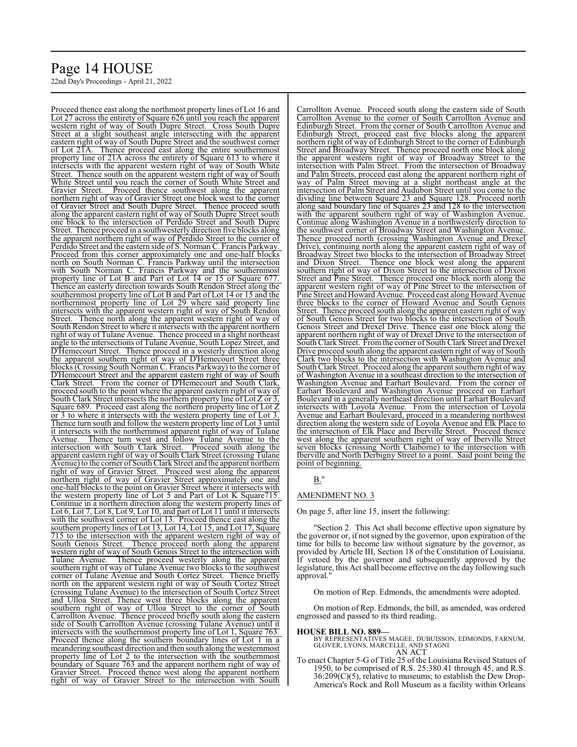Proceed thence east along the northmost property lines of Lot 16 and Lot 27 across the entirety of Square 626 until you reach the apparent western right of way of South Dupre Street. Cross South Dupre Street at a slight southeast angle intersecting with the apparent eastern right of way of South Dupre Street and the southwest corner of Lot 21A. Thence proceed east along the entire southernmost property line of 21A across the entirety of Square 613 to where it intersects with the apparent western right of way of South White Street. Thence south on the apparent western right of way of South White Street until you reach the corner of South White Street and Gravier Street. Proceed thence southwest along the apparent northern right of way of Gravier Street one block west to the corner of Gravier Street and South Dupre Street. Thence proceed south along the apparent eastern right of way of South Dupre Street south one block to the intersection of Perdido Street and South Dupre Street. Thence proceed in a southwesterly direction five blocks along the apparent northern right of way of Perdido Street to the corner of Perdido Street and the eastern side of S. Norman C. Francis Parkway. Proceed from this corner approximately one and one-half blocks north on South Norman C. Francis Parkway until the intersection with South Norman C. Francis Parkway and the southernmost property line of Lot B and Part of Lot 14 or 15 of Square 677. Thence an easterly direction towards South Rendon Street along the southernmost property line of Lot B and Part of Lot 14 or 15 and the northernmost property line of Lot 29 where said property line intersects with the apparent western right of way of South Rendon Street. Thence north along the apparent western right of way of South Rendon Street to where it intersects with the apparent northern right of way of Tulane Avenue. Thence proceed in a slight northeast angle to the intersections of Tulane Avenue, South Lopez Street, and D'Hemecourt Street. Thence proceed in a westerly direction along the apparent southern right of way of D'Hemecourt Street three blocks (Crossing South Norman C. Francis Parkway) to the corner of D'Hemecourt Street and the apparent eastern right of way of South Clark Street. From the corner of D'Hemecourt and South Clark, proceed south to the point where the apparent eastern right of way of South Clark Street intersects the northern property line of Lot Z or 3, Square 689. Proceed east along the northern property line of Lot Z or 3 to where it intersects with the western property line of Lot 3. Thence turn south and follow the western property line of Lot 3 until it intersects with the northernmost apparent right of way of Tulane Avenue. Thence turn west and follow Tulane Avenue to the intersection with South Clark Street. Proceed south along the apparent eastern right of way of South Clark Street (crossing Tulane Avenue) to the corner of South Clark Street and the apparent northern right of way of Gravier Street. Proceed west along the apparent northern right of way of Gravier Street approximately one and one-half blocks to the point on Gravier Street where it intersects with the western property line of Lot 5 and Part of Lot K Square715. Continue in a northern direction along the western property lines of Lot 6, Lot 7, Lot 8, Lot 9, Lot 10, and part of Lot 11 until it intersects with the southwest corner of Lot 13. Proceed thence east along the southern property lines of Lot 13, Lot 14, Lot 15, and Lot 17, Square 715 to the intersection with the apparent western right of way of South Genois Street. Thence proceed north along the apparent western right of way of South Genois Street to the intersection with Tulane Avenue. Thence proceed westerly along the apparent southern right of way of Tulane Avenue two blocks to the southwest corner of Tulane Avenue and South Cortez Street. Thence briefly north on the apparent western right of way of South Cortez Street (crossing Tulane Avenue) to the intersection of South Cortez Street and Ulloa Street. Thence west three blocks along the apparent southern right of way of Ulloa Street to the corner of South Carrollton Avenue. Thence proceed briefly south along the eastern side of South Carrollton Avenue (crossing Tulane Avenue) until it intersects with the southernmost property line of Lot 1, Square 763. Proceed thence along the southern boundary lines of Lot 1 in a meandering southeast direction and then south along the westernmost property line of Lot 2 to the intersection with the southernmost boundary of Square 763 and the apparent northern right of way of Gravier Street. Proceed thence west along the apparent northern right of way of Gravier Street to the intersection with South Carrollton Avenue. Proceed south along the eastern side of South Carrollton Avenue to the corner of South Carrollton Avenue and Edinburgh Street. From the corner of South Carrollton Avenue and Edinburgh Street, proceed east five blocks along the apparent northern right of way of Edinburgh Street to the corner of Edinburgh Street and Broadway Street. Thence proceed north one block along the apparent western right of way of Broadway Street to the intersection with Palm Street. From the intersection of Broadway and Palm Streets, proceed east along the apparent northern right of way of Palm Street moving at a slight northeast angle at the intersection of Palm Street and Audubon Street until you come to the dividing line between Square 23 and Square 128. Proceed north along said boundary line of Squares 23 and 128 to the intersection with the apparent southern right of way of Washington Avenue. Continue along Washington Avenue in a northwesterly direction to the southwest corner of Broadway Street and Washington Avenue. Thence proceed north (crossing Washington Avenue and Drexel Drive), continuing north along the apparent eastern right of way of Broadway Street two blocks to the intersection of Broadway Street and Dixon Street. Thence one block west along the apparent southern right of way of Dixon Street to the intersection of Dixon Street and Pine Street. Thence proceed one block north along the apparent western right of way of Pine Street to the intersection of Pine Street and Howard Avenue. Proceed east along Howard Avenue three blocks to the corner of Howard Avenue and South Genois Street. Thence proceed south along the apparent eastern right of way of South Genois Street for two blocks to the intersection of South Genois Street and Drexel Drive. Thence east one block along the apparent northern right of way of Drexel Drive to the intersection of South Clark Street. From the corner of South Clark Street and Drexel Drive proceed south along the apparent eastern right of way of South Clark two blocks to the intersection with Washington Avenue and South Clark Street. Proceed along the apparent southern right of way of Washington Avenue in a southeast direction to the intersection of Washington Avenue and Earhart Boulevard. From the corner of Earhart Boulevard and Washington Avenue proceed on Earhart Boulevard in a generally northeast direction until Earhart Boulevard intersects with Loyola Avenue. From the intersection of Loyola Avenue and Earhart Boulevard, proceed in a meandering northwest direction along the western side of Loyola Avenue and Elk Place to the intersection of Elk Place and Iberville Street. Proceed thence west along the apparent southern right of way of Iberville Street seven blocks (crossing North Claiborne) to the intersection with Iberville and North Derbigny Street to a point. Said point being the point of beginning.

B."

AMENDMENT NO. 3

On page 5, after line 15, insert the following:

"Section 2. This Act shall become effective upon signature by the governor or, if not signed by the governor, upon expiration of the time for bills to become law without signature by the governor, as provided by Article III, Section 18 of the Constitution of Louisiana. If vetoed by the governor and subsequently approved by the legislature, this Act shall become effective on the day following such approval."

On motion of Rep. Edmonds, the amendments were adopted.

On motion of Rep. Edmonds, the bill, as amended, was ordered engrossed and passed to its third reading.

**HOUSE BILL NO. 889—**
BY REPRESENTATIVES MAGEE, DUBUISSON, EDMONDS, FARNUM, GLOVER, LYONS, MARCELLE, AND STAGNI
AN ACT

To enact Chapter 5-G of Title 25 of the Louisiana Revised Statues of 1950, to be comprised of R.S. 25:380.41 through 45, and R.S. 36:209(C)(5), relative to museums; to establish the Dew Drop-America's Rock and Roll Museum as a facility within Orleans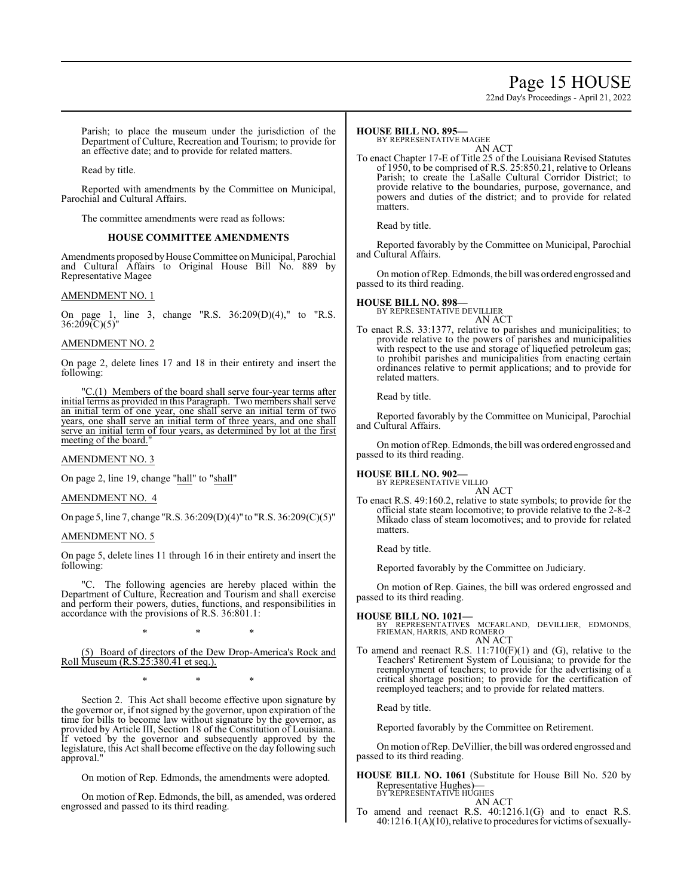Parish; to place the museum under the jurisdiction of the Department of Culture, Recreation and Tourism; to provide for an effective date; and to provide for related matters.

Read by title.

Reported with amendments by the Committee on Municipal, Parochial and Cultural Affairs.

The committee amendments were read as follows:

### HOUSE COMMITTEE AMENDMENTS

Amendments proposed by House Committee on Municipal, Parochial and Cultural Affairs to Original House Bill No. 889 by Representative Magee

AMENDMENT NO. 1

On page 1, line 3, change "R.S. 36:209(D)(4)," to "R.S. 36:209(C)(5)"

AMENDMENT NO. 2

On page 2, delete lines 17 and 18 in their entirety and insert the following:

"C.(1) Members of the board shall serve four-year terms after initial terms as provided in this Paragraph. Two members shall serve an initial term of one year, one shall serve an initial term of two years, one shall serve an initial term of three years, and one shall serve an initial term of four years, as determined by lot at the first meeting of the board."

AMENDMENT NO. 3

On page 2, line 19, change "hall" to "shall"

AMENDMENT NO. 4

On page 5, line 7, change "R.S. 36:209(D)(4)" to "R.S. 36:209(C)(5)"

AMENDMENT NO. 5

On page 5, delete lines 11 through 16 in their entirety and insert the following:

"C. The following agencies are hereby placed within the Department of Culture, Recreation and Tourism and shall exercise and perform their powers, duties, functions, and responsibilities in accordance with the provisions of R.S. 36:801.1:

\* \* \*

(5) Board of directors of the Dew Drop-America's Rock and Roll Museum (R.S.25:380.41 et seq.).

\* \* \*

Section 2. This Act shall become effective upon signature by the governor or, if not signed by the governor, upon expiration of the time for bills to become law without signature by the governor, as provided by Article III, Section 18 of the Constitution of Louisiana. If vetoed by the governor and subsequently approved by the legislature, this Act shall become effective on the day following such approval."

On motion of Rep. Edmonds, the amendments were adopted.

On motion of Rep. Edmonds, the bill, as amended, was ordered engrossed and passed to its third reading.

**HOUSE BILL NO. 895—**
BY REPRESENTATIVE MAGEE
AN ACT

To enact Chapter 17-E of Title 25 of the Louisiana Revised Statutes of 1950, to be comprised of R.S. 25:850.21, relative to Orleans Parish; to create the LaSalle Cultural Corridor District; to provide relative to the boundaries, purpose, governance, and powers and duties of the district; and to provide for related matters.

Read by title.

Reported favorably by the Committee on Municipal, Parochial and Cultural Affairs.

On motion of Rep. Edmonds, the bill was ordered engrossed and passed to its third reading.

**HOUSE BILL NO. 898—**
BY REPRESENTATIVE DEVILLIER
AN ACT

To enact R.S. 33:1377, relative to parishes and municipalities; to provide relative to the powers of parishes and municipalities with respect to the use and storage of liquefied petroleum gas; to prohibit parishes and municipalities from enacting certain ordinances relative to permit applications; and to provide for related matters.

Read by title.

Reported favorably by the Committee on Municipal, Parochial and Cultural Affairs.

On motion of Rep. Edmonds, the bill was ordered engrossed and passed to its third reading.

**HOUSE BILL NO. 902—**
BY REPRESENTATIVE VILLIO
AN ACT

To enact R.S. 49:160.2, relative to state symbols; to provide for the official state steam locomotive; to provide relative to the 2-8-2 Mikado class of steam locomotives; and to provide for related matters.

Read by title.

Reported favorably by the Committee on Judiciary.

On motion of Rep. Gaines, the bill was ordered engrossed and passed to its third reading.

**HOUSE BILL NO. 1021—**
BY REPRESENTATIVES MCFARLAND, DEVILLIER, EDMONDS, FRIEMAN, HARRIS, AND ROMERO
AN ACT

To amend and reenact R.S. 11:710(F)(1) and (G), relative to the Teachers' Retirement System of Louisiana; to provide for the reemployment of teachers; to provide for the advertising of a critical shortage position; to provide for the certification of reemployed teachers; and to provide for related matters.

Read by title.

Reported favorably by the Committee on Retirement.

On motion of Rep. DeVillier, the bill was ordered engrossed and passed to its third reading.

**HOUSE BILL NO. 1061** (Substitute for House Bill No. 520 by Representative Hughes)—
BY REPRESENTATIVE HUGHES
AN ACT

To amend and reenact R.S. 40:1216.1(G) and to enact R.S. 40:1216.1(A)(10), relative to procedures for victims of sexually-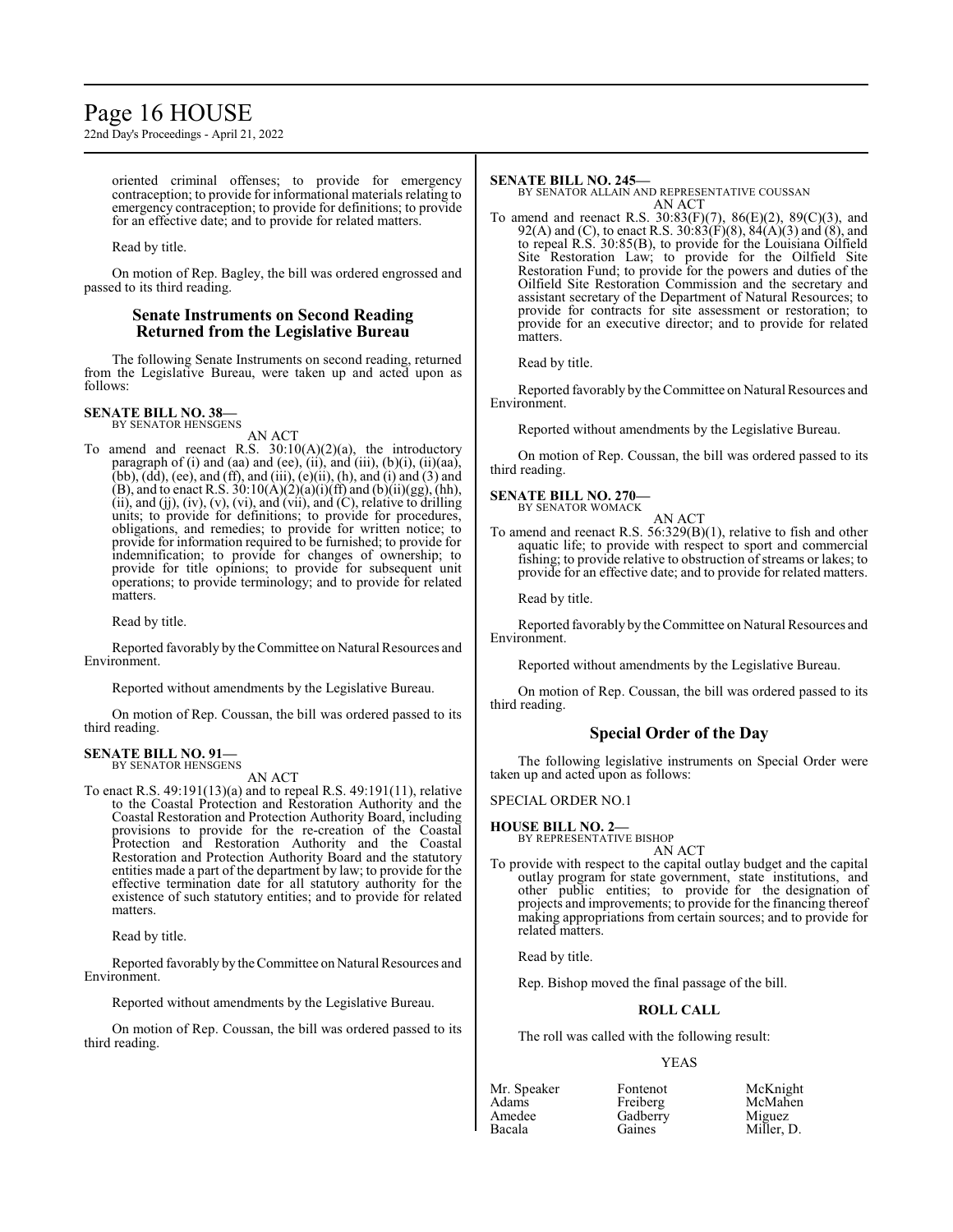oriented criminal offenses; to provide for emergency contraception; to provide for informational materials relating to emergency contraception; to provide for definitions; to provide for an effective date; and to provide for related matters.

Read by title.

On motion of Rep. Bagley, the bill was ordered engrossed and passed to its third reading.

## Senate Instruments on Second Reading Returned from the Legislative Bureau

The following Senate Instruments on second reading, returned from the Legislative Bureau, were taken up and acted upon as follows:

**SENATE BILL NO. 38—**
BY SENATOR HENSGENS

AN ACT

To amend and reenact R.S. 30:10(A)(2)(a), the introductory paragraph of (i) and (aa) and (ee), (ii), and (iii), (b)(i), (ii)(aa), (bb), (dd), (ee), and (ff), and (iii), (e)(ii), (h), and (i) and (3) and (B), and to enact R.S. 30:10(A)(2)(a)(i)(ff) and (b)(ii)(gg), (hh), (ii), and (jj), (iv), (v), (vi), and (vii), and (C), relative to drilling units; to provide for definitions; to provide for procedures, obligations, and remedies; to provide for written notice; to provide for information required to be furnished; to provide for indemnification; to provide for changes of ownership; to provide for title opinions; to provide for subsequent unit operations; to provide terminology; and to provide for related matters.

Read by title.

Reported favorably by the Committee on Natural Resources and Environment.

Reported without amendments by the Legislative Bureau.

On motion of Rep. Coussan, the bill was ordered passed to its third reading.

**SENATE BILL NO. 91—**
BY SENATOR HENSGENS

AN ACT

To enact R.S. 49:191(13)(a) and to repeal R.S. 49:191(11), relative to the Coastal Protection and Restoration Authority and the Coastal Restoration and Protection Authority Board, including provisions to provide for the re-creation of the Coastal Protection and Restoration Authority and the Coastal Restoration and Protection Authority Board and the statutory entities made a part of the department by law; to provide for the effective termination date for all statutory authority for the existence of such statutory entities; and to provide for related matters.

Read by title.

Reported favorably by the Committee on Natural Resources and Environment.

Reported without amendments by the Legislative Bureau.

On motion of Rep. Coussan, the bill was ordered passed to its third reading.

**SENATE BILL NO. 245—**
BY SENATOR ALLAIN AND REPRESENTATIVE COUSSAN

AN ACT

To amend and reenact R.S. 30:83(F)(7), 86(E)(2), 89(C)(3), and 92(A) and (C), to enact R.S. 30:83(F)(8), 84(A)(3) and (8), and to repeal R.S. 30:85(B), to provide for the Louisiana Oilfield Site Restoration Law; to provide for the Oilfield Site Restoration Fund; to provide for the powers and duties of the Oilfield Site Restoration Commission and the secretary and assistant secretary of the Department of Natural Resources; to provide for contracts for site assessment or restoration; to provide for an executive director; and to provide for related matters.

Read by title.

Reported favorably by the Committee on Natural Resources and Environment.

Reported without amendments by the Legislative Bureau.

On motion of Rep. Coussan, the bill was ordered passed to its third reading.

**SENATE BILL NO. 270—**
BY SENATOR WOMACK

AN ACT

To amend and reenact R.S. 56:329(B)(1), relative to fish and other aquatic life; to provide with respect to sport and commercial fishing; to provide relative to obstruction of streams or lakes; to provide for an effective date; and to provide for related matters.

Read by title.

Reported favorably by the Committee on Natural Resources and Environment.

Reported without amendments by the Legislative Bureau.

On motion of Rep. Coussan, the bill was ordered passed to its third reading.

## Special Order of the Day

The following legislative instruments on Special Order were taken up and acted upon as follows:

SPECIAL ORDER NO.1

**HOUSE BILL NO. 2—**
BY REPRESENTATIVE BISHOP

AN ACT

To provide with respect to the capital outlay budget and the capital outlay program for state government, state institutions, and other public entities; to provide for the designation of projects and improvements; to provide for the financing thereof making appropriations from certain sources; and to provide for related matters.

Read by title.

Rep. Bishop moved the final passage of the bill.

**ROLL CALL**

The roll was called with the following result:

YEAS

| | | |
|---|---|---|
| Mr. Speaker | Fontenot | McKnight |
| Adams | Freiberg | McMahen |
| Amedee | Gadberry | Miguez |
| Bacala | Gaines | Miller, D. |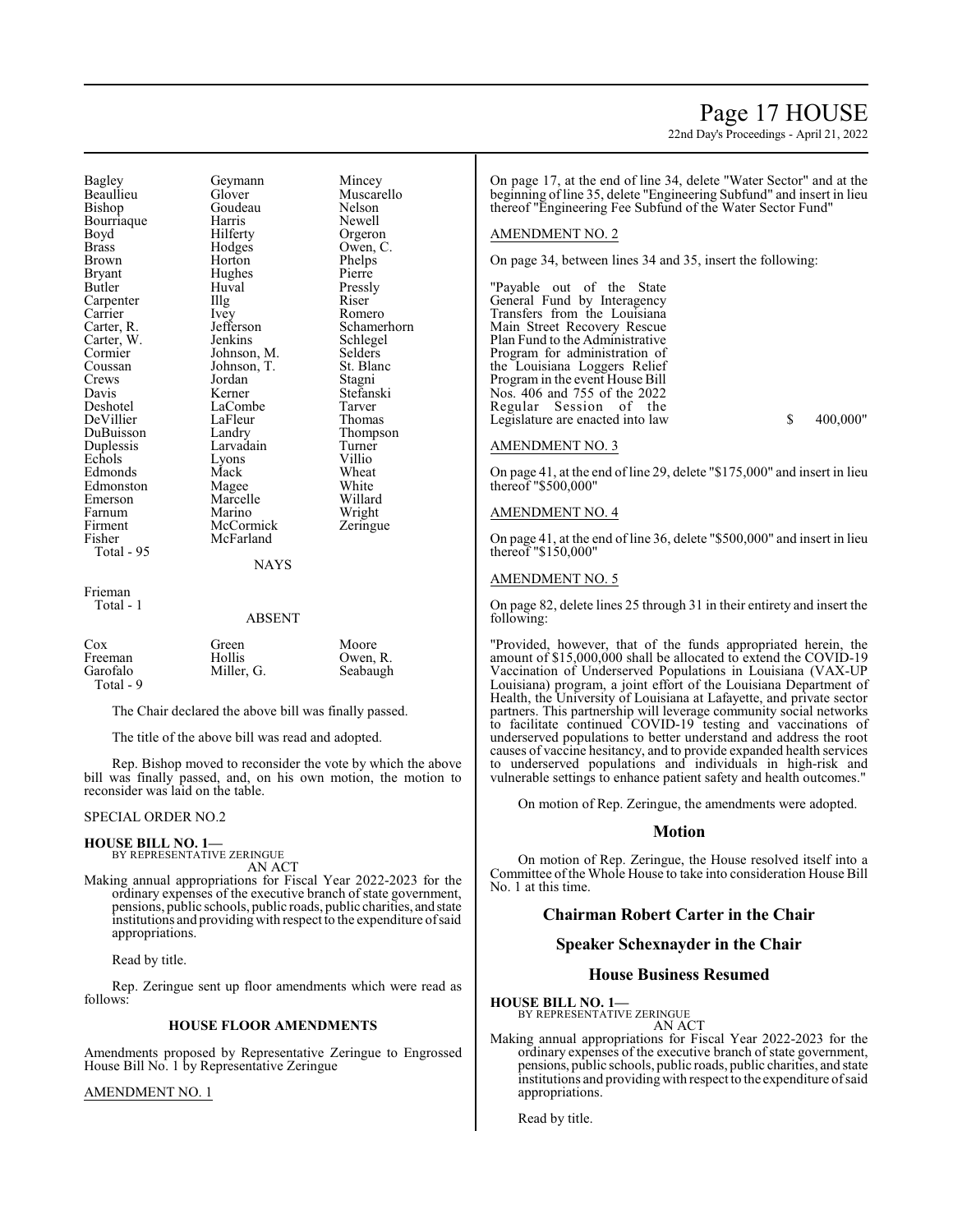| | | |
|---|---|---|
| Bagley | Geymann | Mincey |
| Beaullieu | Glover | Muscarello |
| Bishop | Goudeau | Nelson |
| Bourriaque | Harris | Newell |
| Boyd | Hilferty | Orgeron |
| Brass | Hodges | Owen, C. |
| Brown | Horton | Phelps |
| Bryant | Hughes | Pierre |
| Butler | Huval | Pressly |
| Carpenter | Illg | Riser |
| Carrier | Ivey | Romero |
| Carter, R. | Jefferson | Schamerhorn |
| Carter, W. | Jenkins | Schlegel |
| Cormier | Johnson, M. | Selders |
| Coussan | Johnson, T. | St. Blanc |
| Crews | Jordan | Stagni |
| Davis | Kerner | Stefanski |
| Deshotel | LaCombe | Tarver |
| DeVillier | LaFleur | Thomas |
| DuBuisson | Landry | Thompson |
| Duplessis | Larvadain | Turner |
| Echols | Lyons | Villio |
| Edmonds | Mack | Wheat |
| Edmonston | Magee | White |
| Emerson | Marcelle | Willard |
| Farnum | Marino | Wright |
| Firment | McCormick | Zeringue |
| Fisher | McFarland | |

Total - 95

NAYS

Frieman
Total - 1

ABSENT

| | | |
|---|---|---|
| Cox | Green | Moore |
| Freeman | Hollis | Owen, R. |
| Garofalo | Miller, G. | Seabaugh |

Total - 9

The Chair declared the above bill was finally passed.

The title of the above bill was read and adopted.

Rep. Bishop moved to reconsider the vote by which the above bill was finally passed, and, on his own motion, the motion to reconsider was laid on the table.

SPECIAL ORDER NO.2

**HOUSE BILL NO. 1—**
BY REPRESENTATIVE ZERINGUE
AN ACT

Making annual appropriations for Fiscal Year 2022-2023 for the ordinary expenses of the executive branch of state government, pensions, public schools, public roads, public charities, and state institutions and providing with respect to the expenditure of said appropriations.

Read by title.

Rep. Zeringue sent up floor amendments which were read as follows:

**HOUSE FLOOR AMENDMENTS**

Amendments proposed by Representative Zeringue to Engrossed House Bill No. 1 by Representative Zeringue

AMENDMENT NO. 1

On page 17, at the end of line 34, delete "Water Sector" and at the beginning of line 35, delete "Engineering Subfund" and insert in lieu thereof "Engineering Fee Subfund of the Water Sector Fund"

AMENDMENT NO. 2

On page 34, between lines 34 and 35, insert the following:

"Payable out of the State General Fund by Interagency Transfers from the Louisiana Main Street Recovery Rescue Plan Fund to the Administrative Program for administration of the Louisiana Loggers Relief Program in the event House Bill Nos. 406 and 755 of the 2022 Regular Session of the Legislature are enacted into law $ 400,000"

AMENDMENT NO. 3

On page 41, at the end of line 29, delete "$175,000" and insert in lieu thereof "$500,000"

AMENDMENT NO. 4

On page 41, at the end of line 36, delete "$500,000" and insert in lieu thereof "$150,000"

AMENDMENT NO. 5

On page 82, delete lines 25 through 31 in their entirety and insert the following:

"Provided, however, that of the funds appropriated herein, the amount of $15,000,000 shall be allocated to extend the COVID-19 Vaccination of Underserved Populations in Louisiana (VAX-UP Louisiana) program, a joint effort of the Louisiana Department of Health, the University of Louisiana at Lafayette, and private sector partners. This partnership will leverage community social networks to facilitate continued COVID-19 testing and vaccinations of underserved populations to better understand and address the root causes of vaccine hesitancy, and to provide expanded health services to underserved populations and individuals in high-risk and vulnerable settings to enhance patient safety and health outcomes."

On motion of Rep. Zeringue, the amendments were adopted.

## Motion

On motion of Rep. Zeringue, the House resolved itself into a Committee of the Whole House to take into consideration House Bill No. 1 at this time.

## Chairman Robert Carter in the Chair

## Speaker Schexnayder in the Chair

## House Business Resumed

**HOUSE BILL NO. 1—**
BY REPRESENTATIVE ZERINGUE
AN ACT

Making annual appropriations for Fiscal Year 2022-2023 for the ordinary expenses of the executive branch of state government, pensions, public schools, public roads, public charities, and state institutions and providing with respect to the expenditure of said appropriations.

Read by title.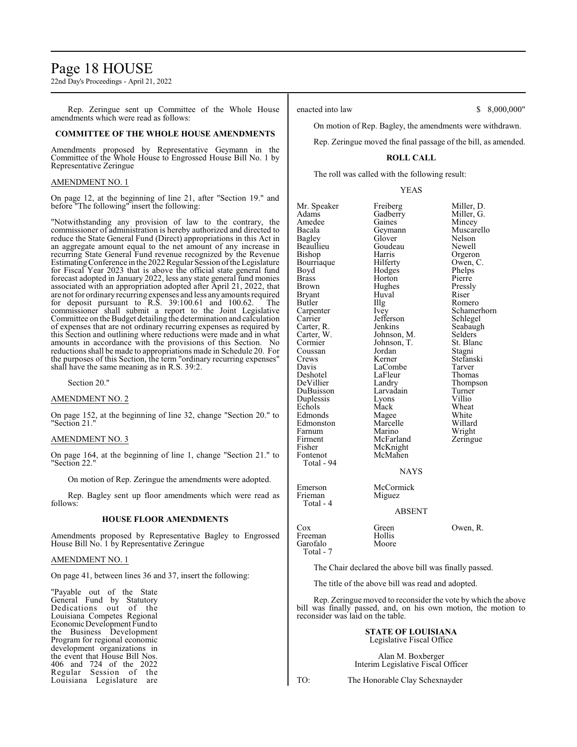Rep. Zeringue sent up Committee of the Whole House amendments which were read as follows:

**COMMITTEE OF THE WHOLE HOUSE AMENDMENTS**

Amendments proposed by Representative Geymann in the Committee of the Whole House to Engrossed House Bill No. 1 by Representative Zeringue

AMENDMENT NO. 1

On page 12, at the beginning of line 21, after "Section 19." and before "The following" insert the following:

"Notwithstanding any provision of law to the contrary, the commissioner of administration is hereby authorized and directed to reduce the State General Fund (Direct) appropriations in this Act in an aggregate amount equal to the net amount of any increase in recurring State General Fund revenue recognized by the Revenue Estimating Conference in the 2022 Regular Session of the Legislature for Fiscal Year 2023 that is above the official state general fund forecast adopted in January 2022, less any state general fund monies associated with an appropriation adopted after April 21, 2022, that are not for ordinary recurring expenses and less any amounts required for deposit pursuant to R.S. 39:100.61 and 100.62. The commissioner shall submit a report to the Joint Legislative Committee on the Budget detailing the determination and calculation of expenses that are not ordinary recurring expenses as required by this Section and outlining where reductions were made and in what amounts in accordance with the provisions of this Section. No reductions shall be made to appropriations made in Schedule 20. For the purposes of this Section, the term "ordinary recurring expenses" shall have the same meaning as in R.S. 39:2.

Section 20."

AMENDMENT NO. 2

On page 152, at the beginning of line 32, change "Section 20." to "Section 21."

AMENDMENT NO. 3

On page 164, at the beginning of line 1, change "Section 21." to "Section 22."

On motion of Rep. Zeringue the amendments were adopted.

Rep. Bagley sent up floor amendments which were read as follows:

**HOUSE FLOOR AMENDMENTS**

Amendments proposed by Representative Bagley to Engrossed House Bill No. 1 by Representative Zeringue

AMENDMENT NO. 1

On page 41, between lines 36 and 37, insert the following:

"Payable out of the State General Fund by Statutory Dedications out of the Louisiana Competes Regional Economic Development Fund to the Business Development Program for regional economic development organizations in the event that House Bill Nos. 406 and 724 of the 2022 Regular Session of the Louisiana Legislature are enacted into law $ 8,000,000"

On motion of Rep. Bagley, the amendments were withdrawn.

Rep. Zeringue moved the final passage of the bill, as amended.

**ROLL CALL**

The roll was called with the following result:

YEAS

| | | |
|---|---|---|
| Mr. Speaker | Freiberg | Miller, D. |
| Adams | Gadberry | Miller, G. |
| Amedee | Gaines | Mincey |
| Bacala | Geymann | Muscarello |
| Bagley | Glover | Nelson |
| Beaullieu | Goudeau | Newell |
| Bishop | Harris | Orgeron |
| Bourriaque | Hilferty | Owen, C. |
| Boyd | Hodges | Phelps |
| Brass | Horton | Pierre |
| Brown | Hughes | Pressly |
| Bryant | Huval | Riser |
| Butler | Illg | Romero |
| Carpenter | Ivey | Schamerhorn |
| Carrier | Jefferson | Schlegel |
| Carter, R. | Jenkins | Seabaugh |
| Carter, W. | Johnson, M. | Selders |
| Cormier | Johnson, T. | St. Blanc |
| Coussan | Jordan | Stagni |
| Crews | Kerner | Stefanski |
| Davis | LaCombe | Tarver |
| Deshotel | LaFleur | Thomas |
| DeVillier | Landry | Thompson |
| DuBuisson | Larvadain | Turner |
| Duplessis | Lyons | Villio |
| Echols | Mack | Wheat |
| Edmonds | Magee | White |
| Edmonston | Marcelle | Willard |
| Farnum | Marino | Wright |
| Firment | McFarland | Zeringue |
| Fisher | McKnight | |
| Fontenot | McMahen | |

Total - 94

NAYS

| | |
|---|---|
| Emerson | McCormick |
| Frieman | Miguez |

Total - 4

ABSENT

| | | |
|---|---|---|
| Cox | Green | Owen, R. |
| Freeman | Hollis | |
| Garofalo | Moore | |

Total - 7

The Chair declared the above bill was finally passed.

The title of the above bill was read and adopted.

Rep. Zeringue moved to reconsider the vote by which the above bill was finally passed, and, on his own motion, the motion to reconsider was laid on the table.

**STATE OF LOUISIANA**
Legislative Fiscal Office

Alan M. Boxberger
Interim Legislative Fiscal Officer

TO: The Honorable Clay Schexnayder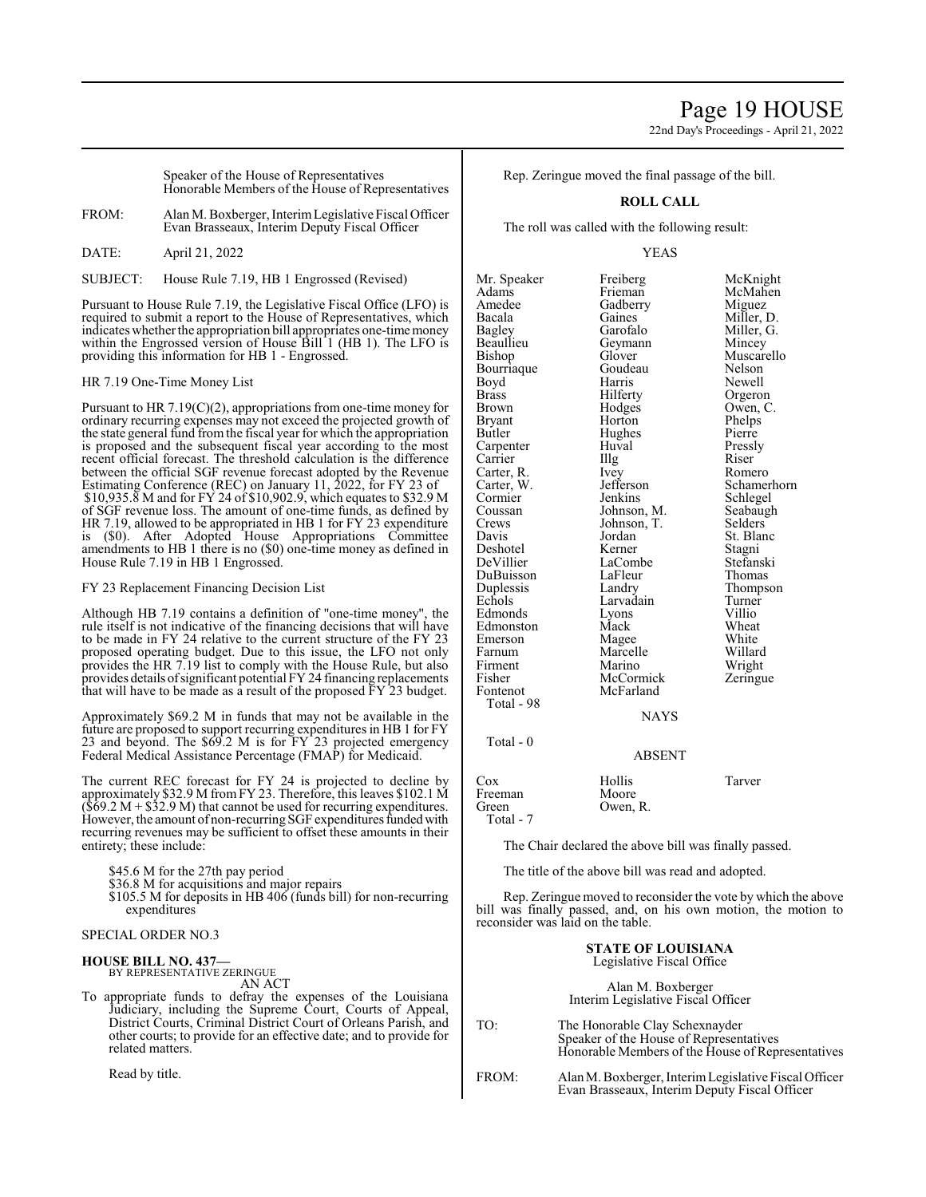Speaker of the House of Representatives
Honorable Members of the House of Representatives

FROM: Alan M. Boxberger, Interim Legislative Fiscal Officer
Evan Brasseaux, Interim Deputy Fiscal Officer

DATE: April 21, 2022

SUBJECT: House Rule 7.19, HB 1 Engrossed (Revised)

Pursuant to House Rule 7.19, the Legislative Fiscal Office (LFO) is required to submit a report to the House of Representatives, which indicates whether the appropriation bill appropriates one-time money within the Engrossed version of House Bill 1 (HB 1). The LFO is providing this information for HB 1 - Engrossed.

HR 7.19 One-Time Money List

Pursuant to HR 7.19(C)(2), appropriations from one-time money for ordinary recurring expenses may not exceed the projected growth of the state general fund from the fiscal year for which the appropriation is proposed and the subsequent fiscal year according to the most recent official forecast. The threshold calculation is the difference between the official SGF revenue forecast adopted by the Revenue Estimating Conference (REC) on January 11, 2022, for FY 23 of $10,935.8 M and for FY 24 of $10,902.9, which equates to $32.9 M of SGF revenue loss. The amount of one-time funds, as defined by HR 7.19, allowed to be appropriated in HB 1 for FY 23 expenditure is ($0). After Adopted House Appropriations Committee amendments to HB 1 there is no ($0) one-time money as defined in House Rule 7.19 in HB 1 Engrossed.

FY 23 Replacement Financing Decision List

Although HB 7.19 contains a definition of "one-time money", the rule itself is not indicative of the financing decisions that will have to be made in FY 24 relative to the current structure of the FY 23 proposed operating budget. Due to this issue, the LFO not only provides the HR 7.19 list to comply with the House Rule, but also provides details of significant potential FY 24 financing replacements that will have to be made as a result of the proposed FY 23 budget.

Approximately $69.2 M in funds that may not be available in the future are proposed to support recurring expenditures in HB 1 for FY 23 and beyond. The $69.2 M is for FY 23 projected emergency Federal Medical Assistance Percentage (FMAP) for Medicaid.

The current REC forecast for FY 24 is projected to decline by approximately $32.9 M from FY 23. Therefore, this leaves $102.1 M ($69.2 M + $32.9 M) that cannot be used for recurring expenditures. However, the amount of non-recurring SGF expenditures funded with recurring revenues may be sufficient to offset these amounts in their entirety; these include:

- $45.6 M for the 27th pay period
- $36.8 M for acquisitions and major repairs
- $105.5 M for deposits in HB 406 (funds bill) for non-recurring expenditures

SPECIAL ORDER NO.3

**HOUSE BILL NO. 437—**
BY REPRESENTATIVE ZERINGUE
AN ACT

To appropriate funds to defray the expenses of the Louisiana Judiciary, including the Supreme Court, Courts of Appeal, District Courts, Criminal District Court of Orleans Parish, and other courts; to provide for an effective date; and to provide for related matters.

Read by title.

Rep. Zeringue moved the final passage of the bill.

**ROLL CALL**

The roll was called with the following result:

YEAS

| | | |
|---|---|---|
| Mr. Speaker | Freiberg | McKnight |
| Adams | Frieman | McMahen |
| Amedee | Gadberry | Miguez |
| Bacala | Gaines | Miller, D. |
| Bagley | Garofalo | Miller, G. |
| Beaullieu | Geymann | Mincey |
| Bishop | Glover | Muscarello |
| Bourriaque | Goudeau | Nelson |
| Boyd | Harris | Newell |
| Brass | Hilferty | Orgeron |
| Brown | Hodges | Owen, C. |
| Bryant | Horton | Phelps |
| Butler | Hughes | Pierre |
| Carpenter | Huval | Pressly |
| Carrier | Illg | Riser |
| Carter, R. | Ivey | Romero |
| Carter, W. | Jefferson | Schamerhorn |
| Cormier | Jenkins | Schlegel |
| Coussan | Johnson, M. | Seabaugh |
| Crews | Johnson, T. | Selders |
| Davis | Jordan | St. Blanc |
| Deshotel | Kerner | Stagni |
| DeVillier | LaCombe | Stefanski |
| DuBuisson | LaFleur | Thomas |
| Duplessis | Landry | Thompson |
| Echols | Larvadain | Turner |
| Edmonds | Lyons | Villio |
| Edmonston | Mack | Wheat |
| Emerson | Magee | White |
| Farnum | Marcelle | Willard |
| Firment | Marino | Wright |
| Fisher | McCormick | Zeringue |
| Fontenot | McFarland | |

Total - 98

NAYS

Total - 0

ABSENT

| | | |
|---|---|---|
| Cox | Hollis | Tarver |
| Freeman | Moore | |
| Green | Owen, R. | |

Total - 7

The Chair declared the above bill was finally passed.

The title of the above bill was read and adopted.

Rep. Zeringue moved to reconsider the vote by which the above bill was finally passed, and, on his own motion, the motion to reconsider was laid on the table.

**STATE OF LOUISIANA**
Legislative Fiscal Office

Alan M. Boxberger
Interim Legislative Fiscal Officer

TO: The Honorable Clay Schexnayder
Speaker of the House of Representatives
Honorable Members of the House of Representatives

FROM: Alan M. Boxberger, Interim Legislative Fiscal Officer
Evan Brasseaux, Interim Deputy Fiscal Officer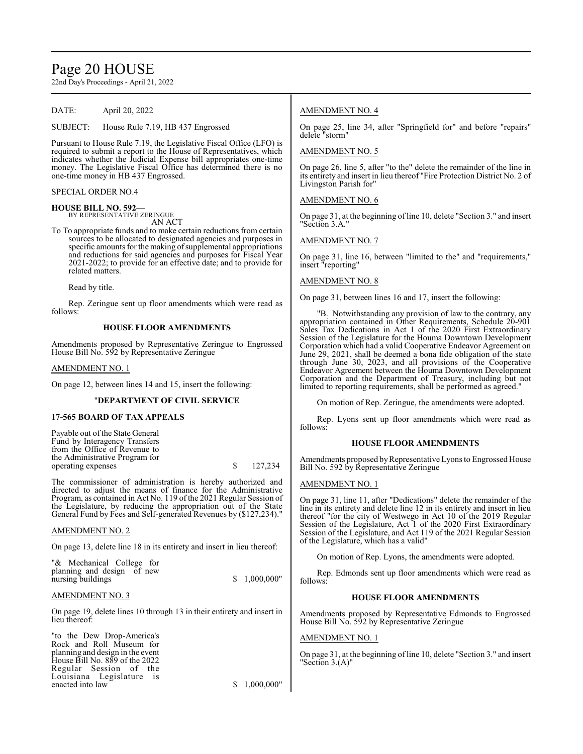DATE: April 20, 2022

SUBJECT: House Rule 7.19, HB 437 Engrossed

Pursuant to House Rule 7.19, the Legislative Fiscal Office (LFO) is required to submit a report to the House of Representatives, which indicates whether the Judicial Expense bill appropriates one-time money. The Legislative Fiscal Office has determined there is no one-time money in HB 437 Engrossed.

SPECIAL ORDER NO.4

**HOUSE BILL NO. 592—**
BY REPRESENTATIVE ZERINGUE
AN ACT

To To appropriate funds and to make certain reductions from certain sources to be allocated to designated agencies and purposes in specific amounts for the making of supplemental appropriations and reductions for said agencies and purposes for Fiscal Year 2021-2022; to provide for an effective date; and to provide for related matters.

Read by title.

Rep. Zeringue sent up floor amendments which were read as follows:

**HOUSE FLOOR AMENDMENTS**

Amendments proposed by Representative Zeringue to Engrossed House Bill No. 592 by Representative Zeringue

AMENDMENT NO. 1

On page 12, between lines 14 and 15, insert the following:

"**DEPARTMENT OF CIVIL SERVICE**

**17-565 BOARD OF TAX APPEALS**

Payable out of the State General Fund by Interagency Transfers from the Office of Revenue to the Administrative Program for operating expenses $ 127,234

The commissioner of administration is hereby authorized and directed to adjust the means of finance for the Administrative Program, as contained in Act No. 119 of the 2021 Regular Session of the Legislature, by reducing the appropriation out of the State General Fund by Fees and Self-generated Revenues by ($127,234)."

AMENDMENT NO. 2

On page 13, delete line 18 in its entirety and insert in lieu thereof:

"& Mechanical College for planning and design of new nursing buildings $ 1,000,000"

AMENDMENT NO. 3

On page 19, delete lines 10 through 13 in their entirety and insert in lieu thereof:

"to the Dew Drop-America's Rock and Roll Museum for planning and design in the event House Bill No. 889 of the 2022 Regular Session of the Louisiana Legislature is enacted into law $ 1,000,000"

AMENDMENT NO. 4

On page 25, line 34, after "Springfield for" and before "repairs" delete "storm"

AMENDMENT NO. 5

On page 26, line 5, after "to the" delete the remainder of the line in its entirety and insert in lieu thereof "Fire Protection District No. 2 of Livingston Parish for"

AMENDMENT NO. 6

On page 31, at the beginning of line 10, delete "Section 3." and insert "Section 3.A."

AMENDMENT NO. 7

On page 31, line 16, between "limited to the" and "requirements," insert "reporting"

AMENDMENT NO. 8

On page 31, between lines 16 and 17, insert the following:

"B. Notwithstanding any provision of law to the contrary, any appropriation contained in Other Requirements, Schedule 20-901 Sales Tax Dedications in Act 1 of the 2020 First Extraordinary Session of the Legislature for the Houma Downtown Development Corporation which had a valid Cooperative Endeavor Agreement on June 29, 2021, shall be deemed a bona fide obligation of the state through June 30, 2023, and all provisions of the Cooperative Endeavor Agreement between the Houma Downtown Development Corporation and the Department of Treasury, including but not limited to reporting requirements, shall be performed as agreed."

On motion of Rep. Zeringue, the amendments were adopted.

Rep. Lyons sent up floor amendments which were read as follows:

**HOUSE FLOOR AMENDMENTS**

Amendments proposed by Representative Lyons to Engrossed House Bill No. 592 by Representative Zeringue

AMENDMENT NO. 1

On page 31, line 11, after "Dedications" delete the remainder of the line in its entirety and delete line 12 in its entirety and insert in lieu thereof "for the city of Westwego in Act 10 of the 2019 Regular Session of the Legislature, Act 1 of the 2020 First Extraordinary Session of the Legislature, and Act 119 of the 2021 Regular Session of the Legislature, which has a valid"

On motion of Rep. Lyons, the amendments were adopted.

Rep. Edmonds sent up floor amendments which were read as follows:

**HOUSE FLOOR AMENDMENTS**

Amendments proposed by Representative Edmonds to Engrossed House Bill No. 592 by Representative Zeringue

AMENDMENT NO. 1

On page 31, at the beginning of line 10, delete "Section 3." and insert "Section 3.(A)"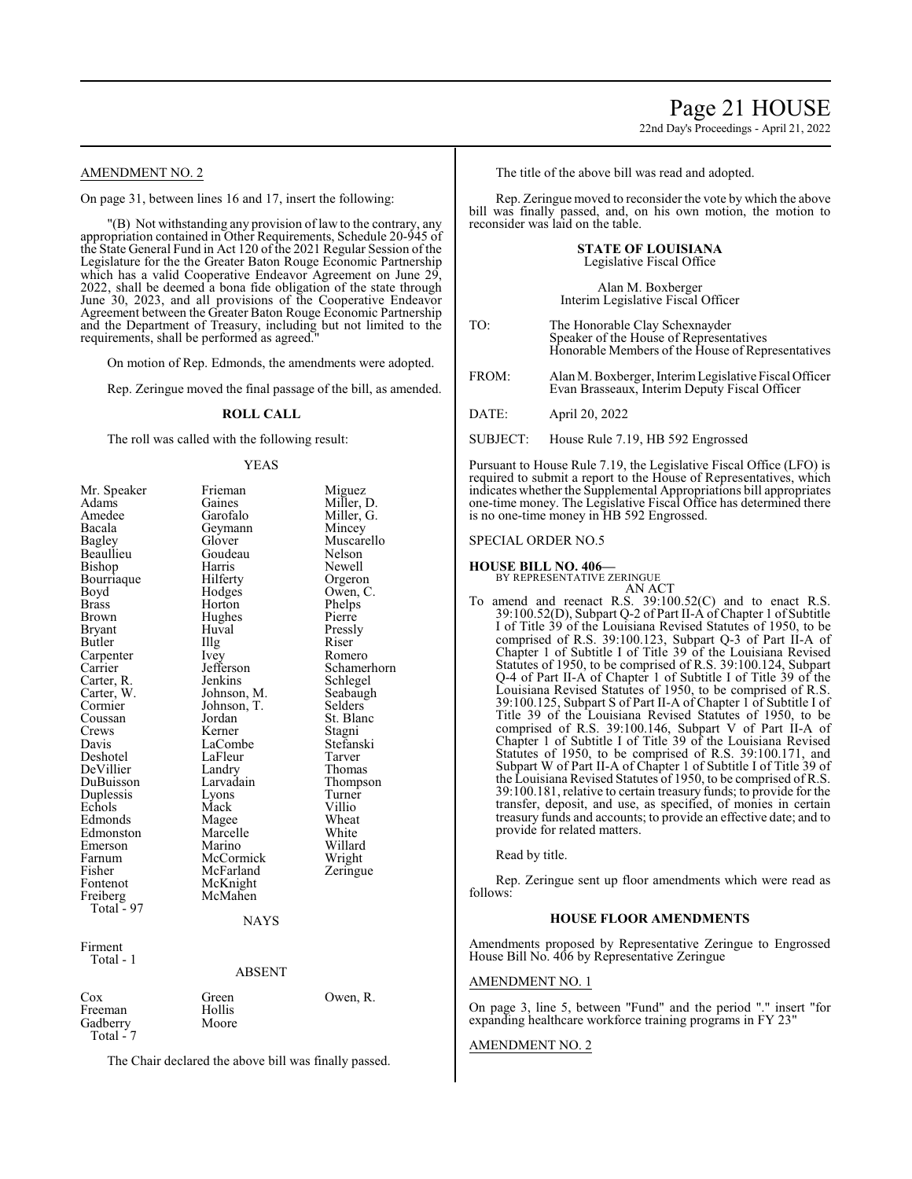AMENDMENT NO. 2

On page 31, between lines 16 and 17, insert the following:

"(B) Not withstanding any provision of law to the contrary, any appropriation contained in Other Requirements, Schedule 20-945 of the State General Fund in Act 120 of the 2021 Regular Session of the Legislature for the the Greater Baton Rouge Economic Partnership which has a valid Cooperative Endeavor Agreement on June 29, 2022, shall be deemed a bona fide obligation of the state through June 30, 2023, and all provisions of the Cooperative Endeavor Agreement between the Greater Baton Rouge Economic Partnership and the Department of Treasury, including but not limited to the requirements, shall be performed as agreed."

On motion of Rep. Edmonds, the amendments were adopted.

Rep. Zeringue moved the final passage of the bill, as amended.

**ROLL CALL**

The roll was called with the following result:

YEAS

| | | |
|---|---|---|
| Mr. Speaker | Frieman | Miguez |
| Adams | Gaines | Miller, D. |
| Amedee | Garofalo | Miller, G. |
| Bacala | Geymann | Mincey |
| Bagley | Glover | Muscarello |
| Beaullieu | Goudeau | Nelson |
| Bishop | Harris | Newell |
| Bourriaque | Hilferty | Orgeron |
| Boyd | Hodges | Owen, C. |
| Brass | Horton | Phelps |
| Brown | Hughes | Pierre |
| Bryant | Huval | Pressly |
| Butler | Illg | Riser |
| Carpenter | Ivey | Romero |
| Carrier | Jefferson | Schamerhorn |
| Carter, R. | Jenkins | Schlegel |
| Carter, W. | Johnson, M. | Seabaugh |
| Cormier | Johnson, T. | Selders |
| Coussan | Jordan | St. Blanc |
| Crews | Kerner | Stagni |
| Davis | LaCombe | Stefanski |
| Deshotel | LaFleur | Tarver |
| DeVillier | Landry | Thomas |
| DuBuisson | Larvadain | Thompson |
| Duplessis | Lyons | Turner |
| Echols | Mack | Villio |
| Edmonds | Magee | Wheat |
| Edmonston | Marcelle | White |
| Emerson | Marino | Willard |
| Farnum | McCormick | Wright |
| Fisher | McFarland | Zeringue |
| Fontenot | McKnight | |
| Freiberg | McMahen | |

Total - 97

NAYS

Firment
Total - 1

ABSENT

| | | |
|---|---|---|
| Cox | Green | Owen, R. |
| Freeman | Hollis | |
| Gadberry | Moore | |

Total - 7

The Chair declared the above bill was finally passed.

The title of the above bill was read and adopted.

Rep. Zeringue moved to reconsider the vote by which the above bill was finally passed, and, on his own motion, the motion to reconsider was laid on the table.

**STATE OF LOUISIANA**
Legislative Fiscal Office

Alan M. Boxberger
Interim Legislative Fiscal Officer

TO: The Honorable Clay Schexnayder
Speaker of the House of Representatives
Honorable Members of the House of Representatives

FROM: Alan M. Boxberger, Interim Legislative Fiscal Officer
Evan Brasseaux, Interim Deputy Fiscal Officer

DATE: April 20, 2022

SUBJECT: House Rule 7.19, HB 592 Engrossed

Pursuant to House Rule 7.19, the Legislative Fiscal Office (LFO) is required to submit a report to the House of Representatives, which indicates whether the Supplemental Appropriations bill appropriates one-time money. The Legislative Fiscal Office has determined there is no one-time money in HB 592 Engrossed.

SPECIAL ORDER NO.5

**HOUSE BILL NO. 406—**
BY REPRESENTATIVE ZERINGUE
AN ACT

To amend and reenact R.S. 39:100.52(C) and to enact R.S. 39:100.52(D), Subpart Q-2 of Part II-A of Chapter 1 of Subtitle I of Title 39 of the Louisiana Revised Statutes of 1950, to be comprised of R.S. 39:100.123, Subpart Q-3 of Part II-A of Chapter 1 of Subtitle I of Title 39 of the Louisiana Revised Statutes of 1950, to be comprised of R.S. 39:100.124, Subpart Q-4 of Part II-A of Chapter 1 of Subtitle I of Title 39 of the Louisiana Revised Statutes of 1950, to be comprised of R.S. 39:100.125, Subpart S of Part II-A of Chapter 1 of Subtitle I of Title 39 of the Louisiana Revised Statutes of 1950, to be comprised of R.S. 39:100.146, Subpart V of Part II-A of Chapter 1 of Subtitle I of Title 39 of the Louisiana Revised Statutes of 1950, to be comprised of R.S. 39:100.171, and Subpart W of Part II-A of Chapter 1 of Subtitle I of Title 39 of the Louisiana Revised Statutes of 1950, to be comprised of R.S. 39:100.181, relative to certain treasury funds; to provide for the transfer, deposit, and use, as specified, of monies in certain treasury funds and accounts; to provide an effective date; and to provide for related matters.

Read by title.

Rep. Zeringue sent up floor amendments which were read as follows:

**HOUSE FLOOR AMENDMENTS**

Amendments proposed by Representative Zeringue to Engrossed House Bill No. 406 by Representative Zeringue

AMENDMENT NO. 1

On page 3, line 5, between "Fund" and the period "." insert "for expanding healthcare workforce training programs in FY 23"

AMENDMENT NO. 2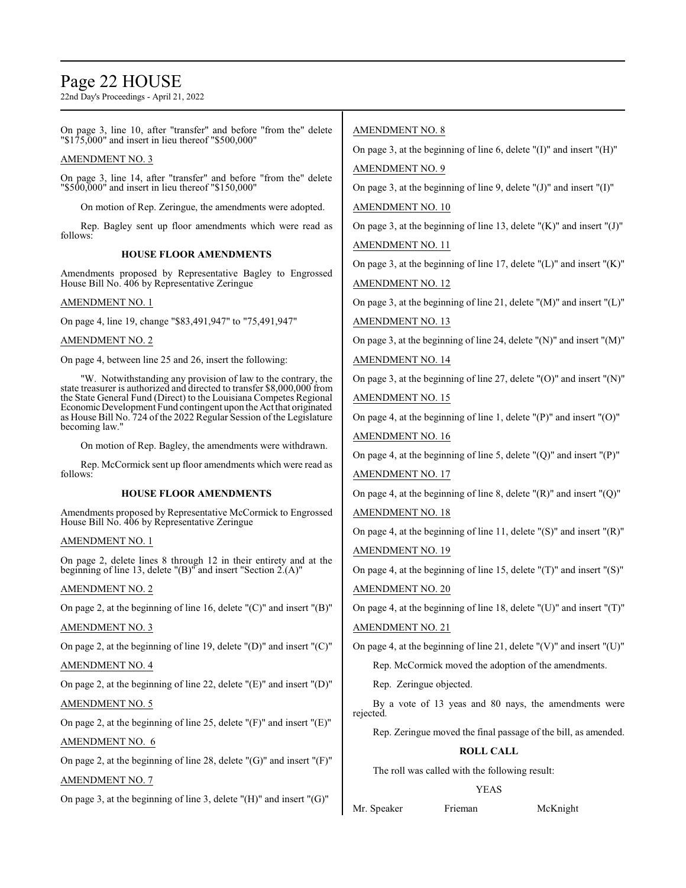On page 3, line 10, after "transfer" and before "from the" delete "$175,000" and insert in lieu thereof "$500,000"

AMENDMENT NO. 3

On page 3, line 14, after "transfer" and before "from the" delete "$500,000" and insert in lieu thereof "$150,000"

On motion of Rep. Zeringue, the amendments were adopted.

Rep. Bagley sent up floor amendments which were read as follows:

**HOUSE FLOOR AMENDMENTS**

Amendments proposed by Representative Bagley to Engrossed House Bill No. 406 by Representative Zeringue

AMENDMENT NO. 1

On page 4, line 19, change "$83,491,947" to "75,491,947"

AMENDMENT NO. 2

On page 4, between line 25 and 26, insert the following:

"W. Notwithstanding any provision of law to the contrary, the state treasurer is authorized and directed to transfer $8,000,000 from the State General Fund (Direct) to the Louisiana Competes Regional Economic Development Fund contingent upon the Act that originated as House Bill No. 724 of the 2022 Regular Session of the Legislature becoming law."

On motion of Rep. Bagley, the amendments were withdrawn.

Rep. McCormick sent up floor amendments which were read as follows:

**HOUSE FLOOR AMENDMENTS**

Amendments proposed by Representative McCormick to Engrossed House Bill No. 406 by Representative Zeringue

AMENDMENT NO. 1

On page 2, delete lines 8 through 12 in their entirety and at the beginning of line 13, delete "(B)" and insert "Section 2.(A)"

AMENDMENT NO. 2

On page 2, at the beginning of line 16, delete "(C)" and insert "(B)"

AMENDMENT NO. 3

On page 2, at the beginning of line 19, delete "(D)" and insert "(C)"

AMENDMENT NO. 4

On page 2, at the beginning of line 22, delete "(E)" and insert "(D)"

AMENDMENT NO. 5

On page 2, at the beginning of line 25, delete "(F)" and insert "(E)"

AMENDMENT NO. 6

On page 2, at the beginning of line 28, delete "(G)" and insert "(F)"

AMENDMENT NO. 7

On page 3, at the beginning of line 3, delete "(H)" and insert "(G)"

AMENDMENT NO. 8

On page 3, at the beginning of line 6, delete "(I)" and insert "(H)"

AMENDMENT NO. 9

On page 3, at the beginning of line 9, delete "(J)" and insert "(I)"

AMENDMENT NO. 10

On page 3, at the beginning of line 13, delete "(K)" and insert "(J)"

AMENDMENT NO. 11

On page 3, at the beginning of line 17, delete "(L)" and insert "(K)"

AMENDMENT NO. 12

On page 3, at the beginning of line 21, delete "(M)" and insert "(L)"

AMENDMENT NO. 13

On page 3, at the beginning of line 24, delete "(N)" and insert "(M)"

AMENDMENT NO. 14

On page 3, at the beginning of line 27, delete "(O)" and insert "(N)"

AMENDMENT NO. 15

On page 4, at the beginning of line 1, delete "(P)" and insert "(O)"

AMENDMENT NO. 16

On page 4, at the beginning of line 5, delete "(Q)" and insert "(P)"

AMENDMENT NO. 17

On page 4, at the beginning of line 8, delete "(R)" and insert "(Q)"

AMENDMENT NO. 18

On page 4, at the beginning of line 11, delete "(S)" and insert "(R)"

AMENDMENT NO. 19

On page 4, at the beginning of line 15, delete "(T)" and insert "(S)"

AMENDMENT NO. 20

On page 4, at the beginning of line 18, delete "(U)" and insert "(T)"

AMENDMENT NO. 21

On page 4, at the beginning of line 21, delete "(V)" and insert "(U)"

Rep. McCormick moved the adoption of the amendments.

Rep. Zeringue objected.

By a vote of 13 yeas and 80 nays, the amendments were rejected.

Rep. Zeringue moved the final passage of the bill, as amended.

**ROLL CALL**

The roll was called with the following result:

YEAS

| | | |
|---|---|---|
| Mr. Speaker | Frieman | McKnight |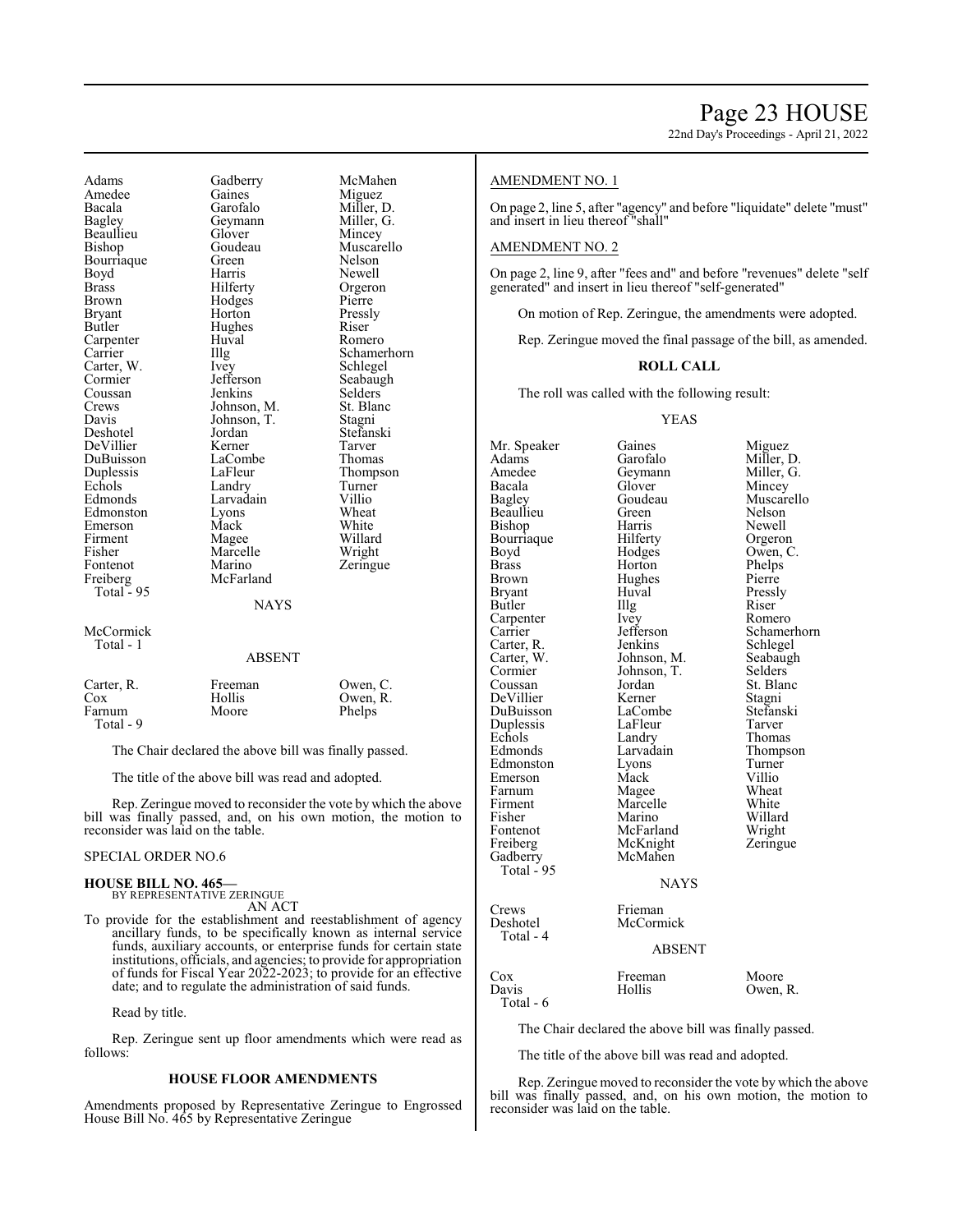| | | |
|---|---|---|
| Adams | Gadberry | McMahen |
| Amedee | Gaines | Miguez |
| Bacala | Garofalo | Miller, D. |
| Bagley | Geymann | Miller, G. |
| Beaullieu | Glover | Mincey |
| Bishop | Goudeau | Muscarello |
| Bourriaque | Green | Nelson |
| Boyd | Harris | Newell |
| Brass | Hilferty | Orgeron |
| Brown | Hodges | Pierre |
| Bryant | Horton | Pressly |
| Butler | Hughes | Riser |
| Carpenter | Huval | Romero |
| Carrier | Illg | Schamerhorn |
| Carter, W. | Ivey | Schlegel |
| Cormier | Jefferson | Seabaugh |
| Coussan | Jenkins | Selders |
| Crews | Johnson, M. | St. Blanc |
| Davis | Johnson, T. | Stagni |
| Deshotel | Jordan | Stefanski |
| DeVillier | Kerner | Tarver |
| DuBuisson | LaCombe | Thomas |
| Duplessis | LaFleur | Thompson |
| Echols | Landry | Turner |
| Edmonds | Larvadain | Villio |
| Edmonston | Lyons | Wheat |
| Emerson | Mack | White |
| Firment | Magee | Willard |
| Fisher | Marcelle | Wright |
| Fontenot | Marino | Zeringue |
| Freiberg | McFarland | |

Total - 95

NAYS

McCormick
Total - 1

ABSENT

| | | |
|---|---|---|
| Carter, R. | Freeman | Owen, C. |
| Cox | Hollis | Owen, R. |
| Farnum | Moore | Phelps |

Total - 9

The Chair declared the above bill was finally passed.

The title of the above bill was read and adopted.

Rep. Zeringue moved to reconsider the vote by which the above bill was finally passed, and, on his own motion, the motion to reconsider was laid on the table.

SPECIAL ORDER NO.6

**HOUSE BILL NO. 465—**
BY REPRESENTATIVE ZERINGUE
AN ACT

To provide for the establishment and reestablishment of agency ancillary funds, to be specifically known as internal service funds, auxiliary accounts, or enterprise funds for certain state institutions, officials, and agencies; to provide for appropriation of funds for Fiscal Year 2022-2023; to provide for an effective date; and to regulate the administration of said funds.

Read by title.

Rep. Zeringue sent up floor amendments which were read as follows:

**HOUSE FLOOR AMENDMENTS**

Amendments proposed by Representative Zeringue to Engrossed House Bill No. 465 by Representative Zeringue

AMENDMENT NO. 1

On page 2, line 5, after "agency" and before "liquidate" delete "must" and insert in lieu thereof "shall"

AMENDMENT NO. 2

On page 2, line 9, after "fees and" and before "revenues" delete "self generated" and insert in lieu thereof "self-generated"

On motion of Rep. Zeringue, the amendments were adopted.

Rep. Zeringue moved the final passage of the bill, as amended.

**ROLL CALL**

The roll was called with the following result:

YEAS

| | | |
|---|---|---|
| Mr. Speaker | Gaines | Miguez |
| Adams | Garofalo | Miller, D. |
| Amedee | Geymann | Miller, G. |
| Bacala | Glover | Mincey |
| Bagley | Goudeau | Muscarello |
| Beaullieu | Green | Nelson |
| Bishop | Harris | Newell |
| Bourriaque | Hilferty | Orgeron |
| Boyd | Hodges | Owen, C. |
| Brass | Horton | Phelps |
| Brown | Hughes | Pierre |
| Bryant | Huval | Pressly |
| Butler | Illg | Riser |
| Carpenter | Ivey | Romero |
| Carrier | Jefferson | Schamerhorn |
| Carter, R. | Jenkins | Schlegel |
| Carter, W. | Johnson, M. | Seabaugh |
| Cormier | Johnson, T. | Selders |
| Coussan | Jordan | St. Blanc |
| DeVillier | Kerner | Stagni |
| DuBuisson | LaCombe | Stefanski |
| Duplessis | LaFleur | Tarver |
| Echols | Landry | Thomas |
| Edmonds | Larvadain | Thompson |
| Edmonston | Lyons | Turner |
| Emerson | Mack | Villio |
| Farnum | Magee | Wheat |
| Firment | Marcelle | White |
| Fisher | Marino | Willard |
| Fontenot | McFarland | Wright |
| Freiberg | McKnight | Zeringue |
| Gadberry | McMahen | |

Total - 95

NAYS

| | |
|---|---|
| Crews | Frieman |
| Deshotel | McCormick |

Total - 4

ABSENT

| | | |
|---|---|---|
| Cox | Freeman | Moore |
| Davis | Hollis | Owen, R. |

Total - 6

The Chair declared the above bill was finally passed.

The title of the above bill was read and adopted.

Rep. Zeringue moved to reconsider the vote by which the above bill was finally passed, and, on his own motion, the motion to reconsider was laid on the table.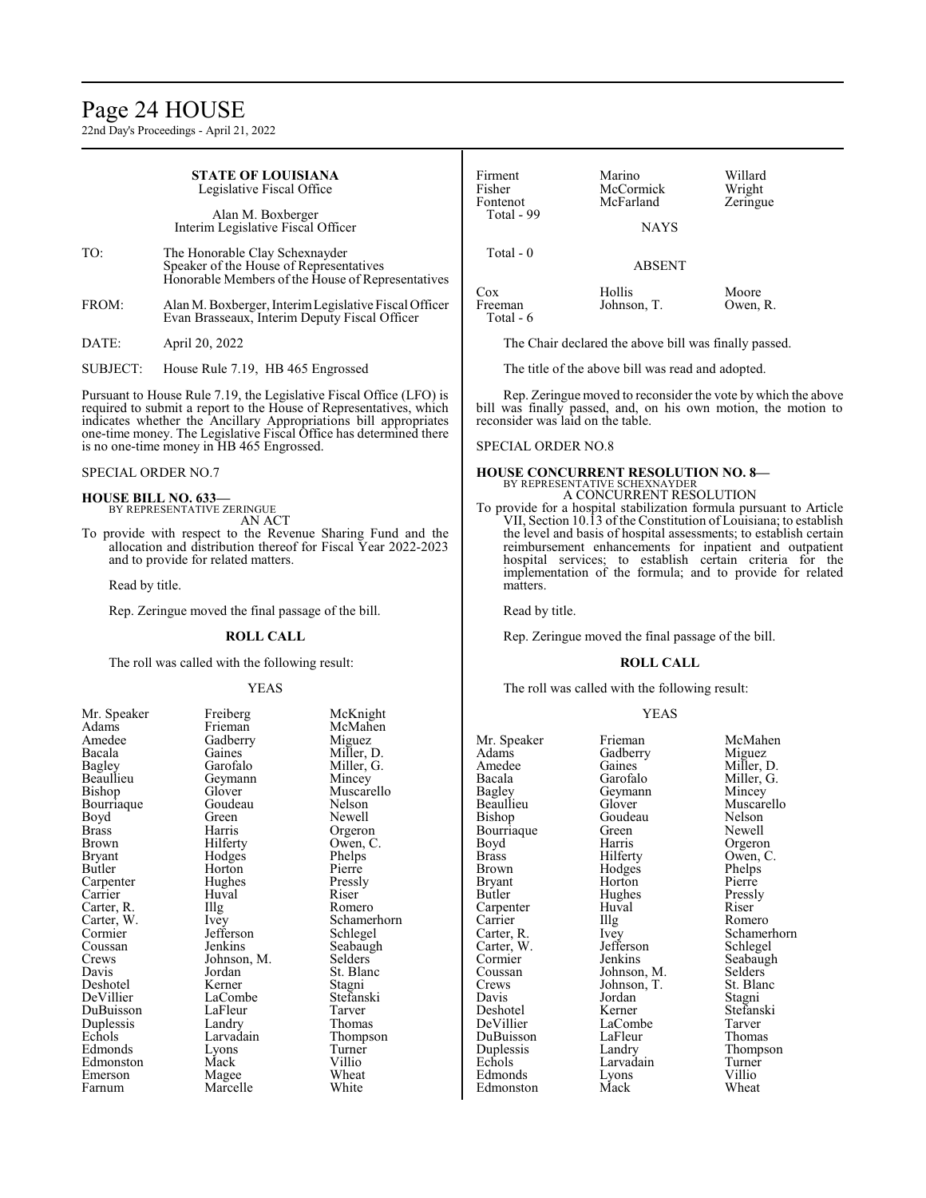**STATE OF LOUISIANA**
Legislative Fiscal Office

Alan M. Boxberger
Interim Legislative Fiscal Officer

TO: The Honorable Clay Schexnayder
Speaker of the House of Representatives
Honorable Members of the House of Representatives

FROM: Alan M. Boxberger, Interim Legislative Fiscal Officer
Evan Brasseaux, Interim Deputy Fiscal Officer

DATE: April 20, 2022

SUBJECT: House Rule 7.19, HB 465 Engrossed

Pursuant to House Rule 7.19, the Legislative Fiscal Office (LFO) is required to submit a report to the House of Representatives, which indicates whether the Ancillary Appropriations bill appropriates one-time money. The Legislative Fiscal Office has determined there is no one-time money in HB 465 Engrossed.

SPECIAL ORDER NO.7

**HOUSE BILL NO. 633—**
BY REPRESENTATIVE ZERINGUE
AN ACT

To provide with respect to the Revenue Sharing Fund and the allocation and distribution thereof for Fiscal Year 2022-2023 and to provide for related matters.

Read by title.

Rep. Zeringue moved the final passage of the bill.

**ROLL CALL**

The roll was called with the following result:

YEAS

| | | |
|---|---|---|
| Mr. Speaker | Freiberg | McKnight |
| Adams | Frieman | McMahen |
| Amedee | Gadberry | Miguez |
| Bacala | Gaines | Miller, D. |
| Bagley | Garofalo | Miller, G. |
| Beaullieu | Geymann | Mincey |
| Bishop | Glover | Muscarello |
| Bourriaque | Goudeau | Nelson |
| Boyd | Green | Newell |
| Brass | Harris | Orgeron |
| Brown | Hilferty | Owen, C. |
| Bryant | Hodges | Phelps |
| Butler | Horton | Pierre |
| Carpenter | Hughes | Pressly |
| Carrier | Huval | Riser |
| Carter, R. | Illg | Romero |
| Carter, W. | Ivey | Schamerhorn |
| Cormier | Jefferson | Schlegel |
| Coussan | Jenkins | Seabaugh |
| Crews | Johnson, M. | Selders |
| Davis | Jordan | St. Blanc |
| Deshotel | Kerner | Stagni |
| DeVillier | LaCombe | Stefanski |
| DuBuisson | LaFleur | Tarver |
| Duplessis | Landry | Thomas |
| Echols | Larvadain | Thompson |
| Edmonds | Lyons | Turner |
| Edmonston | Mack | Villio |
| Emerson | Magee | Wheat |
| Farnum | Marcelle | White |
| Firment | Marino | Willard |
| Fisher | McCormick | Wright |
| Fontenot | McFarland | Zeringue |

Total - 99

NAYS

Total - 0

ABSENT

| | | |
|---|---|---|
| Cox | Hollis | Moore |
| Freeman | Johnson, T. | Owen, R. |

Total - 6

The Chair declared the above bill was finally passed.

The title of the above bill was read and adopted.

Rep. Zeringue moved to reconsider the vote by which the above bill was finally passed, and, on his own motion, the motion to reconsider was laid on the table.

SPECIAL ORDER NO.8

**HOUSE CONCURRENT RESOLUTION NO. 8—**
BY REPRESENTATIVE SCHEXNAYDER
A CONCURRENT RESOLUTION

To provide for a hospital stabilization formula pursuant to Article VII, Section 10.13 of the Constitution of Louisiana; to establish the level and basis of hospital assessments; to establish certain reimbursement enhancements for inpatient and outpatient hospital services; to establish certain criteria for the implementation of the formula; and to provide for related matters.

Read by title.

Rep. Zeringue moved the final passage of the bill.

**ROLL CALL**

The roll was called with the following result:

YEAS

| | | |
|---|---|---|
| Mr. Speaker | Frieman | McMahen |
| Adams | Gadberry | Miguez |
| Amedee | Gaines | Miller, D. |
| Bacala | Garofalo | Miller, G. |
| Bagley | Geymann | Mincey |
| Beaullieu | Glover | Muscarello |
| Bishop | Goudeau | Nelson |
| Bourriaque | Green | Newell |
| Boyd | Harris | Orgeron |
| Brass | Hilferty | Owen, C. |
| Brown | Hodges | Phelps |
| Bryant | Horton | Pierre |
| Butler | Hughes | Pressly |
| Carpenter | Huval | Riser |
| Carrier | Illg | Romero |
| Carter, R. | Ivey | Schamerhorn |
| Carter, W. | Jefferson | Schlegel |
| Cormier | Jenkins | Seabaugh |
| Coussan | Johnson, M. | Selders |
| Crews | Johnson, T. | St. Blanc |
| Davis | Jordan | Stagni |
| Deshotel | Kerner | Stefanski |
| DeVillier | LaCombe | Tarver |
| DuBuisson | LaFleur | Thomas |
| Duplessis | Landry | Thompson |
| Echols | Larvadain | Turner |
| Edmonds | Lyons | Villio |
| Edmonston | Mack | Wheat |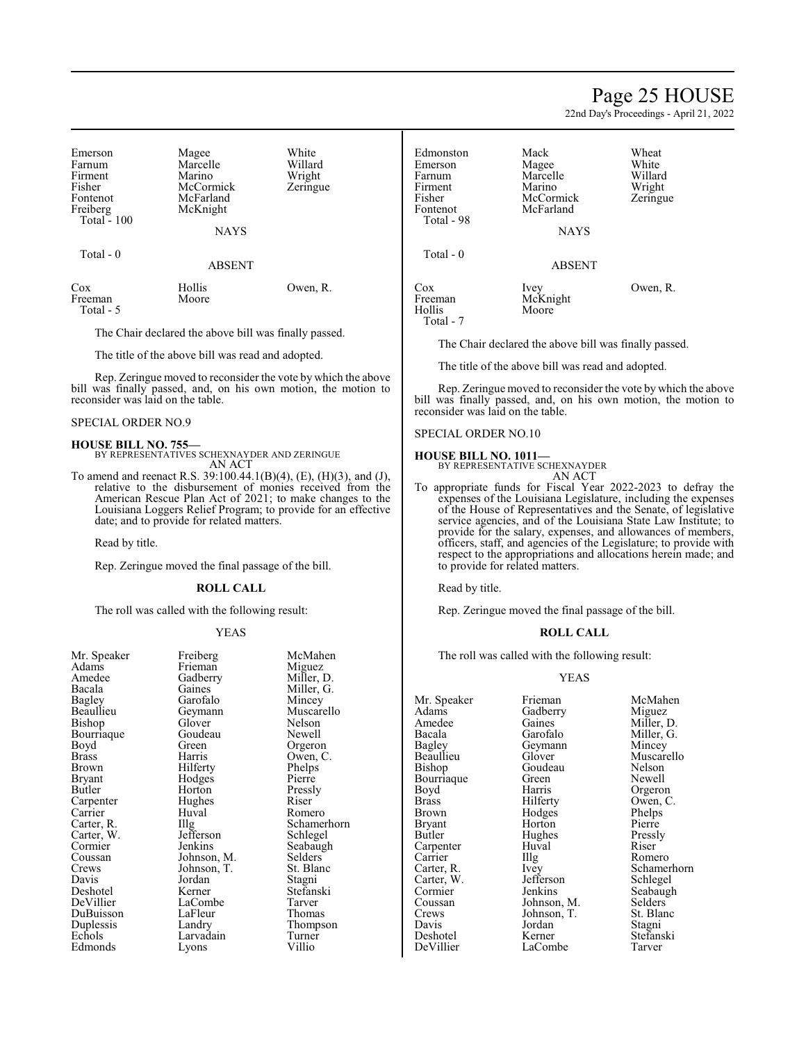| | | |
|---|---|---|
| Emerson | Magee | White |
| Farnum | Marcelle | Willard |
| Firment | Marino | Wright |
| Fisher | McCormick | Zeringue |
| Fontenot | McFarland | |
| Freiberg | McKnight | |

Total - 100

NAYS

Total - 0

ABSENT

| | | |
|---|---|---|
| Cox | Hollis | Owen, R. |
| Freeman | Moore | |

Total - 5

The Chair declared the above bill was finally passed.

The title of the above bill was read and adopted.

Rep. Zeringue moved to reconsider the vote by which the above bill was finally passed, and, on his own motion, the motion to reconsider was laid on the table.

SPECIAL ORDER NO.9

**HOUSE BILL NO. 755—**
BY REPRESENTATIVES SCHEXNAYDER AND ZERINGUE
AN ACT

To amend and reenact R.S. 39:100.44.1(B)(4), (E), (H)(3), and (J), relative to the disbursement of monies received from the American Rescue Plan Act of 2021; to make changes to the Louisiana Loggers Relief Program; to provide for an effective date; and to provide for related matters.

Read by title.

Rep. Zeringue moved the final passage of the bill.

**ROLL CALL**

The roll was called with the following result:

YEAS

| | | |
|---|---|---|
| Mr. Speaker | Freiberg | McMahen |
| Adams | Frieman | Miguez |
| Amedee | Gadberry | Miller, D. |
| Bacala | Gaines | Miller, G. |
| Bagley | Garofalo | Mincey |
| Beaullieu | Geymann | Muscarello |
| Bishop | Glover | Nelson |
| Bourriaque | Goudeau | Newell |
| Boyd | Green | Orgeron |
| Brass | Harris | Owen, C. |
| Brown | Hilferty | Phelps |
| Bryant | Hodges | Pierre |
| Butler | Horton | Pressly |
| Carpenter | Hughes | Riser |
| Carrier | Huval | Romero |
| Carter, R. | Illg | Schamerhorn |
| Carter, W. | Jefferson | Schlegel |
| Cormier | Jenkins | Seabaugh |
| Coussan | Johnson, M. | Selders |
| Crews | Johnson, T. | St. Blanc |
| Davis | Jordan | Stagni |
| Deshotel | Kerner | Stefanski |
| DeVillier | LaCombe | Tarver |
| DuBuisson | LaFleur | Thomas |
| Duplessis | Landry | Thompson |
| Echols | Larvadain | Turner |
| Edmonds | Lyons | Villio |
| Edmonston | Mack | Wheat |
| Emerson | Magee | White |
| Farnum | Marcelle | Willard |
| Firment | Marino | Wright |
| Fisher | McCormick | Zeringue |
| Fontenot | McFarland | |

Total - 98

NAYS

Total - 0

ABSENT

| | | |
|---|---|---|
| Cox | Ivey | Owen, R. |
| Freeman | McKnight | |
| Hollis | Moore | |

Total - 7

The Chair declared the above bill was finally passed.

The title of the above bill was read and adopted.

Rep. Zeringue moved to reconsider the vote by which the above bill was finally passed, and, on his own motion, the motion to reconsider was laid on the table.

SPECIAL ORDER NO.10

**HOUSE BILL NO. 1011—**
BY REPRESENTATIVE SCHEXNAYDER
AN ACT

To appropriate funds for Fiscal Year 2022-2023 to defray the expenses of the Louisiana Legislature, including the expenses of the House of Representatives and the Senate, of legislative service agencies, and of the Louisiana State Law Institute; to provide for the salary, expenses, and allowances of members, officers, staff, and agencies of the Legislature; to provide with respect to the appropriations and allocations herein made; and to provide for related matters.

Read by title.

Rep. Zeringue moved the final passage of the bill.

**ROLL CALL**

The roll was called with the following result:

YEAS

| | | |
|---|---|---|
| Mr. Speaker | Frieman | McMahen |
| Adams | Gadberry | Miguez |
| Amedee | Gaines | Miller, D. |
| Bacala | Garofalo | Miller, G. |
| Bagley | Geymann | Mincey |
| Beaullieu | Glover | Muscarello |
| Bishop | Goudeau | Nelson |
| Bourriaque | Green | Newell |
| Boyd | Harris | Orgeron |
| Brass | Hilferty | Owen, C. |
| Brown | Hodges | Phelps |
| Bryant | Horton | Pierre |
| Butler | Hughes | Pressly |
| Carpenter | Huval | Riser |
| Carrier | Illg | Romero |
| Carter, R. | Ivey | Schamerhorn |
| Carter, W. | Jefferson | Schlegel |
| Cormier | Jenkins | Seabaugh |
| Coussan | Johnson, M. | Selders |
| Crews | Johnson, T. | St. Blanc |
| Davis | Jordan | Stagni |
| Deshotel | Kerner | Stefanski |
| DeVillier | LaCombe | Tarver |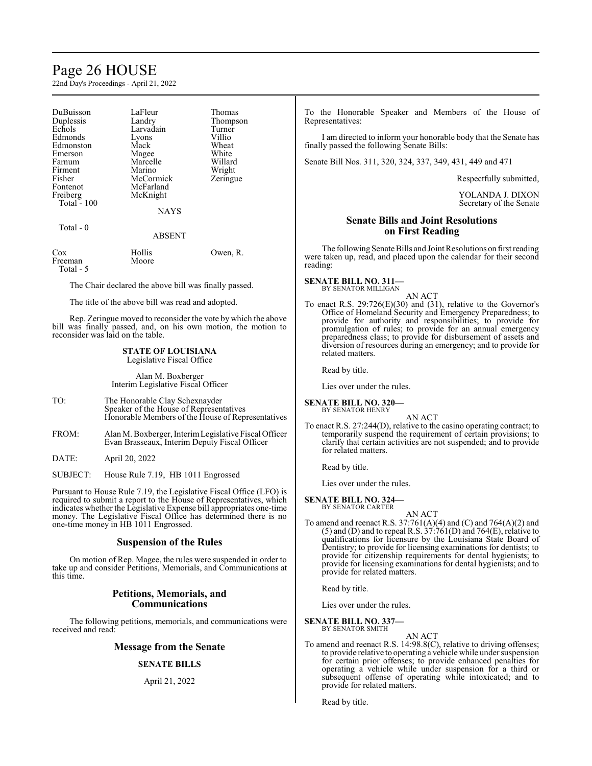| DuBuisson | LaFleur | Thomas |
|---|---|---|
| Duplessis | Landry | Thompson |
| Echols | Larvadain | Turner |
| Edmonds | Lyons | Villio |
| Edmonston | Mack | Wheat |
| Emerson | Magee | White |
| Farnum | Marcelle | Willard |
| Firment | Marino | Wright |
| Fisher | McCormick | Zeringue |
| Fontenot | McFarland | |
| Freiberg | McKnight | |
| Total - 100 | | |

NAYS

Total - 0

ABSENT

| Cox | Hollis | Owen, R. |
|---|---|---|
| Freeman | Moore | |
| Total - 5 | | |

The Chair declared the above bill was finally passed.

The title of the above bill was read and adopted.

Rep. Zeringue moved to reconsider the vote by which the above bill was finally passed, and, on his own motion, the motion to reconsider was laid on the table.

**STATE OF LOUISIANA**
Legislative Fiscal Office

Alan M. Boxberger
Interim Legislative Fiscal Officer

TO: The Honorable Clay Schexnayder
Speaker of the House of Representatives
Honorable Members of the House of Representatives

FROM: Alan M. Boxberger, Interim Legislative Fiscal Officer
Evan Brasseaux, Interim Deputy Fiscal Officer

DATE: April 20, 2022

SUBJECT: House Rule 7.19, HB 1011 Engrossed

Pursuant to House Rule 7.19, the Legislative Fiscal Office (LFO) is required to submit a report to the House of Representatives, which indicates whether the Legislative Expense bill appropriates one-time money. The Legislative Fiscal Office has determined there is no one-time money in HB 1011 Engrossed.

## Suspension of the Rules

On motion of Rep. Magee, the rules were suspended in order to take up and consider Petitions, Memorials, and Communications at this time.

## Petitions, Memorials, and Communications

The following petitions, memorials, and communications were received and read:

## Message from the Senate

**SENATE BILLS**

April 21, 2022

To the Honorable Speaker and Members of the House of Representatives:

I am directed to inform your honorable body that the Senate has finally passed the following Senate Bills:

Senate Bill Nos. 311, 320, 324, 337, 349, 431, 449 and 471

Respectfully submitted,

YOLANDA J. DIXON
Secretary of the Senate

## Senate Bills and Joint Resolutions on First Reading

The following Senate Bills and Joint Resolutions on first reading were taken up, read, and placed upon the calendar for their second reading:

**SENATE BILL NO. 311—**
BY SENATOR MILLIGAN

AN ACT

To enact R.S. 29:726(E)(30) and (31), relative to the Governor's Office of Homeland Security and Emergency Preparedness; to provide for authority and responsibilities; to provide for promulgation of rules; to provide for an annual emergency preparedness class; to provide for disbursement of assets and diversion of resources during an emergency; and to provide for related matters.

Read by title.

Lies over under the rules.

**SENATE BILL NO. 320—**
BY SENATOR HENRY

AN ACT

To enact R.S. 27:244(D), relative to the casino operating contract; to temporarily suspend the requirement of certain provisions; to clarify that certain activities are not suspended; and to provide for related matters.

Read by title.

Lies over under the rules.

**SENATE BILL NO. 324—**
BY SENATOR CARTER

AN ACT

To amend and reenact R.S. 37:761(A)(4) and (C) and 764(A)(2) and (5) and (D) and to repeal R.S. 37:761(D) and 764(E), relative to qualifications for licensure by the Louisiana State Board of Dentistry; to provide for licensing examinations for dentists; to provide for citizenship requirements for dental hygienists; to provide for licensing examinations for dental hygienists; and to provide for related matters.

Read by title.

Lies over under the rules.

**SENATE BILL NO. 337—**
BY SENATOR SMITH

AN ACT

To amend and reenact R.S. 14:98.8(C), relative to driving offenses; to provide relative to operating a vehicle while under suspension for certain prior offenses; to provide enhanced penalties for operating a vehicle while under suspension for a third or subsequent offense of operating while intoxicated; and to provide for related matters.

Read by title.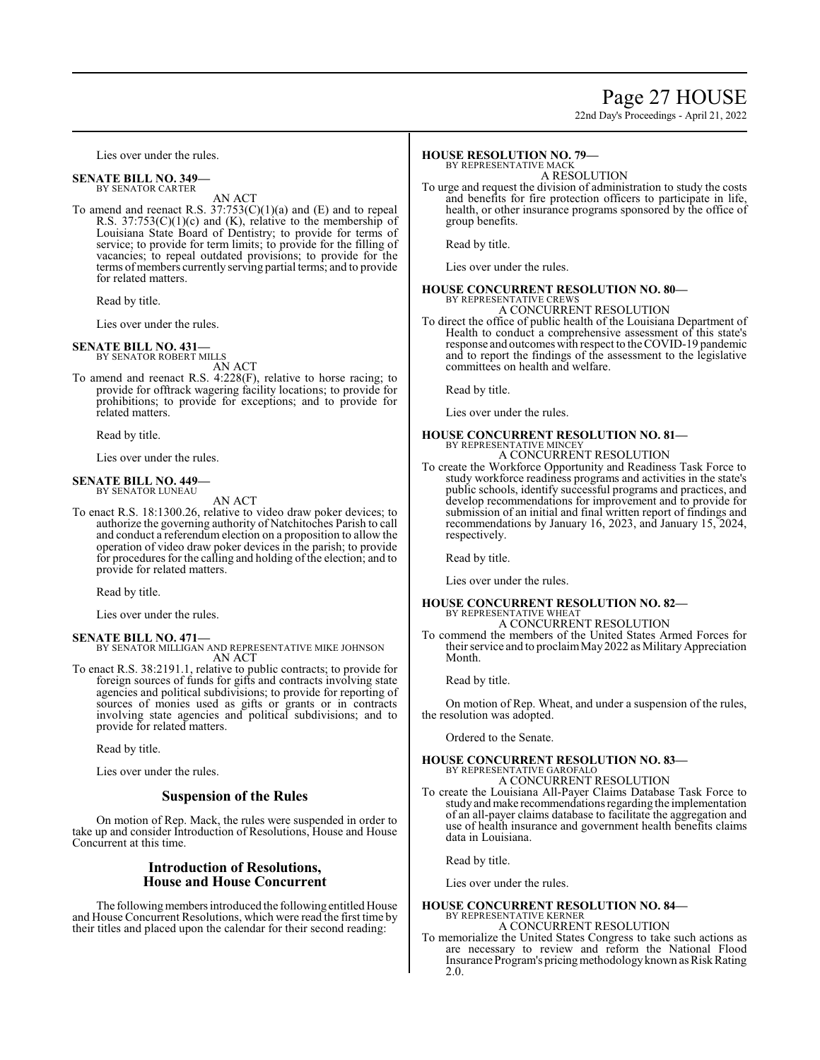Lies over under the rules.

**SENATE BILL NO. 349—**
BY SENATOR CARTER

AN ACT

To amend and reenact R.S. 37:753(C)(1)(a) and (E) and to repeal R.S. 37:753(C)(1)(c) and (K), relative to the membership of Louisiana State Board of Dentistry; to provide for terms of service; to provide for term limits; to provide for the filling of vacancies; to repeal outdated provisions; to provide for the terms of members currently serving partial terms; and to provide for related matters.

Read by title.

Lies over under the rules.

**SENATE BILL NO. 431—**
BY SENATOR ROBERT MILLS

AN ACT

To amend and reenact R.S. 4:228(F), relative to horse racing; to provide for offtrack wagering facility locations; to provide for prohibitions; to provide for exceptions; and to provide for related matters.

Read by title.

Lies over under the rules.

**SENATE BILL NO. 449—**
BY SENATOR LUNEAU

AN ACT

To enact R.S. 18:1300.26, relative to video draw poker devices; to authorize the governing authority of Natchitoches Parish to call and conduct a referendum election on a proposition to allow the operation of video draw poker devices in the parish; to provide for procedures for the calling and holding of the election; and to provide for related matters.

Read by title.

Lies over under the rules.

**SENATE BILL NO. 471—**
BY SENATOR MILLIGAN AND REPRESENTATIVE MIKE JOHNSON

AN ACT

To enact R.S. 38:2191.1, relative to public contracts; to provide for foreign sources of funds for gifts and contracts involving state agencies and political subdivisions; to provide for reporting of sources of monies used as gifts or grants or in contracts involving state agencies and political subdivisions; and to provide for related matters.

Read by title.

Lies over under the rules.

## Suspension of the Rules

On motion of Rep. Mack, the rules were suspended in order to take up and consider Introduction of Resolutions, House and House Concurrent at this time.

## Introduction of Resolutions, House and House Concurrent

The following members introduced the following entitled House and House Concurrent Resolutions, which were read the first time by their titles and placed upon the calendar for their second reading:

**HOUSE RESOLUTION NO. 79—**
BY REPRESENTATIVE MACK

A RESOLUTION

To urge and request the division of administration to study the costs and benefits for fire protection officers to participate in life, health, or other insurance programs sponsored by the office of group benefits.

Read by title.

Lies over under the rules.

**HOUSE CONCURRENT RESOLUTION NO. 80—**
BY REPRESENTATIVE CREWS

A CONCURRENT RESOLUTION

To direct the office of public health of the Louisiana Department of Health to conduct a comprehensive assessment of this state's response and outcomes with respect to the COVID-19 pandemic and to report the findings of the assessment to the legislative committees on health and welfare.

Read by title.

Lies over under the rules.

**HOUSE CONCURRENT RESOLUTION NO. 81—**
BY REPRESENTATIVE MINCEY

A CONCURRENT RESOLUTION

To create the Workforce Opportunity and Readiness Task Force to study workforce readiness programs and activities in the state's public schools, identify successful programs and practices, and develop recommendations for improvement and to provide for submission of an initial and final written report of findings and recommendations by January 16, 2023, and January 15, 2024, respectively.

Read by title.

Lies over under the rules.

**HOUSE CONCURRENT RESOLUTION NO. 82—**
BY REPRESENTATIVE WHEAT

A CONCURRENT RESOLUTION

To commend the members of the United States Armed Forces for their service and to proclaim May 2022 as Military Appreciation Month.

Read by title.

On motion of Rep. Wheat, and under a suspension of the rules, the resolution was adopted.

Ordered to the Senate.

**HOUSE CONCURRENT RESOLUTION NO. 83—**
BY REPRESENTATIVE GAROFALO

A CONCURRENT RESOLUTION

To create the Louisiana All-Payer Claims Database Task Force to study and make recommendations regarding the implementation of an all-payer claims database to facilitate the aggregation and use of health insurance and government health benefits claims data in Louisiana.

Read by title.

Lies over under the rules.

**HOUSE CONCURRENT RESOLUTION NO. 84—**
BY REPRESENTATIVE KERNER

A CONCURRENT RESOLUTION

To memorialize the United States Congress to take such actions as are necessary to review and reform the National Flood Insurance Program's pricing methodology known as Risk Rating 2.0.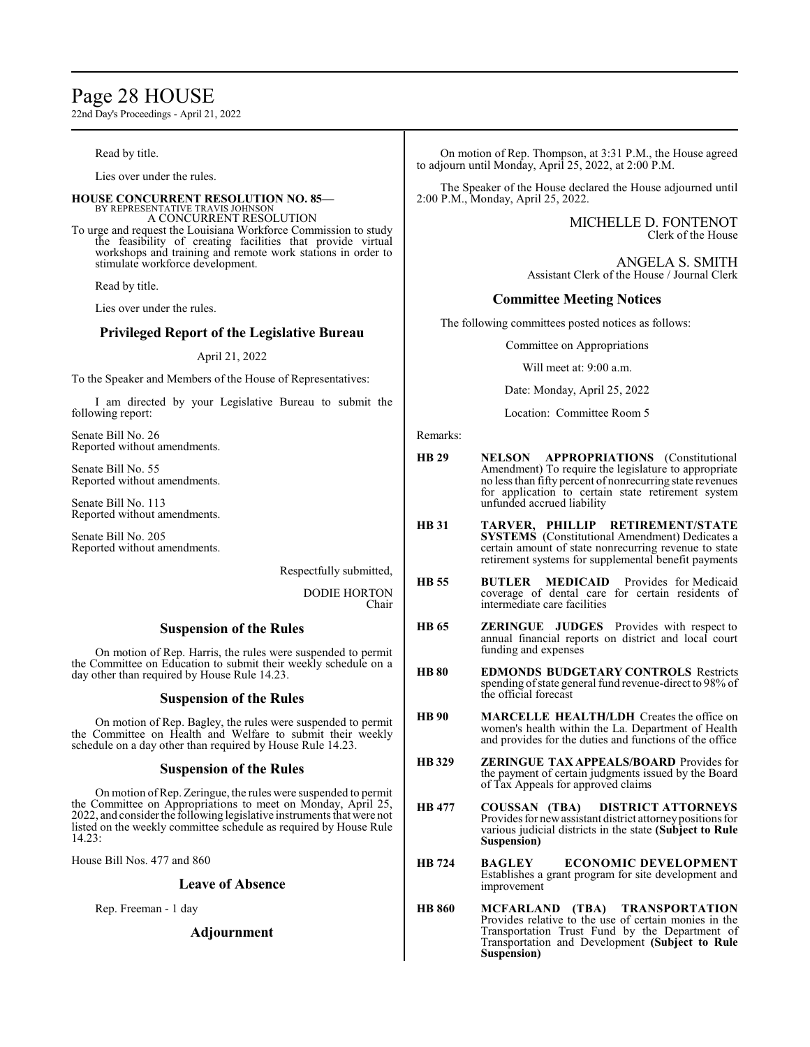Read by title.

Lies over under the rules.

**HOUSE CONCURRENT RESOLUTION NO. 85—**
BY REPRESENTATIVE TRAVIS JOHNSON
A CONCURRENT RESOLUTION

To urge and request the Louisiana Workforce Commission to study the feasibility of creating facilities that provide virtual workshops and training and remote work stations in order to stimulate workforce development.

Read by title.

Lies over under the rules.

## Privileged Report of the Legislative Bureau

April 21, 2022

To the Speaker and Members of the House of Representatives:

I am directed by your Legislative Bureau to submit the following report:

Senate Bill No. 26
Reported without amendments.

Senate Bill No. 55
Reported without amendments.

Senate Bill No. 113
Reported without amendments.

Senate Bill No. 205
Reported without amendments.

Respectfully submitted,

DODIE HORTON
Chair

## Suspension of the Rules

On motion of Rep. Harris, the rules were suspended to permit the Committee on Education to submit their weekly schedule on a day other than required by House Rule 14.23.

## Suspension of the Rules

On motion of Rep. Bagley, the rules were suspended to permit the Committee on Health and Welfare to submit their weekly schedule on a day other than required by House Rule 14.23.

## Suspension of the Rules

On motion of Rep. Zeringue, the rules were suspended to permit the Committee on Appropriations to meet on Monday, April 25, 2022, and consider the following legislative instruments that were not listed on the weekly committee schedule as required by House Rule 14.23:

House Bill Nos. 477 and 860

## Leave of Absence

Rep. Freeman - 1 day

## Adjournment

On motion of Rep. Thompson, at 3:31 P.M., the House agreed to adjourn until Monday, April 25, 2022, at 2:00 P.M.

The Speaker of the House declared the House adjourned until 2:00 P.M., Monday, April 25, 2022.

MICHELLE D. FONTENOT
Clerk of the House

ANGELA S. SMITH
Assistant Clerk of the House / Journal Clerk

## Committee Meeting Notices

The following committees posted notices as follows:

Committee on Appropriations

Will meet at: 9:00 a.m.

Date: Monday, April 25, 2022

Location: Committee Room 5

Remarks:

**HB 29** **NELSON APPROPRIATIONS** (Constitutional Amendment) To require the legislature to appropriate no less than fifty percent of nonrecurring state revenues for application to certain state retirement system unfunded accrued liability

**HB 31** **TARVER, PHILLIP RETIREMENT/STATE SYSTEMS** (Constitutional Amendment) Dedicates a certain amount of state nonrecurring revenue to state retirement systems for supplemental benefit payments

**HB 55** **BUTLER MEDICAID** Provides for Medicaid coverage of dental care for certain residents of intermediate care facilities

**HB 65** **ZERINGUE JUDGES** Provides with respect to annual financial reports on district and local court funding and expenses

**HB 80** **EDMONDS BUDGETARY CONTROLS** Restricts spending of state general fund revenue-direct to 98% of the official forecast

**HB 90** **MARCELLE HEALTH/LDH** Creates the office on women's health within the La. Department of Health and provides for the duties and functions of the office

**HB 329** **ZERINGUE TAX APPEALS/BOARD** Provides for the payment of certain judgments issued by the Board of Tax Appeals for approved claims

**HB 477** **COUSSAN (TBA) DISTRICT ATTORNEYS** Provides for new assistant district attorney positions for various judicial districts in the state **(Subject to Rule Suspension)**

**HB 724** **BAGLEY ECONOMIC DEVELOPMENT** Establishes a grant program for site development and improvement

**HB 860** **MCFARLAND (TBA) TRANSPORTATION** Provides relative to the use of certain monies in the Transportation Trust Fund by the Department of Transportation and Development **(Subject to Rule Suspension)**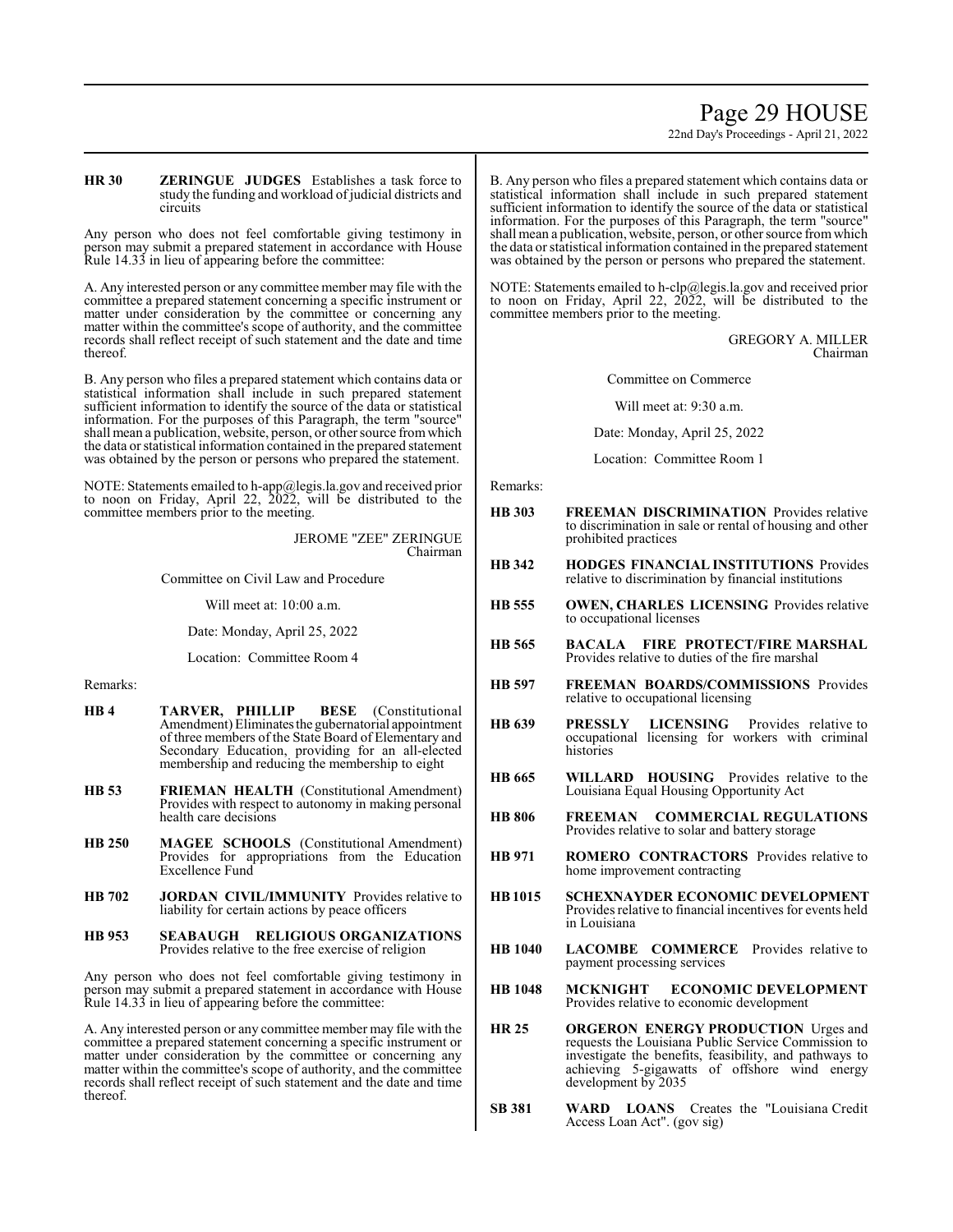**HR 30** **ZERINGUE JUDGES** Establishes a task force to study the funding and workload of judicial districts and circuits

Any person who does not feel comfortable giving testimony in person may submit a prepared statement in accordance with House Rule 14.33 in lieu of appearing before the committee:

A. Any interested person or any committee member may file with the committee a prepared statement concerning a specific instrument or matter under consideration by the committee or concerning any matter within the committee's scope of authority, and the committee records shall reflect receipt of such statement and the date and time thereof.

B. Any person who files a prepared statement which contains data or statistical information shall include in such prepared statement sufficient information to identify the source of the data or statistical information. For the purposes of this Paragraph, the term "source" shall mean a publication, website, person, or other source from which the data or statistical information contained in the prepared statement was obtained by the person or persons who prepared the statement.

NOTE: Statements emailed to h-app@legis.la.gov and received prior to noon on Friday, April 22, 2022, will be distributed to the committee members prior to the meeting.

JEROME "ZEE" ZERINGUE
Chairman

Committee on Civil Law and Procedure

Will meet at: 10:00 a.m.

Date: Monday, April 25, 2022

Location: Committee Room 4

Remarks:

**HB 4** **TARVER, PHILLIP BESE** (Constitutional Amendment) Eliminates the gubernatorial appointment of three members of the State Board of Elementary and Secondary Education, providing for an all-elected membership and reducing the membership to eight

**HB 53** **FRIEMAN HEALTH** (Constitutional Amendment) Provides with respect to autonomy in making personal health care decisions

**HB 250** **MAGEE SCHOOLS** (Constitutional Amendment) Provides for appropriations from the Education Excellence Fund

**HB 702** **JORDAN CIVIL/IMMUNITY** Provides relative to liability for certain actions by peace officers

**HB 953** **SEABAUGH RELIGIOUS ORGANIZATIONS** Provides relative to the free exercise of religion

Any person who does not feel comfortable giving testimony in person may submit a prepared statement in accordance with House Rule 14.33 in lieu of appearing before the committee:

A. Any interested person or any committee member may file with the committee a prepared statement concerning a specific instrument or matter under consideration by the committee or concerning any matter within the committee's scope of authority, and the committee records shall reflect receipt of such statement and the date and time thereof.

B. Any person who files a prepared statement which contains data or statistical information shall include in such prepared statement sufficient information to identify the source of the data or statistical information. For the purposes of this Paragraph, the term "source" shall mean a publication, website, person, or other source from which the data or statistical information contained in the prepared statement was obtained by the person or persons who prepared the statement.

NOTE: Statements emailed to h-clp@legis.la.gov and received prior to noon on Friday, April 22, 2022, will be distributed to the committee members prior to the meeting.

GREGORY A. MILLER
Chairman

Committee on Commerce

Will meet at: 9:30 a.m.

Date: Monday, April 25, 2022

Location: Committee Room 1

Remarks:

**HB 303** **FREEMAN DISCRIMINATION** Provides relative to discrimination in sale or rental of housing and other prohibited practices

**HB 342** **HODGES FINANCIAL INSTITUTIONS** Provides relative to discrimination by financial institutions

**HB 555** **OWEN, CHARLES LICENSING** Provides relative to occupational licenses

**HB 565** **BACALA FIRE PROTECT/FIRE MARSHAL** Provides relative to duties of the fire marshal

**HB 597** **FREEMAN BOARDS/COMMISSIONS** Provides relative to occupational licensing

**HB 639** **PRESSLY LICENSING** Provides relative to occupational licensing for workers with criminal histories

**HB 665** **WILLARD HOUSING** Provides relative to the Louisiana Equal Housing Opportunity Act

**HB 806** **FREEMAN COMMERCIAL REGULATIONS** Provides relative to solar and battery storage

**HB 971** **ROMERO CONTRACTORS** Provides relative to home improvement contracting

**HB 1015** **SCHEXNAYDER ECONOMIC DEVELOPMENT** Provides relative to financial incentives for events held in Louisiana

**HB 1040** **LACOMBE COMMERCE** Provides relative to payment processing services

**HB 1048** **MCKNIGHT ECONOMIC DEVELOPMENT** Provides relative to economic development

**HR 25** **ORGERON ENERGY PRODUCTION** Urges and requests the Louisiana Public Service Commission to investigate the benefits, feasibility, and pathways to achieving 5-gigawatts of offshore wind energy development by 2035

**SB 381** **WARD LOANS** Creates the "Louisiana Credit Access Loan Act". (gov sig)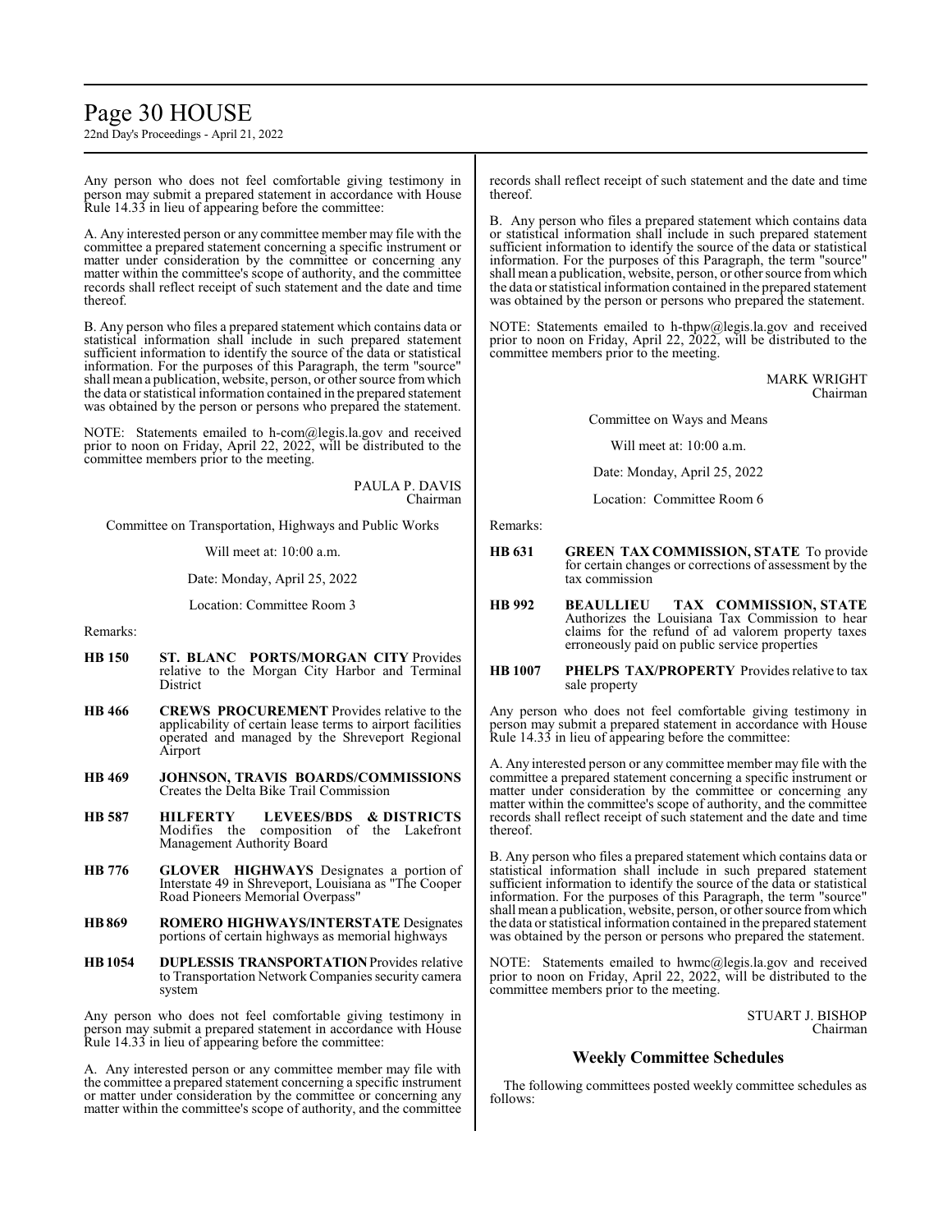Any person who does not feel comfortable giving testimony in person may submit a prepared statement in accordance with House Rule 14.33 in lieu of appearing before the committee:

A. Any interested person or any committee member may file with the committee a prepared statement concerning a specific instrument or matter under consideration by the committee or concerning any matter within the committee's scope of authority, and the committee records shall reflect receipt of such statement and the date and time thereof.

B. Any person who files a prepared statement which contains data or statistical information shall include in such prepared statement sufficient information to identify the source of the data or statistical information. For the purposes of this Paragraph, the term "source" shall mean a publication, website, person, or other source from which the data or statistical information contained in the prepared statement was obtained by the person or persons who prepared the statement.

NOTE: Statements emailed to h-com@legis.la.gov and received prior to noon on Friday, April 22, 2022, will be distributed to the committee members prior to the meeting.

PAULA P. DAVIS
Chairman

Committee on Transportation, Highways and Public Works

Will meet at: 10:00 a.m.

Date: Monday, April 25, 2022

Location: Committee Room 3

Remarks:

**HB 150** **ST. BLANC PORTS/MORGAN CITY** Provides relative to the Morgan City Harbor and Terminal District

**HB 466** **CREWS PROCUREMENT** Provides relative to the applicability of certain lease terms to airport facilities operated and managed by the Shreveport Regional Airport

**HB 469** **JOHNSON, TRAVIS BOARDS/COMMISSIONS** Creates the Delta Bike Trail Commission

**HB 587** **HILFERTY LEVEES/BDS & DISTRICTS** Modifies the composition of the Lakefront Management Authority Board

**HB 776** **GLOVER HIGHWAYS** Designates a portion of Interstate 49 in Shreveport, Louisiana as "The Cooper Road Pioneers Memorial Overpass"

**HB 869** **ROMERO HIGHWAYS/INTERSTATE** Designates portions of certain highways as memorial highways

**HB 1054** **DUPLESSIS TRANSPORTATION** Provides relative to Transportation Network Companies security camera system

Any person who does not feel comfortable giving testimony in person may submit a prepared statement in accordance with House Rule 14.33 in lieu of appearing before the committee:

A. Any interested person or any committee member may file with the committee a prepared statement concerning a specific instrument or matter under consideration by the committee or concerning any matter within the committee's scope of authority, and the committee records shall reflect receipt of such statement and the date and time thereof.

B. Any person who files a prepared statement which contains data or statistical information shall include in such prepared statement sufficient information to identify the source of the data or statistical information. For the purposes of this Paragraph, the term "source" shall mean a publication, website, person, or other source from which the data or statistical information contained in the prepared statement was obtained by the person or persons who prepared the statement.

NOTE: Statements emailed to h-thpw@legis.la.gov and received prior to noon on Friday, April 22, 2022, will be distributed to the committee members prior to the meeting.

MARK WRIGHT
Chairman

Committee on Ways and Means

Will meet at: 10:00 a.m.

Date: Monday, April 25, 2022

Location: Committee Room 6

Remarks:

**HB 631** **GREEN TAX COMMISSION, STATE** To provide for certain changes or corrections of assessment by the tax commission

**HB 992** **BEAULLIEU TAX COMMISSION, STATE** Authorizes the Louisiana Tax Commission to hear claims for the refund of ad valorem property taxes erroneously paid on public service properties

**HB 1007** **PHELPS TAX/PROPERTY** Provides relative to tax sale property

Any person who does not feel comfortable giving testimony in person may submit a prepared statement in accordance with House Rule 14.33 in lieu of appearing before the committee:

A. Any interested person or any committee member may file with the committee a prepared statement concerning a specific instrument or matter under consideration by the committee or concerning any matter within the committee's scope of authority, and the committee records shall reflect receipt of such statement and the date and time thereof.

B. Any person who files a prepared statement which contains data or statistical information shall include in such prepared statement sufficient information to identify the source of the data or statistical information. For the purposes of this Paragraph, the term "source" shall mean a publication, website, person, or other source from which the data or statistical information contained in the prepared statement was obtained by the person or persons who prepared the statement.

NOTE: Statements emailed to hwmc@legis.la.gov and received prior to noon on Friday, April 22, 2022, will be distributed to the committee members prior to the meeting.

STUART J. BISHOP
Chairman

## Weekly Committee Schedules

The following committees posted weekly committee schedules as follows: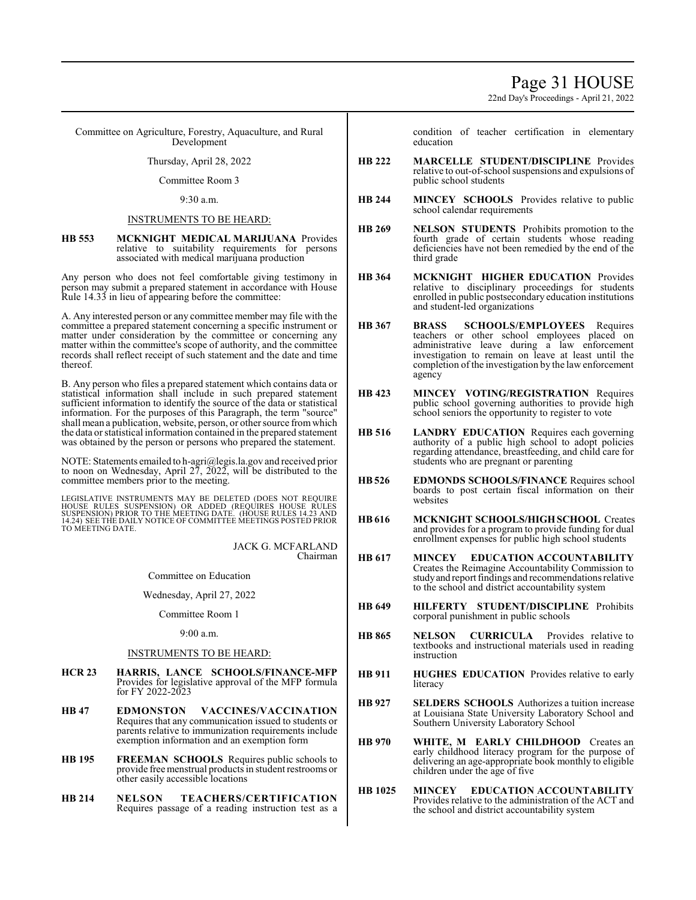Committee on Agriculture, Forestry, Aquaculture, and Rural Development

Thursday, April 28, 2022

Committee Room 3

9:30 a.m.

INSTRUMENTS TO BE HEARD:

**HB 553** **MCKNIGHT MEDICAL MARIJUANA** Provides relative to suitability requirements for persons associated with medical marijuana production

Any person who does not feel comfortable giving testimony in person may submit a prepared statement in accordance with House Rule 14.33 in lieu of appearing before the committee:

A. Any interested person or any committee member may file with the committee a prepared statement concerning a specific instrument or matter under consideration by the committee or concerning any matter within the committee's scope of authority, and the committee records shall reflect receipt of such statement and the date and time thereof.

B. Any person who files a prepared statement which contains data or statistical information shall include in such prepared statement sufficient information to identify the source of the data or statistical information. For the purposes of this Paragraph, the term "source" shall mean a publication, website, person, or other source from which the data or statistical information contained in the prepared statement was obtained by the person or persons who prepared the statement.

NOTE: Statements emailed to h-agri@legis.la.gov and received prior to noon on Wednesday, April 27, 2022, will be distributed to the committee members prior to the meeting.

LEGISLATIVE INSTRUMENTS MAY BE DELETED (DOES NOT REQUIRE HOUSE RULES SUSPENSION) OR ADDED (REQUIRES HOUSE RULES SUSPENSION) PRIOR TO THE MEETING DATE. (HOUSE RULES 14.23 AND 14.24) SEE THE DAILY NOTICE OF COMMITTEE MEETINGS POSTED PRIOR TO MEETING DATE.

JACK G. MCFARLAND
Chairman

Committee on Education

Wednesday, April 27, 2022

Committee Room 1

9:00 a.m.

INSTRUMENTS TO BE HEARD:

**HCR 23** **HARRIS, LANCE SCHOOLS/FINANCE-MFP** Provides for legislative approval of the MFP formula for FY 2022-2023

**HB 47** **EDMONSTON VACCINES/VACCINATION** Requires that any communication issued to students or parents relative to immunization requirements include exemption information and an exemption form

**HB 195** **FREEMAN SCHOOLS** Requires public schools to provide free menstrual products in student restrooms or other easily accessible locations

**HB 214** **NELSON TEACHERS/CERTIFICATION** Requires passage of a reading instruction test as a condition of teacher certification in elementary education

**HB 222** **MARCELLE STUDENT/DISCIPLINE** Provides relative to out-of-school suspensions and expulsions of public school students

**HB 244** **MINCEY SCHOOLS** Provides relative to public school calendar requirements

**HB 269** **NELSON STUDENTS** Prohibits promotion to the fourth grade of certain students whose reading deficiencies have not been remedied by the end of the third grade

**HB 364** **MCKNIGHT HIGHER EDUCATION** Provides relative to disciplinary proceedings for students enrolled in public postsecondary education institutions and student-led organizations

**HB 367** **BRASS SCHOOLS/EMPLOYEES** Requires teachers or other school employees placed on administrative leave during a law enforcement investigation to remain on leave at least until the completion of the investigation by the law enforcement agency

**HB 423** **MINCEY VOTING/REGISTRATION** Requires public school governing authorities to provide high school seniors the opportunity to register to vote

**HB 516** **LANDRY EDUCATION** Requires each governing authority of a public high school to adopt policies regarding attendance, breastfeeding, and child care for students who are pregnant or parenting

**HB 526** **EDMONDS SCHOOLS/FINANCE** Requires school boards to post certain fiscal information on their websites

**HB 616** **MCKNIGHT SCHOOLS/HIGH SCHOOL** Creates and provides for a program to provide funding for dual enrollment expenses for public high school students

**HB 617** **MINCEY EDUCATION ACCOUNTABILITY** Creates the Reimagine Accountability Commission to study and report findings and recommendations relative to the school and district accountability system

**HB 649** **HILFERTY STUDENT/DISCIPLINE** Prohibits corporal punishment in public schools

**HB 865** **NELSON CURRICULA** Provides relative to textbooks and instructional materials used in reading instruction

**HB 911** **HUGHES EDUCATION** Provides relative to early literacy

**HB 927** **SELDERS SCHOOLS** Authorizes a tuition increase at Louisiana State University Laboratory School and Southern University Laboratory School

**HB 970** **WHITE, M EARLY CHILDHOOD** Creates an early childhood literacy program for the purpose of delivering an age-appropriate book monthly to eligible children under the age of five

**HB 1025** **MINCEY EDUCATION ACCOUNTABILITY** Provides relative to the administration of the ACT and the school and district accountability system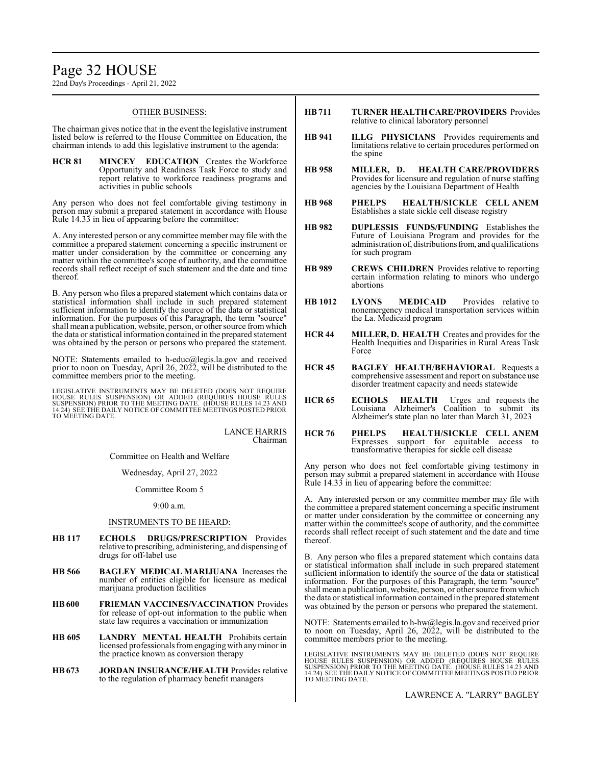OTHER BUSINESS:

The chairman gives notice that in the event the legislative instrument listed below is referred to the House Committee on Education, the chairman intends to add this legislative instrument to the agenda:

**HCR 81** **MINCEY EDUCATION** Creates the Workforce Opportunity and Readiness Task Force to study and report relative to workforce readiness programs and activities in public schools

Any person who does not feel comfortable giving testimony in person may submit a prepared statement in accordance with House Rule 14.33 in lieu of appearing before the committee:

A. Any interested person or any committee member may file with the committee a prepared statement concerning a specific instrument or matter under consideration by the committee or concerning any matter within the committee's scope of authority, and the committee records shall reflect receipt of such statement and the date and time thereof.

B. Any person who files a prepared statement which contains data or statistical information shall include in such prepared statement sufficient information to identify the source of the data or statistical information. For the purposes of this Paragraph, the term "source" shall mean a publication, website, person, or other source from which the data or statistical information contained in the prepared statement was obtained by the person or persons who prepared the statement.

NOTE: Statements emailed to h-educ@legis.la.gov and received prior to noon on Tuesday, April 26, 2022, will be distributed to the committee members prior to the meeting.

LEGISLATIVE INSTRUMENTS MAY BE DELETED (DOES NOT REQUIRE HOUSE RULES SUSPENSION) OR ADDED (REQUIRES HOUSE RULES SUSPENSION) PRIOR TO THE MEETING DATE. (HOUSE RULES 14.23 AND 14.24) SEE THE DAILY NOTICE OF COMMITTEE MEETINGS POSTED PRIOR TO MEETING DATE.

LANCE HARRIS
Chairman

Committee on Health and Welfare

Wednesday, April 27, 2022

Committee Room 5

9:00 a.m.

INSTRUMENTS TO BE HEARD:

**HB 117** **ECHOLS DRUGS/PRESCRIPTION** Provides relative to prescribing, administering, and dispensing of drugs for off-label use

**HB 566** **BAGLEY MEDICAL MARIJUANA** Increases the number of entities eligible for licensure as medical marijuana production facilities

**HB 600** **FRIEMAN VACCINES/VACCINATION** Provides for release of opt-out information to the public when state law requires a vaccination or immunization

**HB 605** **LANDRY MENTAL HEALTH** Prohibits certain licensed professionals from engaging with any minor in the practice known as conversion therapy

**HB 673** **JORDAN INSURANCE/HEALTH** Provides relative to the regulation of pharmacy benefit managers

**HB 711** **TURNER HEALTH CARE/PROVIDERS** Provides relative to clinical laboratory personnel

**HB 941** **ILLG PHYSICIANS** Provides requirements and limitations relative to certain procedures performed on the spine

**HB 958** **MILLER, D. HEALTH CARE/PROVIDERS** Provides for licensure and regulation of nurse staffing agencies by the Louisiana Department of Health

**HB 968** **PHELPS HEALTH/SICKLE CELL ANEM** Establishes a state sickle cell disease registry

**HB 982** **DUPLESSIS FUNDS/FUNDING** Establishes the Future of Louisiana Program and provides for the administration of, distributions from, and qualifications for such program

**HB 989** **CREWS CHILDREN** Provides relative to reporting certain information relating to minors who undergo abortions

**HB 1012** **LYONS MEDICAID** Provides relative to nonemergency medical transportation services within the La. Medicaid program

**HCR 44** **MILLER, D. HEALTH** Creates and provides for the Health Inequities and Disparities in Rural Areas Task Force

**HCR 45** **BAGLEY HEALTH/BEHAVIORAL** Requests a comprehensive assessment and report on substance use disorder treatment capacity and needs statewide

**HCR 65** **ECHOLS HEALTH** Urges and requests the Louisiana Alzheimer's Coalition to submit its Alzheimer's state plan no later than March 31, 2023

**HCR 76** **PHELPS HEALTH/SICKLE CELL ANEM** Expresses support for equitable access to transformative therapies for sickle cell disease

Any person who does not feel comfortable giving testimony in person may submit a prepared statement in accordance with House Rule 14.33 in lieu of appearing before the committee:

A. Any interested person or any committee member may file with the committee a prepared statement concerning a specific instrument or matter under consideration by the committee or concerning any matter within the committee's scope of authority, and the committee records shall reflect receipt of such statement and the date and time thereof.

B. Any person who files a prepared statement which contains data or statistical information shall include in such prepared statement sufficient information to identify the source of the data or statistical information. For the purposes of this Paragraph, the term "source" shall mean a publication, website, person, or other source from which the data or statistical information contained in the prepared statement was obtained by the person or persons who prepared the statement.

NOTE: Statements emailed to h-hw@legis.la.gov and received prior to noon on Tuesday, April 26, 2022, will be distributed to the committee members prior to the meeting.

LEGISLATIVE INSTRUMENTS MAY BE DELETED (DOES NOT REQUIRE HOUSE RULES SUSPENSION) OR ADDED (REQUIRES HOUSE RULES SUSPENSION) PRIOR TO THE MEETING DATE. (HOUSE RULES 14.23 AND 14.24) SEE THE DAILY NOTICE OF COMMITTEE MEETINGS POSTED PRIOR TO MEETING DATE.

LAWRENCE A. "LARRY" BAGLEY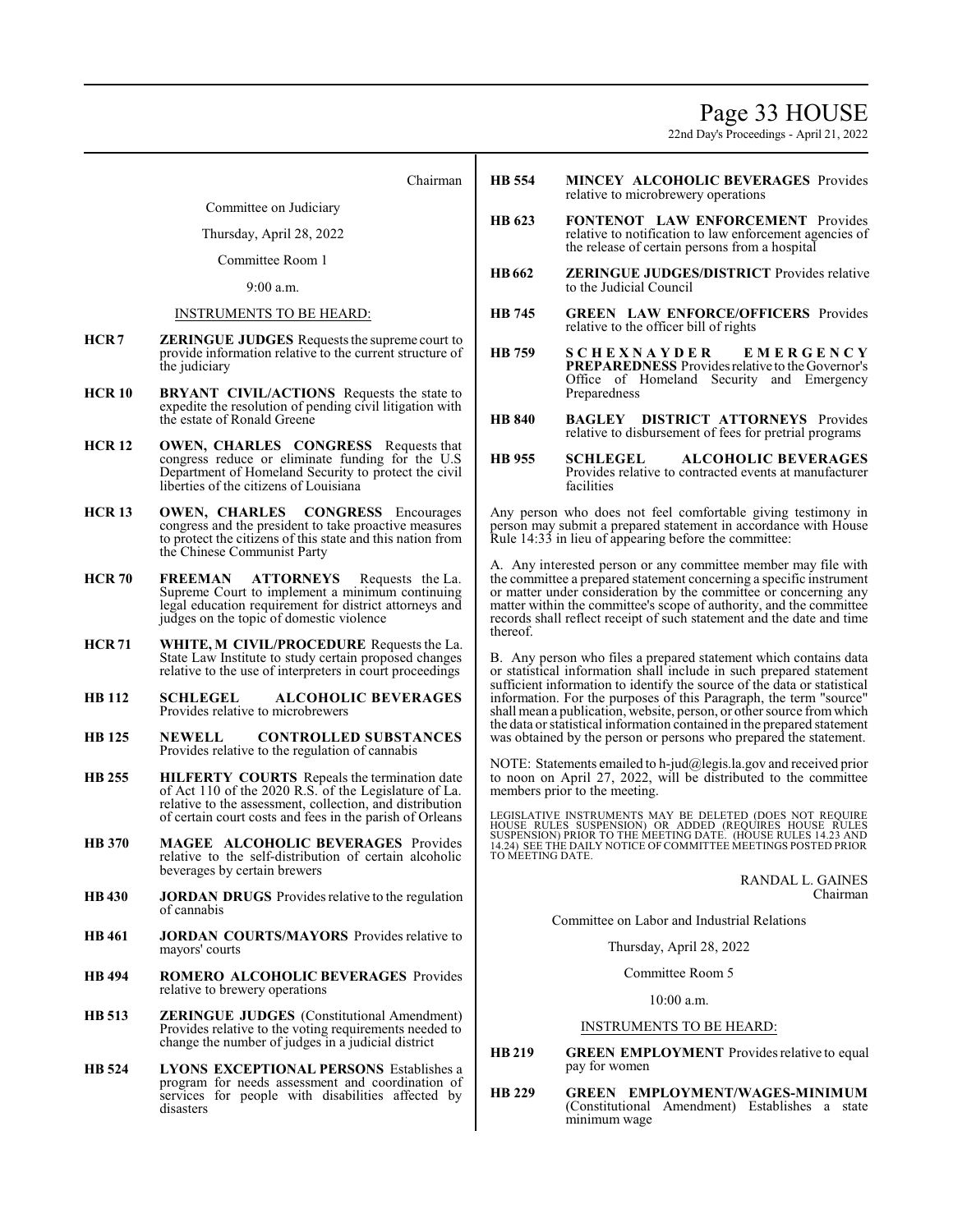Chairman

Committee on Judiciary

Thursday, April 28, 2022

Committee Room 1

9:00 a.m.

INSTRUMENTS TO BE HEARD:

**HCR 7** **ZERINGUE JUDGES** Requests the supreme court to provide information relative to the current structure of the judiciary

**HCR 10** **BRYANT CIVIL/ACTIONS** Requests the state to expedite the resolution of pending civil litigation with the estate of Ronald Greene

**HCR 12** **OWEN, CHARLES CONGRESS** Requests that congress reduce or eliminate funding for the U.S Department of Homeland Security to protect the civil liberties of the citizens of Louisiana

**HCR 13** **OWEN, CHARLES CONGRESS** Encourages congress and the president to take proactive measures to protect the citizens of this state and this nation from the Chinese Communist Party

**HCR 70** **FREEMAN ATTORNEYS** Requests the La. Supreme Court to implement a minimum continuing legal education requirement for district attorneys and judges on the topic of domestic violence

**HCR 71** **WHITE, M CIVIL/PROCEDURE** Requests the La. State Law Institute to study certain proposed changes relative to the use of interpreters in court proceedings

**HB 112** **SCHLEGEL ALCOHOLIC BEVERAGES** Provides relative to microbrewers

**HB 125** **NEWELL CONTROLLED SUBSTANCES** Provides relative to the regulation of cannabis

**HB 255** **HILFERTY COURTS** Repeals the termination date of Act 110 of the 2020 R.S. of the Legislature of La. relative to the assessment, collection, and distribution of certain court costs and fees in the parish of Orleans

**HB 370** **MAGEE ALCOHOLIC BEVERAGES** Provides relative to the self-distribution of certain alcoholic beverages by certain brewers

**HB 430** **JORDAN DRUGS** Provides relative to the regulation of cannabis

**HB 461** **JORDAN COURTS/MAYORS** Provides relative to mayors' courts

**HB 494** **ROMERO ALCOHOLIC BEVERAGES** Provides relative to brewery operations

**HB 513** **ZERINGUE JUDGES** (Constitutional Amendment) Provides relative to the voting requirements needed to change the number of judges in a judicial district

**HB 524** **LYONS EXCEPTIONAL PERSONS** Establishes a program for needs assessment and coordination of services for people with disabilities affected by disasters

**HB 554** **MINCEY ALCOHOLIC BEVERAGES** Provides relative to microbrewery operations

**HB 623** **FONTENOT LAW ENFORCEMENT** Provides relative to notification to law enforcement agencies of the release of certain persons from a hospital

**HB 662** **ZERINGUE JUDGES/DISTRICT** Provides relative to the Judicial Council

**HB 745** **GREEN LAW ENFORCE/OFFICERS** Provides relative to the officer bill of rights

**HB 759** **SCHEXNAYDER EMERGENCY PREPAREDNESS** Provides relative to the Governor's Office of Homeland Security and Emergency Preparedness

**HB 840** **BAGLEY DISTRICT ATTORNEYS** Provides relative to disbursement of fees for pretrial programs

**HB 955** **SCHLEGEL ALCOHOLIC BEVERAGES** Provides relative to contracted events at manufacturer facilities

Any person who does not feel comfortable giving testimony in person may submit a prepared statement in accordance with House Rule 14:33 in lieu of appearing before the committee:

A. Any interested person or any committee member may file with the committee a prepared statement concerning a specific instrument or matter under consideration by the committee or concerning any matter within the committee's scope of authority, and the committee records shall reflect receipt of such statement and the date and time thereof.

B. Any person who files a prepared statement which contains data or statistical information shall include in such prepared statement sufficient information to identify the source of the data or statistical information. For the purposes of this Paragraph, the term "source" shall mean a publication, website, person, or other source from which the data or statistical information contained in the prepared statement was obtained by the person or persons who prepared the statement.

NOTE: Statements emailed to h-jud@legis.la.gov and received prior to noon on April 27, 2022, will be distributed to the committee members prior to the meeting.

LEGISLATIVE INSTRUMENTS MAY BE DELETED (DOES NOT REQUIRE HOUSE RULES SUSPENSION) OR ADDED (REQUIRES HOUSE RULES SUSPENSION) PRIOR TO THE MEETING DATE. (HOUSE RULES 14.23 AND 14.24) SEE THE DAILY NOTICE OF COMMITTEE MEETINGS POSTED PRIOR TO MEETING DATE.

RANDAL L. GAINES
Chairman

Committee on Labor and Industrial Relations

Thursday, April 28, 2022

Committee Room 5

10:00 a.m.

INSTRUMENTS TO BE HEARD:

**HB 219** **GREEN EMPLOYMENT** Provides relative to equal pay for women

**HB 229** **GREEN EMPLOYMENT/WAGES-MINIMUM** (Constitutional Amendment) Establishes a state minimum wage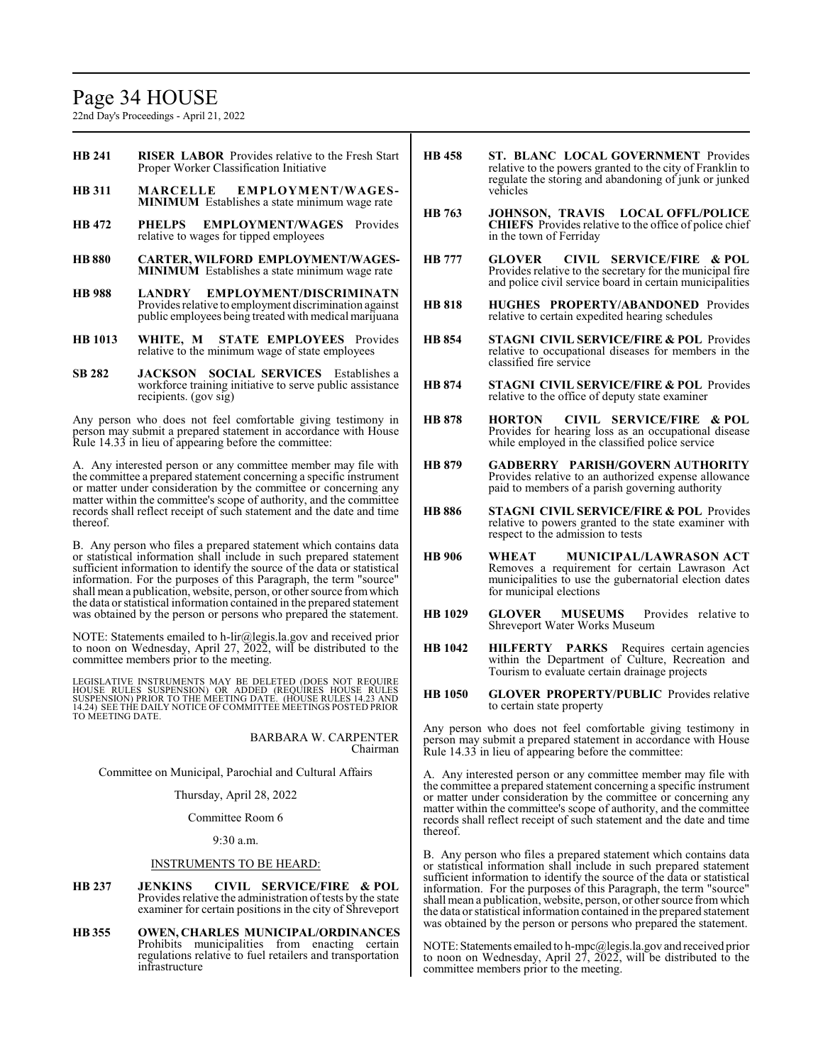**HB 241** **RISER LABOR** Provides relative to the Fresh Start Proper Worker Classification Initiative

**HB 311** **MARCELLE EMPLOYMENT/WAGES-MINIMUM** Establishes a state minimum wage rate

**HB 472** **PHELPS EMPLOYMENT/WAGES** Provides relative to wages for tipped employees

**HB 880** **CARTER, WILFORD EMPLOYMENT/WAGES-MINIMUM** Establishes a state minimum wage rate

**HB 988** **LANDRY EMPLOYMENT/DISCRIMINATN** Provides relative to employment discrimination against public employees being treated with medical marijuana

**HB 1013** **WHITE, M STATE EMPLOYEES** Provides relative to the minimum wage of state employees

**SB 282** **JACKSON SOCIAL SERVICES** Establishes a workforce training initiative to serve public assistance recipients. (gov sig)

Any person who does not feel comfortable giving testimony in person may submit a prepared statement in accordance with House Rule 14.33 in lieu of appearing before the committee:

A. Any interested person or any committee member may file with the committee a prepared statement concerning a specific instrument or matter under consideration by the committee or concerning any matter within the committee's scope of authority, and the committee records shall reflect receipt of such statement and the date and time thereof.

B. Any person who files a prepared statement which contains data or statistical information shall include in such prepared statement sufficient information to identify the source of the data or statistical information. For the purposes of this Paragraph, the term "source" shall mean a publication, website, person, or other source from which the data or statistical information contained in the prepared statement was obtained by the person or persons who prepared the statement.

NOTE: Statements emailed to h-lir@legis.la.gov and received prior to noon on Wednesday, April 27, 2022, will be distributed to the committee members prior to the meeting.

LEGISLATIVE INSTRUMENTS MAY BE DELETED (DOES NOT REQUIRE HOUSE RULES SUSPENSION) OR ADDED (REQUIRES HOUSE RULES SUSPENSION) PRIOR TO THE MEETING DATE. (HOUSE RULES 14.23 AND 14.24) SEE THE DAILY NOTICE OF COMMITTEE MEETINGS POSTED PRIOR TO MEETING DATE.

BARBARA W. CARPENTER
Chairman

Committee on Municipal, Parochial and Cultural Affairs

Thursday, April 28, 2022

Committee Room 6

9:30 a.m.

INSTRUMENTS TO BE HEARD:

**HB 237** **JENKINS CIVIL SERVICE/FIRE & POL** Provides relative the administration of tests by the state examiner for certain positions in the city of Shreveport

**HB 355** **OWEN, CHARLES MUNICIPAL/ORDINANCES** Prohibits municipalities from enacting certain regulations relative to fuel retailers and transportation infrastructure

**HB 458** **ST. BLANC LOCAL GOVERNMENT** Provides relative to the powers granted to the city of Franklin to regulate the storing and abandoning of junk or junked vehicles

**HB 763** **JOHNSON, TRAVIS LOCAL OFFL/POLICE CHIEFS** Provides relative to the office of police chief in the town of Ferriday

**HB 777** **GLOVER CIVIL SERVICE/FIRE & POL** Provides relative to the secretary for the municipal fire and police civil service board in certain municipalities

**HB 818** **HUGHES PROPERTY/ABANDONED** Provides relative to certain expedited hearing schedules

**HB 854** **STAGNI CIVIL SERVICE/FIRE & POL** Provides relative to occupational diseases for members in the classified fire service

**HB 874** **STAGNI CIVIL SERVICE/FIRE & POL** Provides relative to the office of deputy state examiner

**HB 878** **HORTON CIVIL SERVICE/FIRE & POL** Provides for hearing loss as an occupational disease while employed in the classified police service

**HB 879** **GADBERRY PARISH/GOVERN AUTHORITY** Provides relative to an authorized expense allowance paid to members of a parish governing authority

**HB 886** **STAGNI CIVIL SERVICE/FIRE & POL** Provides relative to powers granted to the state examiner with respect to the admission to tests

**HB 906** **WHEAT MUNICIPAL/LAWRASON ACT** Removes a requirement for certain Lawrason Act municipalities to use the gubernatorial election dates for municipal elections

**HB 1029** **GLOVER MUSEUMS** Provides relative to Shreveport Water Works Museum

**HB 1042** **HILFERTY PARKS** Requires certain agencies within the Department of Culture, Recreation and Tourism to evaluate certain drainage projects

**HB 1050** **GLOVER PROPERTY/PUBLIC** Provides relative to certain state property

Any person who does not feel comfortable giving testimony in person may submit a prepared statement in accordance with House Rule 14.33 in lieu of appearing before the committee:

A. Any interested person or any committee member may file with the committee a prepared statement concerning a specific instrument or matter under consideration by the committee or concerning any matter within the committee's scope of authority, and the committee records shall reflect receipt of such statement and the date and time thereof.

B. Any person who files a prepared statement which contains data or statistical information shall include in such prepared statement sufficient information to identify the source of the data or statistical information. For the purposes of this Paragraph, the term "source" shall mean a publication, website, person, or other source from which the data or statistical information contained in the prepared statement was obtained by the person or persons who prepared the statement.

NOTE: Statements emailed to h-mpc@legis.la.gov and received prior to noon on Wednesday, April 27, 2022, will be distributed to the committee members prior to the meeting.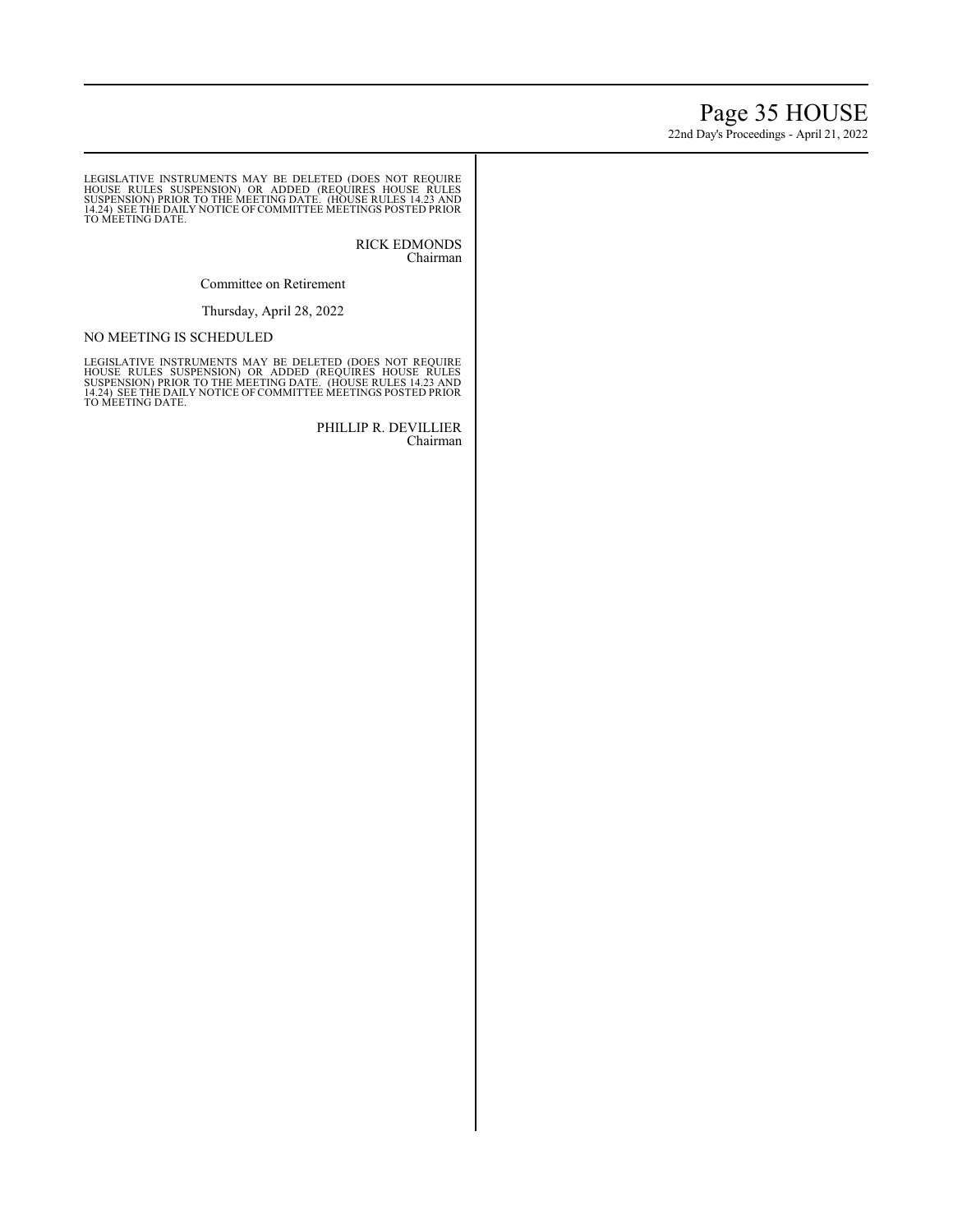LEGISLATIVE INSTRUMENTS MAY BE DELETED (DOES NOT REQUIRE HOUSE RULES SUSPENSION) OR ADDED (REQUIRES HOUSE RULES SUSPENSION) PRIOR TO THE MEETING DATE. (HOUSE RULES 14.23 AND 14.24) SEE THE DAILY NOTICE OF COMMITTEE MEETINGS POSTED PRIOR TO MEETING DATE.

RICK EDMONDS
Chairman

Committee on Retirement

Thursday, April 28, 2022

NO MEETING IS SCHEDULED

LEGISLATIVE INSTRUMENTS MAY BE DELETED (DOES NOT REQUIRE HOUSE RULES SUSPENSION) OR ADDED (REQUIRES HOUSE RULES SUSPENSION) PRIOR TO THE MEETING DATE. (HOUSE RULES 14.23 AND 14.24) SEE THE DAILY NOTICE OF COMMITTEE MEETINGS POSTED PRIOR TO MEETING DATE.

PHILLIP R. DEVILLIER
Chairman